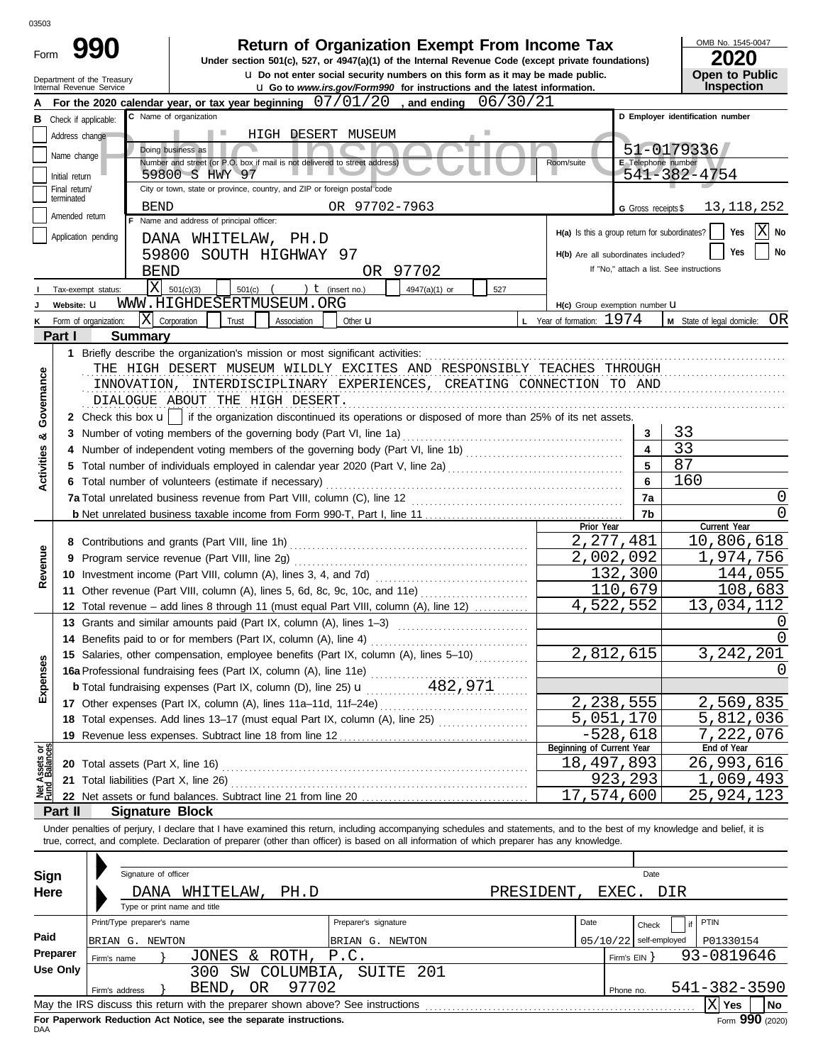# Form 990 — Return of Organization Exempt From Income Tax (2020)

Under section 501(c), 527, or 4947(a)(1) of the Internal Revenue Code (except private foundations)

u Do not enter social security numbers on this form as it may be made public.

u Go to *www.irs.gov/Form990* for instructions and the latest information.

Department of the Treasury
Internal Revenue Service

OMB No. 1545-0047 | **2020** | **Open to Public Inspection**

**A** For the 2020 calendar year, or tax year beginning 07/01/20 , and ending 06/30/21

**B** Check if applicable: Address change | Name change | Initial return | Final return/terminated | Amended return | Application pending

**C** Name of organization: HIGH DESERT MUSEUM

Doing business as

Number and street (or P.O. box if mail is not delivered to street address): 59800 S HWY 97 | Room/suite

City or town, state or province, country, and ZIP or foreign postal code: BEND OR 97702-7963

**D** Employer identification number: 51-0179336

**E** Telephone number: 541-382-4754

**G** Gross receipts $ 13,118,252

**F** Name and address of principal officer:
DANA WHITELAW, PH.D
59800 SOUTH HIGHWAY 97
BEND OR 97702

**H(a)** Is this a group return for subordinates? Yes [ ] No [X]

**H(b)** Are all subordinates included? Yes [ ] No [ ]
If "No," attach a list. See instructions

**H(c)** Group exemption number u

**I** Tax-exempt status: [X] 501(c)(3) [ ] 501(c) ( ) t (insert no.) [ ] 4947(a)(1) or [ ] 527

**J** Website: u WWW.HIGHDESERTMUSEUM.ORG

**K** Form of organization: [X] Corporation [ ] Trust [ ] Association [ ] Other u

**L** Year of formation: 1974

**M** State of legal domicile: OR

## Part I — Summary

**Activities & Governance**

1 Briefly describe the organization's mission or most significant activities:
THE HIGH DESERT MUSEUM WILDLY EXCITES AND RESPONSIBLY TEACHES THROUGH INNOVATION, INTERDISCIPLINARY EXPERIENCES, CREATING CONNECTION TO AND DIALOGUE ABOUT THE HIGH DESERT.

2 Check this box u [ ] if the organization discontinued its operations or disposed of more than 25% of its net assets.

| Line | Description | | Value |
|---|---|---|---|
| 3 | Number of voting members of the governing body (Part VI, line 1a) | 3 | 33 |
| 4 | Number of independent voting members of the governing body (Part VI, line 1b) | 4 | 33 |
| 5 | Total number of individuals employed in calendar year 2020 (Part V, line 2a) | 5 | 87 |
| 6 | Total number of volunteers (estimate if necessary) | 6 | 160 |
| 7a | Total unrelated business revenue from Part VIII, column (C), line 12 | 7a | 0 |
| b | Net unrelated business taxable income from Form 990-T, Part I, line 11 | 7b | 0 |

| Line | Description | Prior Year | Current Year |
|---|---|---|---|
| **Revenue** | | | |
| 8 | Contributions and grants (Part VIII, line 1h) | 2,277,481 | 10,806,618 |
| 9 | Program service revenue (Part VIII, line 2g) | 2,002,092 | 1,974,756 |
| 10 | Investment income (Part VIII, column (A), lines 3, 4, and 7d) | 132,300 | 144,055 |
| 11 | Other revenue (Part VIII, column (A), lines 5, 6d, 8c, 9c, 10c, and 11e) | 110,679 | 108,683 |
| 12 | Total revenue – add lines 8 through 11 (must equal Part VIII, column (A), line 12) | 4,522,552 | 13,034,112 |
| **Expenses** | | | |
| 13 | Grants and similar amounts paid (Part IX, column (A), lines 1–3) | | 0 |
| 14 | Benefits paid to or for members (Part IX, column (A), line 4) | | 0 |
| 15 | Salaries, other compensation, employee benefits (Part IX, column (A), lines 5–10) | 2,812,615 | 3,242,201 |
| 16a | Professional fundraising fees (Part IX, column (A), line 11e) | | 0 |
| b | Total fundraising expenses (Part IX, column (D), line 25) u 482,971 | | |
| 17 | Other expenses (Part IX, column (A), lines 11a–11d, 11f–24e) | 2,238,555 | 2,569,835 |
| 18 | Total expenses. Add lines 13–17 (must equal Part IX, column (A), line 25) | 5,051,170 | 5,812,036 |
| 19 | Revenue less expenses. Subtract line 18 from line 12 | -528,618 | 7,222,076 |

| Line | Net Assets or Fund Balances | Beginning of Current Year | End of Year |
|---|---|---|---|
| 20 | Total assets (Part X, line 16) | 18,497,893 | 26,993,616 |
| 21 | Total liabilities (Part X, line 26) | 923,293 | 1,069,493 |
| 22 | Net assets or fund balances. Subtract line 21 from line 20 | 17,574,600 | 25,924,123 |

## Part II — Signature Block

Under penalties of perjury, I declare that I have examined this return, including accompanying schedules and statements, and to the best of my knowledge and belief, it is true, correct, and complete. Declaration of preparer (other than officer) is based on all information of which preparer has any knowledge.

**Sign Here**

Signature of officer | Date

DANA WHITELAW, PH.D — PRESIDENT, EXEC. DIR

Type or print name and title

**Paid Preparer Use Only**

| Print/Type preparer's name | Preparer's signature | Date | Check if self-employed | PTIN |
|---|---|---|---|---|
| BRIAN G. NEWTON | BRIAN G. NEWTON | 05/10/22 | | P01330154 |

Firm's name } JONES & ROTH, P.C. — Firm's EIN } 93-0819646

Firm's address } 300 SW COLUMBIA, SUITE 201, BEND, OR 97702 — Phone no. 541-382-3590

May the IRS discuss this return with the preparer shown above? See instructions [X] Yes [ ] No

**For Paperwork Reduction Act Notice, see the separate instructions.** Form **990** (2020)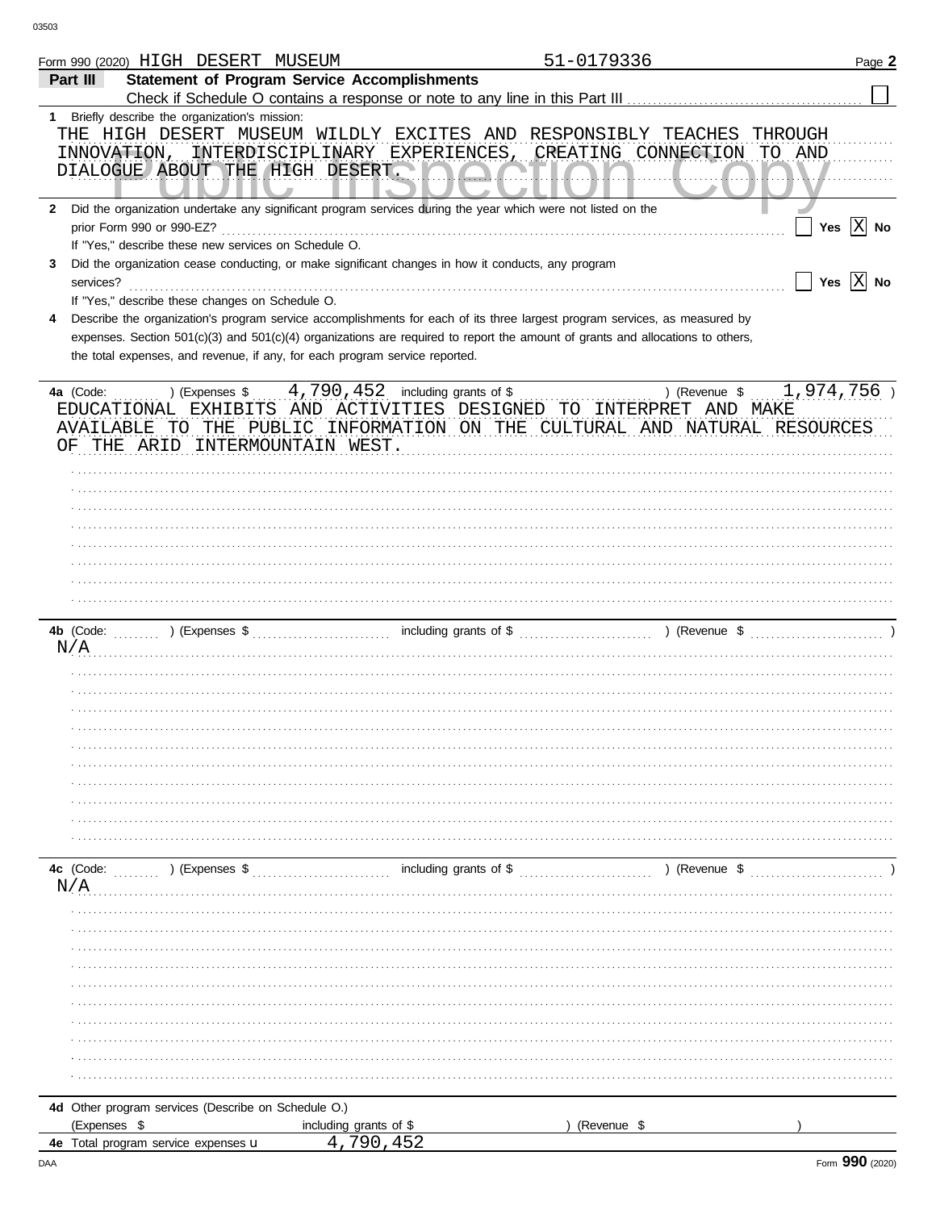Form 990 (2020) HIGH DESERT MUSEUM 51-0179336

## Part III Statement of Program Service Accomplishments

Check if Schedule O contains a response or note to any line in this Part III ☐

**1** Briefly describe the organization's mission:

THE HIGH DESERT MUSEUM WILDLY EXCITES AND RESPONSIBLY TEACHES THROUGH INNOVATION, INTERDISCIPLINARY EXPERIENCES, CREATING CONNECTION TO AND DIALOGUE ABOUT THE HIGH DESERT.

**2** Did the organization undertake any significant program services during the year which were not listed on the prior Form 990 or 990-EZ? ☐ Yes ☒ No

If "Yes," describe these new services on Schedule O.

**3** Did the organization cease conducting, or make significant changes in how it conducts, any program services? ☐ Yes ☒ No

If "Yes," describe these changes on Schedule O.

**4** Describe the organization's program service accomplishments for each of its three largest program services, as measured by expenses. Section 501(c)(3) and 501(c)(4) organizations are required to report the amount of grants and allocations to others, the total expenses, and revenue, if any, for each program service reported.

**4a** (Code: ) (Expenses $ 4,790,452 including grants of $ ) (Revenue $ 1,974,756 )

EDUCATIONAL EXHIBITS AND ACTIVITIES DESIGNED TO INTERPRET AND MAKE AVAILABLE TO THE PUBLIC INFORMATION ON THE CULTURAL AND NATURAL RESOURCES OF THE ARID INTERMOUNTAIN WEST.

**4b** (Code: ) (Expenses $ including grants of $ ) (Revenue $ )

N/A

**4c** (Code: ) (Expenses $ including grants of $ ) (Revenue $ )

N/A

**4d** Other program services (Describe on Schedule O.)

(Expenses $ including grants of $ ) (Revenue $ )

**4e** Total program service expenses ▶ 4,790,452

Form **990** (2020)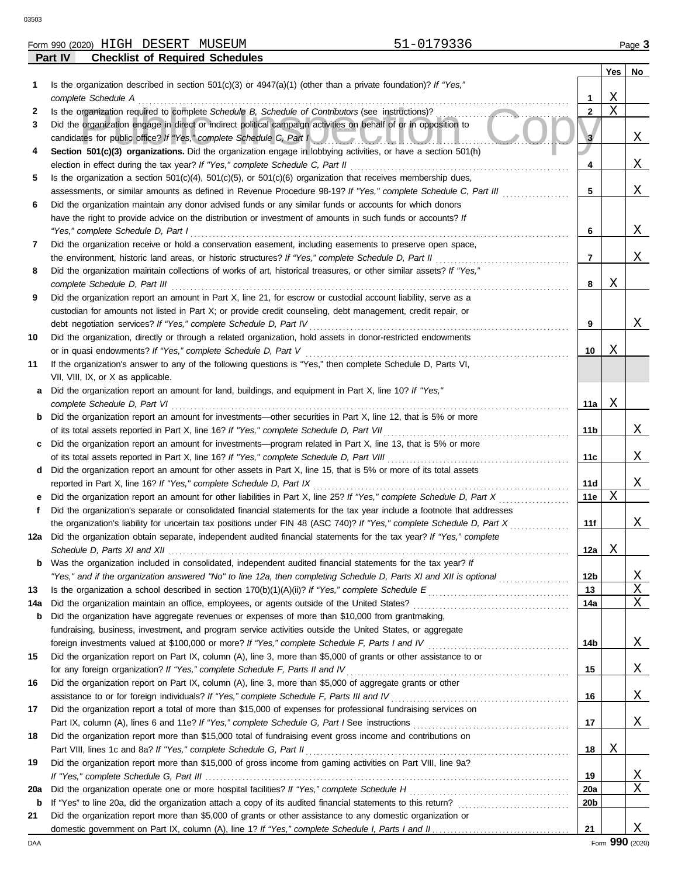Form 990 (2020) HIGH DESERT MUSEUM 51-0179336

## Part IV Checklist of Required Schedules

| | | | Yes | No |
|---|---|---|---|---|
| **1** | Is the organization described in section 501(c)(3) or 4947(a)(1) (other than a private foundation)? *If "Yes," complete Schedule A* | 1 | X | |
| **2** | Is the organization required to complete *Schedule B, Schedule of Contributors* (see instructions)? | 2 | X | |
| **3** | Did the organization engage in direct or indirect political campaign activities on behalf of or in opposition to candidates for public office? *If "Yes," complete Schedule C, Part I* | 3 | | X |
| **4** | **Section 501(c)(3) organizations.** Did the organization engage in lobbying activities, or have a section 501(h) election in effect during the tax year? *If "Yes," complete Schedule C, Part II* | 4 | | X |
| **5** | Is the organization a section 501(c)(4), 501(c)(5), or 501(c)(6) organization that receives membership dues, assessments, or similar amounts as defined in Revenue Procedure 98-19? *If "Yes," complete Schedule C, Part III* | 5 | | X |
| **6** | Did the organization maintain any donor advised funds or any similar funds or accounts for which donors have the right to provide advice on the distribution or investment of amounts in such funds or accounts? *If "Yes," complete Schedule D, Part I* | 6 | | X |
| **7** | Did the organization receive or hold a conservation easement, including easements to preserve open space, the environment, historic land areas, or historic structures? *If "Yes," complete Schedule D, Part II* | 7 | | X |
| **8** | Did the organization maintain collections of works of art, historical treasures, or other similar assets? *If "Yes," complete Schedule D, Part III* | 8 | X | |
| **9** | Did the organization report an amount in Part X, line 21, for escrow or custodial account liability, serve as a custodian for amounts not listed in Part X; or provide credit counseling, debt management, credit repair, or debt negotiation services? *If "Yes," complete Schedule D, Part IV* | 9 | | X |
| **10** | Did the organization, directly or through a related organization, hold assets in donor-restricted endowments or in quasi endowments? *If "Yes," complete Schedule D, Part V* | 10 | X | |
| **11** | If the organization's answer to any of the following questions is "Yes," then complete Schedule D, Parts VI, VII, VIII, IX, or X as applicable. | | | |
| **a** | Did the organization report an amount for land, buildings, and equipment in Part X, line 10? *If "Yes," complete Schedule D, Part VI* | 11a | X | |
| **b** | Did the organization report an amount for investments—other securities in Part X, line 12, that is 5% or more of its total assets reported in Part X, line 16? *If "Yes," complete Schedule D, Part VII* | 11b | | X |
| **c** | Did the organization report an amount for investments—program related in Part X, line 13, that is 5% or more of its total assets reported in Part X, line 16? *If "Yes," complete Schedule D, Part VIII* | 11c | | X |
| **d** | Did the organization report an amount for other assets in Part X, line 15, that is 5% or more of its total assets reported in Part X, line 16? *If "Yes," complete Schedule D, Part IX* | 11d | | X |
| **e** | Did the organization report an amount for other liabilities in Part X, line 25? *If "Yes," complete Schedule D, Part X* | 11e | X | |
| **f** | Did the organization's separate or consolidated financial statements for the tax year include a footnote that addresses the organization's liability for uncertain tax positions under FIN 48 (ASC 740)? *If "Yes," complete Schedule D, Part X* | 11f | | X |
| **12a** | Did the organization obtain separate, independent audited financial statements for the tax year? *If "Yes," complete Schedule D, Parts XI and XII* | 12a | X | |
| **b** | Was the organization included in consolidated, independent audited financial statements for the tax year? *If "Yes," and if the organization answered "No" to line 12a, then completing Schedule D, Parts XI and XII is optional* | 12b | | X |
| **13** | Is the organization a school described in section 170(b)(1)(A)(ii)? *If "Yes," complete Schedule E* | 13 | | X |
| **14a** | Did the organization maintain an office, employees, or agents outside of the United States? | 14a | | X |
| **b** | Did the organization have aggregate revenues or expenses of more than $10,000 from grantmaking, fundraising, business, investment, and program service activities outside the United States, or aggregate foreign investments valued at $100,000 or more? *If "Yes," complete Schedule F, Parts I and IV* | 14b | | X |
| **15** | Did the organization report on Part IX, column (A), line 3, more than $5,000 of grants or other assistance to or for any foreign organization? *If "Yes," complete Schedule F, Parts II and IV* | 15 | | X |
| **16** | Did the organization report on Part IX, column (A), line 3, more than $5,000 of aggregate grants or other assistance to or for foreign individuals? *If "Yes," complete Schedule F, Parts III and IV* | 16 | | X |
| **17** | Did the organization report a total of more than $15,000 of expenses for professional fundraising services on Part IX, column (A), lines 6 and 11e? *If "Yes," complete Schedule G, Part I* See instructions | 17 | | X |
| **18** | Did the organization report more than $15,000 total of fundraising event gross income and contributions on Part VIII, lines 1c and 8a? *If "Yes," complete Schedule G, Part II* | 18 | X | |
| **19** | Did the organization report more than $15,000 of gross income from gaming activities on Part VIII, line 9a? *If "Yes," complete Schedule G, Part III* | 19 | | X |
| **20a** | Did the organization operate one or more hospital facilities? *If "Yes," complete Schedule H* | 20a | | X |
| **b** | If "Yes" to line 20a, did the organization attach a copy of its audited financial statements to this return? | 20b | | |
| **21** | Did the organization report more than $5,000 of grants or other assistance to any domestic organization or domestic government on Part IX, column (A), line 1? *If "Yes," complete Schedule I, Parts I and II* | 21 | | X |

Form **990** (2020)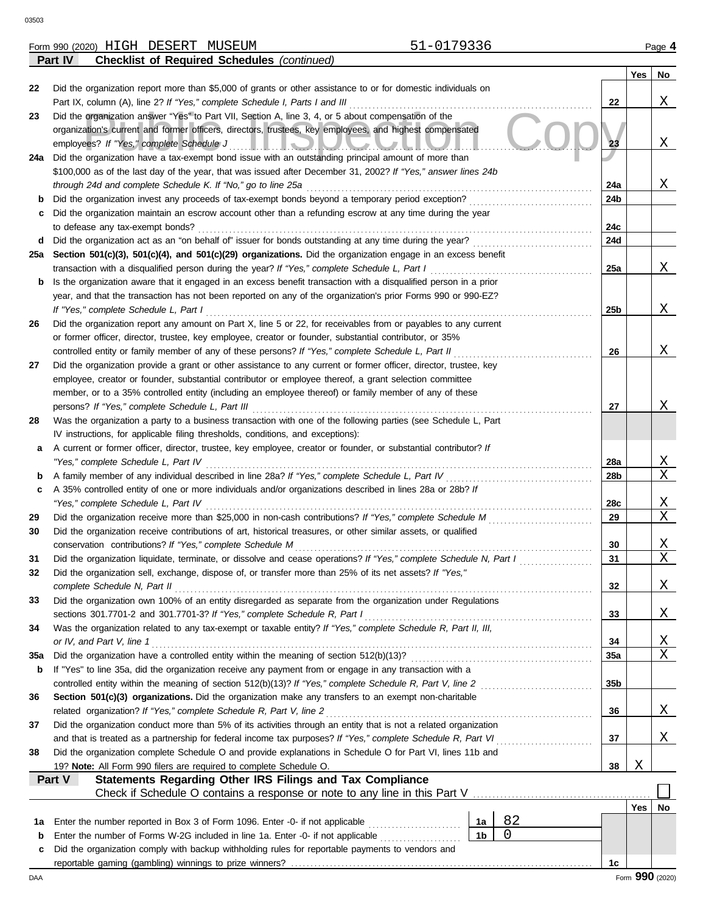Form 990 (2020) HIGH DESERT MUSEUM 51-0179336 Page 4

**Part IV Checklist of Required Schedules** *(continued)*

| | | | Yes | No |
|---|---|---|---|---|
| 22 | Did the organization report more than $5,000 of grants or other assistance to or for domestic individuals on Part IX, column (A), line 2? *If "Yes," complete Schedule I, Parts I and III* | 22 | | X |
| 23 | Did the organization answer "Yes" to Part VII, Section A, line 3, 4, or 5 about compensation of the organization's current and former officers, directors, trustees, key employees, and highest compensated employees? *If "Yes," complete Schedule J* | 23 | | X |
| 24a | Did the organization have a tax-exempt bond issue with an outstanding principal amount of more than $100,000 as of the last day of the year, that was issued after December 31, 2002? *If "Yes," answer lines 24b through 24d and complete Schedule K. If "No," go to line 25a* | 24a | | X |
| b | Did the organization invest any proceeds of tax-exempt bonds beyond a temporary period exception? | 24b | | |
| c | Did the organization maintain an escrow account other than a refunding escrow at any time during the year to defease any tax-exempt bonds? | 24c | | |
| d | Did the organization act as an "on behalf of" issuer for bonds outstanding at any time during the year? | 24d | | |
| 25a | **Section 501(c)(3), 501(c)(4), and 501(c)(29) organizations.** Did the organization engage in an excess benefit transaction with a disqualified person during the year? *If "Yes," complete Schedule L, Part I* | 25a | | X |
| b | Is the organization aware that it engaged in an excess benefit transaction with a disqualified person in a prior year, and that the transaction has not been reported on any of the organization's prior Forms 990 or 990-EZ? *If "Yes," complete Schedule L, Part I* | 25b | | X |
| 26 | Did the organization report any amount on Part X, line 5 or 22, for receivables from or payables to any current or former officer, director, trustee, key employee, creator or founder, substantial contributor, or 35% controlled entity or family member of any of these persons? *If "Yes," complete Schedule L, Part II* | 26 | | X |
| 27 | Did the organization provide a grant or other assistance to any current or former officer, director, trustee, key employee, creator or founder, substantial contributor or employee thereof, a grant selection committee member, or to a 35% controlled entity (including an employee thereof) or family member of any of these persons? *If "Yes," complete Schedule L, Part III* | 27 | | X |
| 28 | Was the organization a party to a business transaction with one of the following parties (see Schedule L, Part IV instructions, for applicable filing thresholds, conditions, and exceptions): | | | |
| a | A current or former officer, director, trustee, key employee, creator or founder, or substantial contributor? *If "Yes," complete Schedule L, Part IV* | 28a | | X |
| b | A family member of any individual described in line 28a? *If "Yes," complete Schedule L, Part IV* | 28b | | X |
| c | A 35% controlled entity of one or more individuals and/or organizations described in lines 28a or 28b? *If "Yes," complete Schedule L, Part IV* | 28c | | X |
| 29 | Did the organization receive more than $25,000 in non-cash contributions? *If "Yes," complete Schedule M* | 29 | | X |
| 30 | Did the organization receive contributions of art, historical treasures, or other similar assets, or qualified conservation contributions? *If "Yes," complete Schedule M* | 30 | | X |
| 31 | Did the organization liquidate, terminate, or dissolve and cease operations? *If "Yes," complete Schedule N, Part I* | 31 | | X |
| 32 | Did the organization sell, exchange, dispose of, or transfer more than 25% of its net assets? *If "Yes," complete Schedule N, Part II* | 32 | | X |
| 33 | Did the organization own 100% of an entity disregarded as separate from the organization under Regulations sections 301.7701-2 and 301.7701-3? *If "Yes," complete Schedule R, Part I* | 33 | | X |
| 34 | Was the organization related to any tax-exempt or taxable entity? *If "Yes," complete Schedule R, Part II, III, or IV, and Part V, line 1* | 34 | | X |
| 35a | Did the organization have a controlled entity within the meaning of section 512(b)(13)? | 35a | | X |
| b | If "Yes" to line 35a, did the organization receive any payment from or engage in any transaction with a controlled entity within the meaning of section 512(b)(13)? *If "Yes," complete Schedule R, Part V, line 2* | 35b | | |
| 36 | **Section 501(c)(3) organizations.** Did the organization make any transfers to an exempt non-charitable related organization? *If "Yes," complete Schedule R, Part V, line 2* | 36 | | X |
| 37 | Did the organization conduct more than 5% of its activities through an entity that is not a related organization and that is treated as a partnership for federal income tax purposes? *If "Yes," complete Schedule R, Part VI* | 37 | | X |
| 38 | Did the organization complete Schedule O and provide explanations in Schedule O for Part VI, lines 11b and 19? **Note:** All Form 990 filers are required to complete Schedule O. | 38 | X | |

**Part V Statements Regarding Other IRS Filings and Tax Compliance**

Check if Schedule O contains a response or note to any line in this Part V ☐

| | | | | | Yes | No |
|---|---|---|---|---|---|---|
| 1a | Enter the number reported in Box 3 of Form 1096. Enter -0- if not applicable | 1a | 82 | | | |
| b | Enter the number of Forms W-2G included in line 1a. Enter -0- if not applicable | 1b | 0 | | | |
| c | Did the organization comply with backup withholding rules for reportable payments to vendors and reportable gaming (gambling) winnings to prize winners? | | | 1c | | |

Form **990** (2020)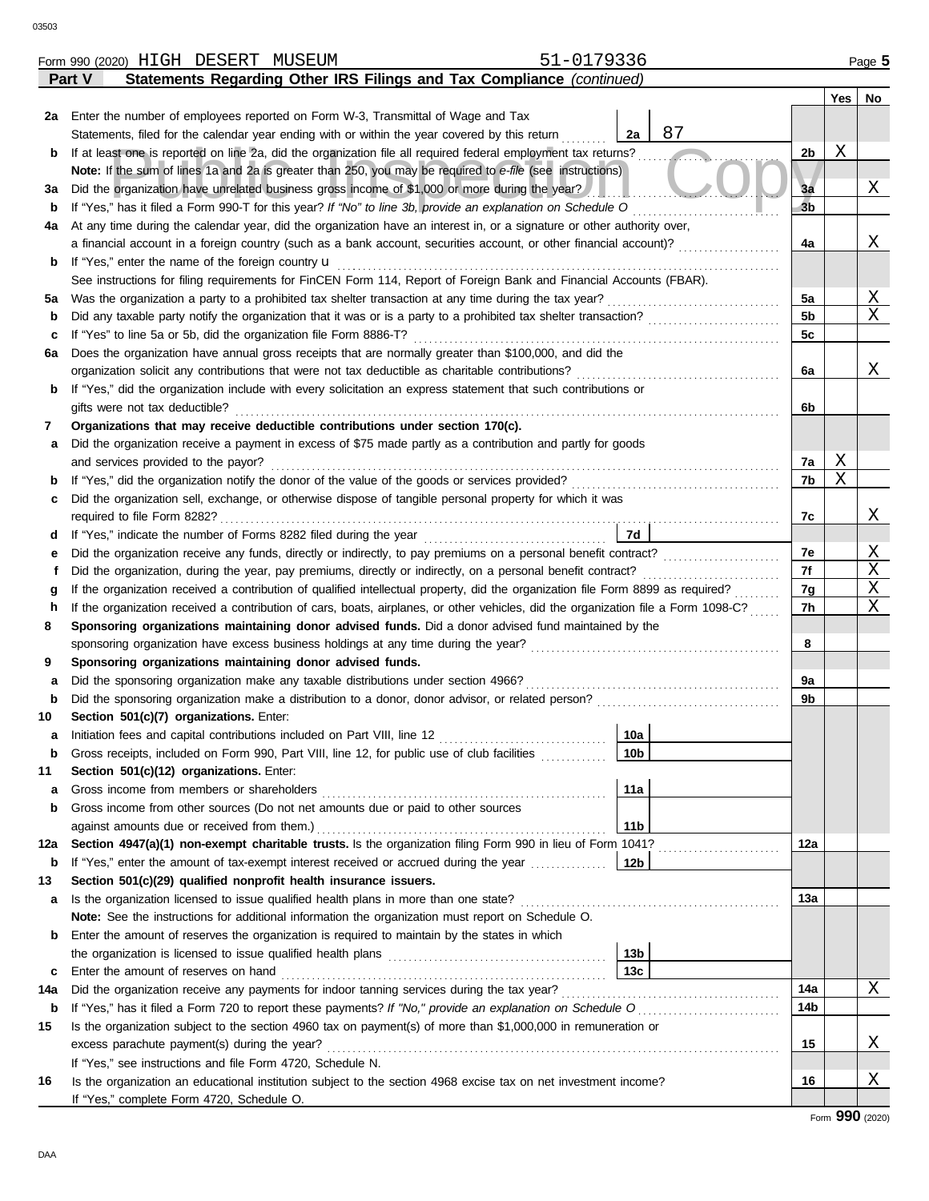Form 990 (2020) HIGH DESERT MUSEUM 51-0179336

**Part V Statements Regarding Other IRS Filings and Tax Compliance** *(continued)*

| | | | | | Yes | No |
|---|---|---|---|---|---|---|
| **2a** | Enter the number of employees reported on Form W-3, Transmittal of Wage and Tax Statements, filed for the calendar year ending with or within the year covered by this return | 2a | 87 | | | |
| **b** | If at least one is reported on line 2a, did the organization file all required federal employment tax returns? | | | 2b | X | |
| | **Note:** If the sum of lines 1a and 2a is greater than 250, you may be required to *e-file* (see instructions) | | | | | |
| **3a** | Did the organization have unrelated business gross income of $1,000 or more during the year? | | | 3a | | X |
| **b** | If "Yes," has it filed a Form 990-T for this year? *If "No" to line 3b, provide an explanation on Schedule O* | | | 3b | | |
| **4a** | At any time during the calendar year, did the organization have an interest in, or a signature or other authority over, a financial account in a foreign country (such as a bank account, securities account, or other financial account)? | | | 4a | | X |
| **b** | If "Yes," enter the name of the foreign country u | | | | | |
| | See instructions for filing requirements for FinCEN Form 114, Report of Foreign Bank and Financial Accounts (FBAR). | | | | | |
| **5a** | Was the organization a party to a prohibited tax shelter transaction at any time during the tax year? | | | 5a | | X |
| **b** | Did any taxable party notify the organization that it was or is a party to a prohibited tax shelter transaction? | | | 5b | | X |
| **c** | If "Yes" to line 5a or 5b, did the organization file Form 8886-T? | | | 5c | | |
| **6a** | Does the organization have annual gross receipts that are normally greater than $100,000, and did the organization solicit any contributions that were not tax deductible as charitable contributions? | | | 6a | | X |
| **b** | If "Yes," did the organization include with every solicitation an express statement that such contributions or gifts were not tax deductible? | | | 6b | | |
| **7** | **Organizations that may receive deductible contributions under section 170(c).** | | | | | |
| **a** | Did the organization receive a payment in excess of $75 made partly as a contribution and partly for goods and services provided to the payor? | | | 7a | X | |
| **b** | If "Yes," did the organization notify the donor of the value of the goods or services provided? | | | 7b | X | |
| **c** | Did the organization sell, exchange, or otherwise dispose of tangible personal property for which it was required to file Form 8282? | | | 7c | | X |
| **d** | If "Yes," indicate the number of Forms 8282 filed during the year | 7d | | | | |
| **e** | Did the organization receive any funds, directly or indirectly, to pay premiums on a personal benefit contract? | | | 7e | | X |
| **f** | Did the organization, during the year, pay premiums, directly or indirectly, on a personal benefit contract? | | | 7f | | X |
| **g** | If the organization received a contribution of qualified intellectual property, did the organization file Form 8899 as required? | | | 7g | | X |
| **h** | If the organization received a contribution of cars, boats, airplanes, or other vehicles, did the organization file a Form 1098-C? | | | 7h | | X |
| **8** | **Sponsoring organizations maintaining donor advised funds.** Did a donor advised fund maintained by the sponsoring organization have excess business holdings at any time during the year? | | | 8 | | |
| **9** | **Sponsoring organizations maintaining donor advised funds.** | | | | | |
| **a** | Did the sponsoring organization make any taxable distributions under section 4966? | | | 9a | | |
| **b** | Did the sponsoring organization make a distribution to a donor, donor advisor, or related person? | | | 9b | | |
| **10** | **Section 501(c)(7) organizations.** Enter: | | | | | |
| **a** | Initiation fees and capital contributions included on Part VIII, line 12 | 10a | | | | |
| **b** | Gross receipts, included on Form 990, Part VIII, line 12, for public use of club facilities | 10b | | | | |
| **11** | **Section 501(c)(12) organizations.** Enter: | | | | | |
| **a** | Gross income from members or shareholders | 11a | | | | |
| **b** | Gross income from other sources (Do not net amounts due or paid to other sources against amounts due or received from them.) | 11b | | | | |
| **12a** | **Section 4947(a)(1) non-exempt charitable trusts.** Is the organization filing Form 990 in lieu of Form 1041? | | | 12a | | |
| **b** | If "Yes," enter the amount of tax-exempt interest received or accrued during the year | 12b | | | | |
| **13** | **Section 501(c)(29) qualified nonprofit health insurance issuers.** | | | | | |
| **a** | Is the organization licensed to issue qualified health plans in more than one state? | | | 13a | | |
| | **Note:** See the instructions for additional information the organization must report on Schedule O. | | | | | |
| **b** | Enter the amount of reserves the organization is required to maintain by the states in which the organization is licensed to issue qualified health plans | 13b | | | | |
| **c** | Enter the amount of reserves on hand | 13c | | | | |
| **14a** | Did the organization receive any payments for indoor tanning services during the tax year? | | | 14a | | X |
| **b** | If "Yes," has it filed a Form 720 to report these payments? *If "No," provide an explanation on Schedule O* | | | 14b | | |
| **15** | Is the organization subject to the section 4960 tax on payment(s) of more than $1,000,000 in remuneration or excess parachute payment(s) during the year? | | | 15 | | X |
| | If "Yes," see instructions and file Form 4720, Schedule N. | | | | | |
| **16** | Is the organization an educational institution subject to the section 4968 excise tax on net investment income? | | | 16 | | X |
| | If "Yes," complete Form 4720, Schedule O. | | | | | |

Form **990** (2020)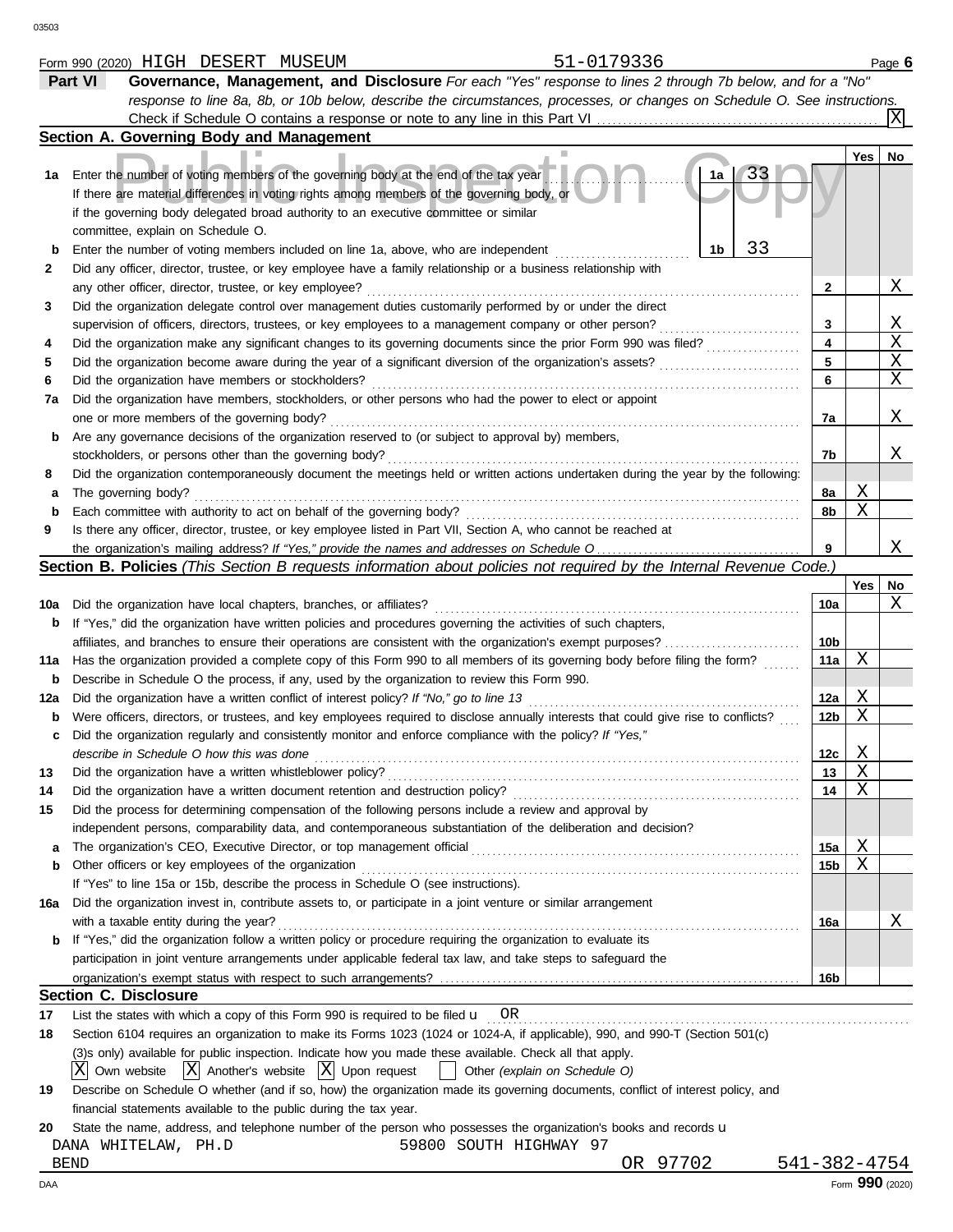Form 990 (2020) HIGH DESERT MUSEUM 51-0179336 Page 6

## Part VI Governance, Management, and Disclosure

*For each "Yes" response to lines 2 through 7b below, and for a "No" response to line 8a, 8b, or 10b below, describe the circumstances, processes, or changes on Schedule O. See instructions.*

Check if Schedule O contains a response or note to any line in this Part VI . . . [X]

### Section A. Governing Body and Management

| | | | Yes | No |
|---|---|---|---|---|
| 1a | Enter the number of voting members of the governing body at the end of the tax year — 1a: 33. If there are material differences in voting rights among members of the governing body, or if the governing body delegated broad authority to an executive committee or similar committee, explain on Schedule O. | | | |
| b | Enter the number of voting members included on line 1a, above, who are independent — 1b: 33 | | | |
| 2 | Did any officer, director, trustee, or key employee have a family relationship or a business relationship with any other officer, director, trustee, or key employee? | 2 | | X |
| 3 | Did the organization delegate control over management duties customarily performed by or under the direct supervision of officers, directors, trustees, or key employees to a management company or other person? | 3 | | X |
| 4 | Did the organization make any significant changes to its governing documents since the prior Form 990 was filed? | 4 | | X |
| 5 | Did the organization become aware during the year of a significant diversion of the organization's assets? | 5 | | X |
| 6 | Did the organization have members or stockholders? | 6 | | X |
| 7a | Did the organization have members, stockholders, or other persons who had the power to elect or appoint one or more members of the governing body? | 7a | | X |
| b | Are any governance decisions of the organization reserved to (or subject to approval by) members, stockholders, or persons other than the governing body? | 7b | | X |
| 8 | Did the organization contemporaneously document the meetings held or written actions undertaken during the year by the following: | | | |
| a | The governing body? | 8a | X | |
| b | Each committee with authority to act on behalf of the governing body? | 8b | X | |
| 9 | Is there any officer, director, trustee, or key employee listed in Part VII, Section A, who cannot be reached at the organization's mailing address? *If "Yes," provide the names and addresses on Schedule O* | 9 | | X |

### Section B. Policies *(This Section B requests information about policies not required by the Internal Revenue Code.)*

| | | | Yes | No |
|---|---|---|---|---|
| 10a | Did the organization have local chapters, branches, or affiliates? | 10a | | X |
| b | If "Yes," did the organization have written policies and procedures governing the activities of such chapters, affiliates, and branches to ensure their operations are consistent with the organization's exempt purposes? | 10b | | |
| 11a | Has the organization provided a complete copy of this Form 990 to all members of its governing body before filing the form? | 11a | X | |
| b | Describe in Schedule O the process, if any, used by the organization to review this Form 990. | | | |
| 12a | Did the organization have a written conflict of interest policy? *If "No," go to line 13* | 12a | X | |
| b | Were officers, directors, or trustees, and key employees required to disclose annually interests that could give rise to conflicts? | 12b | X | |
| c | Did the organization regularly and consistently monitor and enforce compliance with the policy? *If "Yes," describe in Schedule O how this was done* | 12c | X | |
| 13 | Did the organization have a written whistleblower policy? | 13 | X | |
| 14 | Did the organization have a written document retention and destruction policy? | 14 | X | |
| 15 | Did the process for determining compensation of the following persons include a review and approval by independent persons, comparability data, and contemporaneous substantiation of the deliberation and decision? | | | |
| a | The organization's CEO, Executive Director, or top management official | 15a | X | |
| b | Other officers or key employees of the organization | 15b | X | |
| | If "Yes" to line 15a or 15b, describe the process in Schedule O (see instructions). | | | |
| 16a | Did the organization invest in, contribute assets to, or participate in a joint venture or similar arrangement with a taxable entity during the year? | 16a | | X |
| b | If "Yes," did the organization follow a written policy or procedure requiring the organization to evaluate its participation in joint venture arrangements under applicable federal tax law, and take steps to safeguard the organization's exempt status with respect to such arrangements? | 16b | | |

### Section C. Disclosure

17 List the states with which a copy of this Form 990 is required to be filed: OR

18 Section 6104 requires an organization to make its Forms 1023 (1024 or 1024-A, if applicable), 990, and 990-T (Section 501(c)(3)s only) available for public inspection. Indicate how you made these available. Check all that apply.

[X] Own website [X] Another's website [X] Upon request [ ] Other *(explain on Schedule O)*

19 Describe on Schedule O whether (and if so, how) the organization made its governing documents, conflict of interest policy, and financial statements available to the public during the tax year.

20 State the name, address, and telephone number of the person who possesses the organization's books and records

DANA WHITELAW, PH.D 59800 SOUTH HIGHWAY 97
BEND OR 97702 541-382-4754

Form 990 (2020)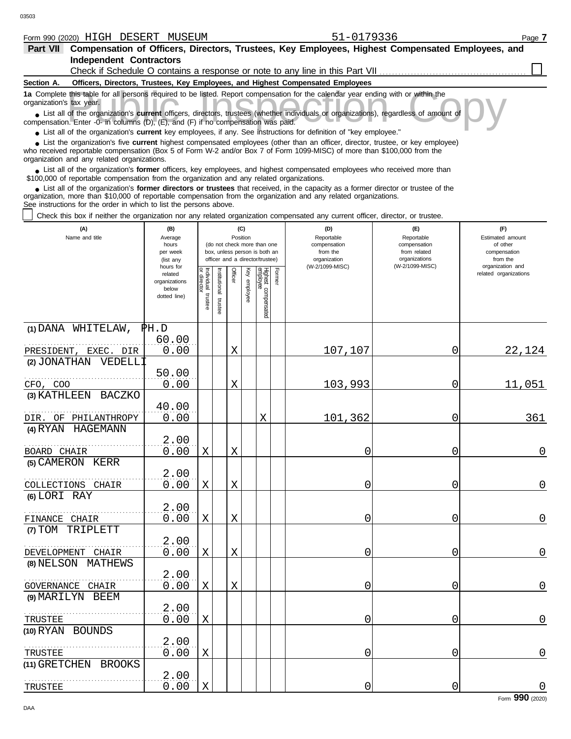Form 990 (2020) HIGH DESERT MUSEUM 51-0179336

**Part VII Compensation of Officers, Directors, Trustees, Key Employees, Highest Compensated Employees, and Independent Contractors**

Check if Schedule O contains a response or note to any line in this Part VII ☐

**Section A. Officers, Directors, Trustees, Key Employees, and Highest Compensated Employees**

**1a** Complete this table for all persons required to be listed. Report compensation for the calendar year ending with or within the organization's tax year.

- List all of the organization's **current** officers, directors, trustees (whether individuals or organizations), regardless of amount of compensation. Enter -0- in columns (D), (E), and (F) if no compensation was paid.
- List all of the organization's **current** key employees, if any. See instructions for definition of "key employee."
- List the organization's five **current** highest compensated employees (other than an officer, director, trustee, or key employee) who received reportable compensation (Box 5 of Form W-2 and/or Box 7 of Form 1099-MISC) of more than $100,000 from the organization and any related organizations.
- List all of the organization's **former** officers, key employees, and highest compensated employees who received more than $100,000 of reportable compensation from the organization and any related organizations.
- List all of the organization's **former directors or trustees** that received, in the capacity as a former director or trustee of the organization, more than $10,000 of reportable compensation from the organization and any related organizations.

See instructions for the order in which to list the persons above.

☐ Check this box if neither the organization nor any related organization compensated any current officer, director, or trustee.

| (A) Name and title | (B) Average hours per week (list any hours for related organizations below dotted line) | (C) Position: Individual trustee or director | Institutional trustee | Officer | Key employee | Highest compensated employee | Former | (D) Reportable compensation from the organization (W-2/1099-MISC) | (E) Reportable compensation from related organizations (W-2/1099-MISC) | (F) Estimated amount of other compensation from the organization and related organizations |
|---|---|---|---|---|---|---|---|---|---|---|
| (1) DANA WHITELAW, PH.D<br>PRESIDENT, EXEC. DIR | 60.00<br>0.00 | | | X | | | | 107,107 | 0 | 22,124 |
| (2) JONATHAN VEDELLI<br>CFO, COO | 50.00<br>0.00 | | | X | | | | 103,993 | 0 | 11,051 |
| (3) KATHLEEN BACZKO<br>DIR. OF PHILANTHROPY | 40.00<br>0.00 | | | | | X | | 101,362 | 0 | 361 |
| (4) RYAN HAGEMANN<br>BOARD CHAIR | 2.00<br>0.00 | X | | X | | | | 0 | 0 | 0 |
| (5) CAMERON KERR<br>COLLECTIONS CHAIR | 2.00<br>0.00 | X | | X | | | | 0 | 0 | 0 |
| (6) LORI RAY<br>FINANCE CHAIR | 2.00<br>0.00 | X | | X | | | | 0 | 0 | 0 |
| (7) TOM TRIPLETT<br>DEVELOPMENT CHAIR | 2.00<br>0.00 | X | | X | | | | 0 | 0 | 0 |
| (8) NELSON MATHEWS<br>GOVERNANCE CHAIR | 2.00<br>0.00 | X | | X | | | | 0 | 0 | 0 |
| (9) MARILYN BEEM<br>TRUSTEE | 2.00<br>0.00 | X | | | | | | 0 | 0 | 0 |
| (10) RYAN BOUNDS<br>TRUSTEE | 2.00<br>0.00 | X | | | | | | 0 | 0 | 0 |
| (11) GRETCHEN BROOKS<br>TRUSTEE | 2.00<br>0.00 | X | | | | | | 0 | 0 | 0 |

Form **990** (2020)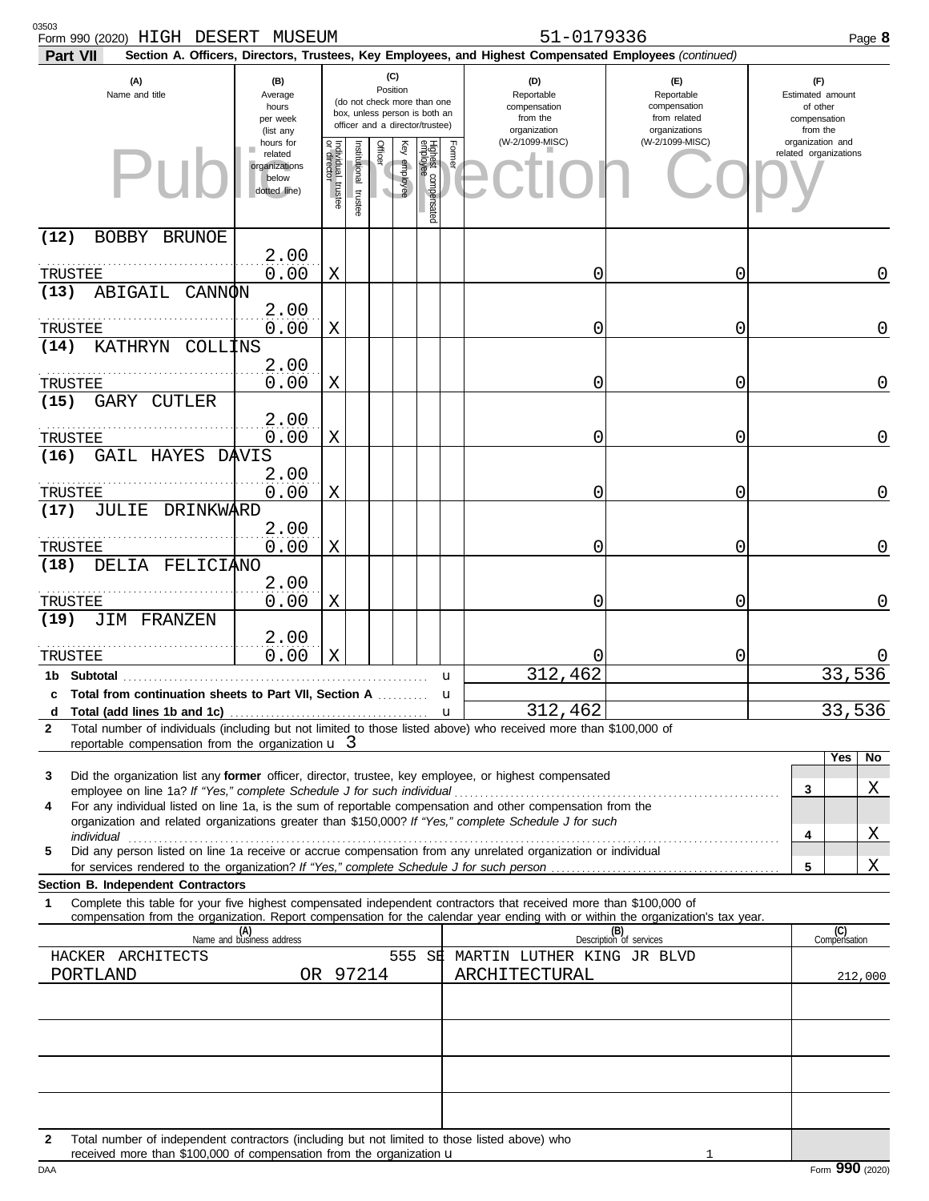Form 990 (2020) HIGH DESERT MUSEUM 51-0179336

**Part VII Section A. Officers, Directors, Trustees, Key Employees, and Highest Compensated Employees** *(continued)*

| (A) Name and title | (B) Average hours per week (list any hours for related organizations below dotted line) | (C) Position: Individual trustee or director | Institutional trustee | Officer | Key employee | Highest compensated employee | Former | (D) Reportable compensation from the organization (W-2/1099-MISC) | (E) Reportable compensation from related organizations (W-2/1099-MISC) | (F) Estimated amount of other compensation from the organization and related organizations |
|---|---|---|---|---|---|---|---|---|---|---|
| (12) BOBBY BRUNOE<br>TRUSTEE | 2.00<br>0.00 | X | | | | | | 0 | 0 | 0 |
| (13) ABIGAIL CANNON<br>TRUSTEE | 2.00<br>0.00 | X | | | | | | 0 | 0 | 0 |
| (14) KATHRYN COLLINS<br>TRUSTEE | 2.00<br>0.00 | X | | | | | | 0 | 0 | 0 |
| (15) GARY CUTLER<br>TRUSTEE | 2.00<br>0.00 | X | | | | | | 0 | 0 | 0 |
| (16) GAIL HAYES DAVIS<br>TRUSTEE | 2.00<br>0.00 | X | | | | | | 0 | 0 | 0 |
| (17) JULIE DRINKWARD<br>TRUSTEE | 2.00<br>0.00 | X | | | | | | 0 | 0 | 0 |
| (18) DELIA FELICIANO<br>TRUSTEE | 2.00<br>0.00 | X | | | | | | 0 | 0 | 0 |
| (19) JIM FRANZEN<br>TRUSTEE | 2.00<br>0.00 | X | | | | | | 0 | 0 | 0 |
| **1b Subtotal** | | | | | | | | 312,462 | | 33,536 |
| **c Total from continuation sheets to Part VII, Section A** | | | | | | | | | | |
| **d Total (add lines 1b and 1c)** | | | | | | | | 312,462 | | 33,536 |

**2** Total number of individuals (including but not limited to those listed above) who received more than $100,000 of reportable compensation from the organization 3

| | | Yes | No |
|---|---|---|---|
| **3** Did the organization list any **former** officer, director, trustee, key employee, or highest compensated employee on line 1a? *If "Yes," complete Schedule J for such individual* | 3 | | X |
| **4** For any individual listed on line 1a, is the sum of reportable compensation and other compensation from the organization and related organizations greater than $150,000? *If "Yes," complete Schedule J for such individual* | 4 | | X |
| **5** Did any person listed on line 1a receive or accrue compensation from any unrelated organization or individual for services rendered to the organization? *If "Yes," complete Schedule J for such person* | 5 | | X |

**Section B. Independent Contractors**

**1** Complete this table for your five highest compensated independent contractors that received more than $100,000 of compensation from the organization. Report compensation for the calendar year ending with or within the organization's tax year.

| (A) Name and business address | (B) Description of services | (C) Compensation |
|---|---|---|
| HACKER ARCHITECTS 555 SE MARTIN LUTHER KING JR BLVD<br>PORTLAND OR 97214 | ARCHITECTURAL | 212,000 |
| | | |
| | | |
| | | |
| | | |

**2** Total number of independent contractors (including but not limited to those listed above) who received more than $100,000 of compensation from the organization 1

Form **990** (2020)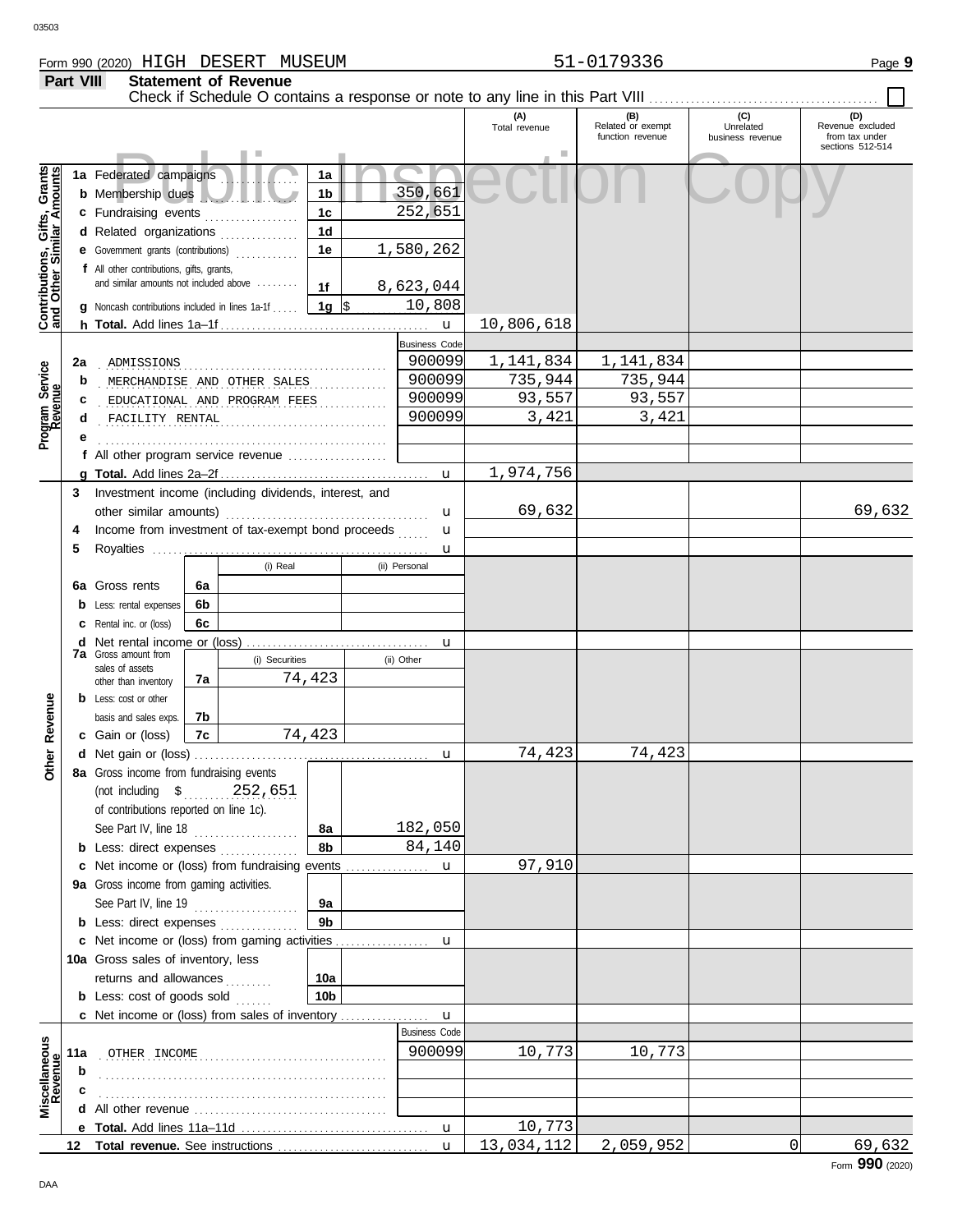Form 990 (2020) HIGH DESERT MUSEUM 51-0179336

## Part VIII Statement of Revenue

Check if Schedule O contains a response or note to any line in this Part VIII ☐

| | | | | (A) Total revenue | (B) Related or exempt function revenue | (C) Unrelated business revenue | (D) Revenue excluded from tax under sections 512-514 |
|---|---|---|---|---|---|---|---|
| **Contributions, Gifts, Grants and Other Similar Amounts** | 1a Federated campaigns | 1a | | | | | |
| | b Membership dues | 1b | 350,661 | | | | |
| | c Fundraising events | 1c | 252,651 | | | | |
| | d Related organizations | 1d | | | | | |
| | e Government grants (contributions) | 1e | 1,580,262 | | | | |
| | f All other contributions, gifts, grants, and similar amounts not included above | 1f | 8,623,044 | | | | |
| | g Noncash contributions included in lines 1a-1f | 1g | $ 10,808 | | | | |
| | h **Total.** Add lines 1a–1f | | | 10,806,618 | | | |
| **Program Service Revenue** | | | Business Code | | | | |
| | 2a ADMISSIONS | | 900099 | 1,141,834 | 1,141,834 | | |
| | b MERCHANDISE AND OTHER SALES | | 900099 | 735,944 | 735,944 | | |
| | c EDUCATIONAL AND PROGRAM FEES | | 900099 | 93,557 | 93,557 | | |
| | d FACILITY RENTAL | | 900099 | 3,421 | 3,421 | | |
| | e | | | | | | |
| | f All other program service revenue | | | | | | |
| | g **Total.** Add lines 2a–2f | | | 1,974,756 | | | |
| **Other Revenue** | 3 Investment income (including dividends, interest, and other similar amounts) | | | 69,632 | | | 69,632 |
| | 4 Income from investment of tax-exempt bond proceeds | | | | | | |
| | 5 Royalties | | | | | | |
| | | | (i) Real / (ii) Personal | | | | |
| | 6a Gross rents | 6a | | | | | |
| | b Less: rental expenses | 6b | | | | | |
| | c Rental inc. or (loss) | 6c | | | | | |
| | d Net rental income or (loss) | | | | | | |
| | 7a Gross amount from sales of assets other than inventory | 7a | (i) Securities: 74,423 / (ii) Other: | | | | |
| | b Less: cost or other basis and sales exps. | 7b | | | | | |
| | c Gain or (loss) | 7c | (i) Securities: 74,423 / (ii) Other: | | | | |
| | d Net gain or (loss) | | | 74,423 | 74,423 | | |
| | 8a Gross income from fundraising events (not including $ 252,651 of contributions reported on line 1c). See Part IV, line 18 | 8a | 182,050 | | | | |
| | b Less: direct expenses | 8b | 84,140 | | | | |
| | c Net income or (loss) from fundraising events | | | 97,910 | | | |
| | 9a Gross income from gaming activities. See Part IV, line 19 | 9a | | | | | |
| | b Less: direct expenses | 9b | | | | | |
| | c Net income or (loss) from gaming activities | | | | | | |
| | 10a Gross sales of inventory, less returns and allowances | 10a | | | | | |
| | b Less: cost of goods sold | 10b | | | | | |
| | c Net income or (loss) from sales of inventory | | | | | | |
| **Miscellaneous Revenue** | | | Business Code | | | | |
| | 11a OTHER INCOME | | 900099 | 10,773 | 10,773 | | |
| | b | | | | | | |
| | c | | | | | | |
| | d All other revenue | | | | | | |
| | e **Total.** Add lines 11a–11d | | | 10,773 | | | |
| | 12 **Total revenue.** See instructions | | | 13,034,112 | 2,059,952 | 0 | 69,632 |

Form **990** (2020)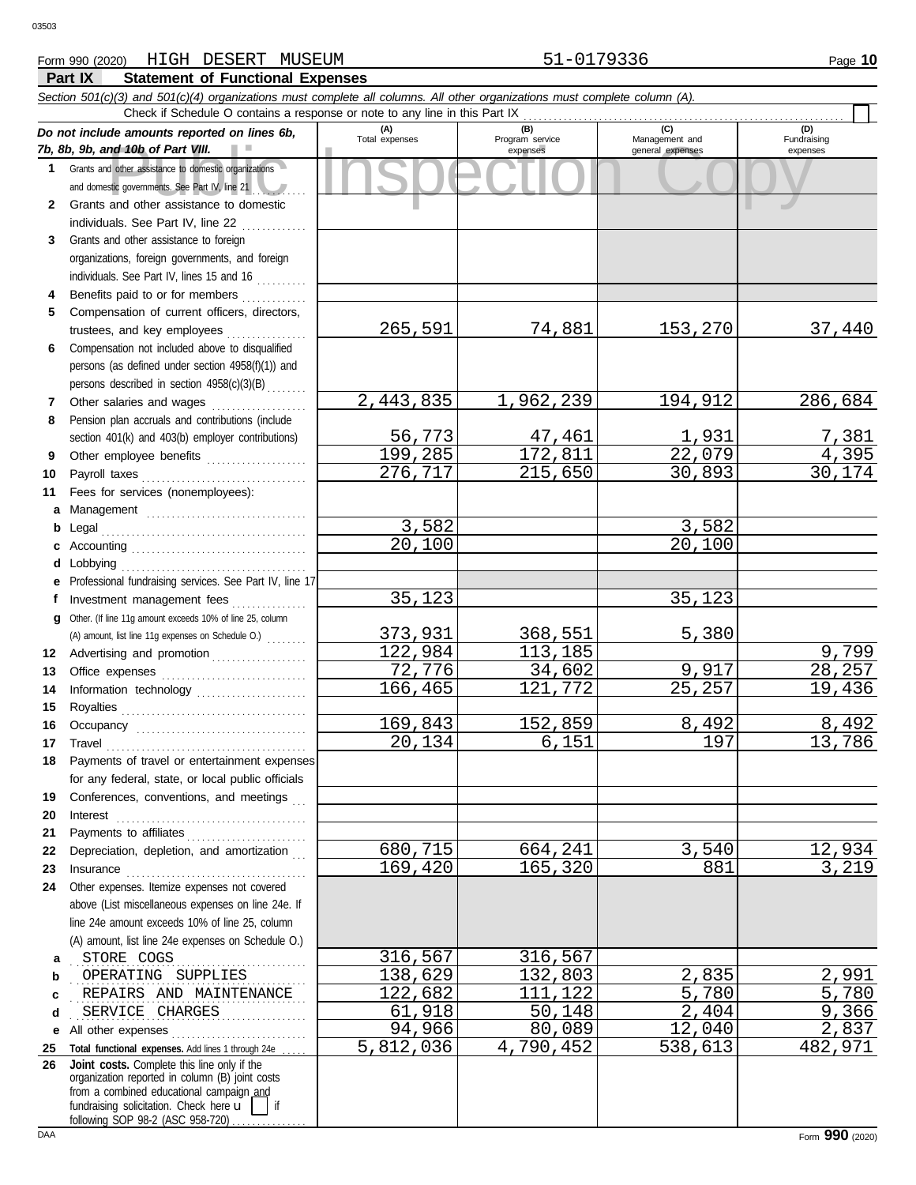Form 990 (2020) HIGH DESERT MUSEUM 51-0179336

## Part IX Statement of Functional Expenses

*Section 501(c)(3) and 501(c)(4) organizations must complete all columns. All other organizations must complete column (A).*

Check if Schedule O contains a response or note to any line in this Part IX

| *Do not include amounts reported on lines 6b, 7b, 8b, 9b, and 10b of Part VIII.* | (A) Total expenses | (B) Program service expenses | (C) Management and general expenses | (D) Fundraising expenses |
|---|---|---|---|---|
| 1 Grants and other assistance to domestic organizations and domestic governments. See Part IV, line 21 | | | | |
| 2 Grants and other assistance to domestic individuals. See Part IV, line 22 | | | | |
| 3 Grants and other assistance to foreign organizations, foreign governments, and foreign individuals. See Part IV, lines 15 and 16 | | | | |
| 4 Benefits paid to or for members | | | | |
| 5 Compensation of current officers, directors, trustees, and key employees | 265,591 | 74,881 | 153,270 | 37,440 |
| 6 Compensation not included above to disqualified persons (as defined under section 4958(f)(1)) and persons described in section 4958(c)(3)(B) | | | | |
| 7 Other salaries and wages | 2,443,835 | 1,962,239 | 194,912 | 286,684 |
| 8 Pension plan accruals and contributions (include section 401(k) and 403(b) employer contributions) | 56,773 | 47,461 | 1,931 | 7,381 |
| 9 Other employee benefits | 199,285 | 172,811 | 22,079 | 4,395 |
| 10 Payroll taxes | 276,717 | 215,650 | 30,893 | 30,174 |
| 11 Fees for services (nonemployees): | | | | |
| a Management | | | | |
| b Legal | 3,582 | | 3,582 | |
| c Accounting | 20,100 | | 20,100 | |
| d Lobbying | | | | |
| e Professional fundraising services. See Part IV, line 17 | | | | |
| f Investment management fees | 35,123 | | 35,123 | |
| g Other. (If line 11g amount exceeds 10% of line 25, column (A) amount, list line 11g expenses on Schedule O.) | 373,931 | 368,551 | 5,380 | |
| 12 Advertising and promotion | 122,984 | 113,185 | | 9,799 |
| 13 Office expenses | 72,776 | 34,602 | 9,917 | 28,257 |
| 14 Information technology | 166,465 | 121,772 | 25,257 | 19,436 |
| 15 Royalties | | | | |
| 16 Occupancy | 169,843 | 152,859 | 8,492 | 8,492 |
| 17 Travel | 20,134 | 6,151 | 197 | 13,786 |
| 18 Payments of travel or entertainment expenses for any federal, state, or local public officials | | | | |
| 19 Conferences, conventions, and meetings | | | | |
| 20 Interest | | | | |
| 21 Payments to affiliates | | | | |
| 22 Depreciation, depletion, and amortization | 680,715 | 664,241 | 3,540 | 12,934 |
| 23 Insurance | 169,420 | 165,320 | 881 | 3,219 |
| 24 Other expenses. Itemize expenses not covered above (List miscellaneous expenses on line 24e. If line 24e amount exceeds 10% of line 25, column (A) amount, list line 24e expenses on Schedule O.) | | | | |
| a STORE COGS | 316,567 | 316,567 | | |
| b OPERATING SUPPLIES | 138,629 | 132,803 | 2,835 | 2,991 |
| c REPAIRS AND MAINTENANCE | 122,682 | 111,122 | 5,780 | 5,780 |
| d SERVICE CHARGES | 61,918 | 50,148 | 2,404 | 9,366 |
| e All other expenses | 94,966 | 80,089 | 12,040 | 2,837 |
| 25 **Total functional expenses.** Add lines 1 through 24e | 5,812,036 | 4,790,452 | 538,613 | 482,971 |
| 26 **Joint costs.** Complete this line only if the organization reported in column (B) joint costs from a combined educational campaign and fundraising solicitation. Check here u [ ] if following SOP 98-2 (ASC 958-720) | | | | |

Form **990** (2020)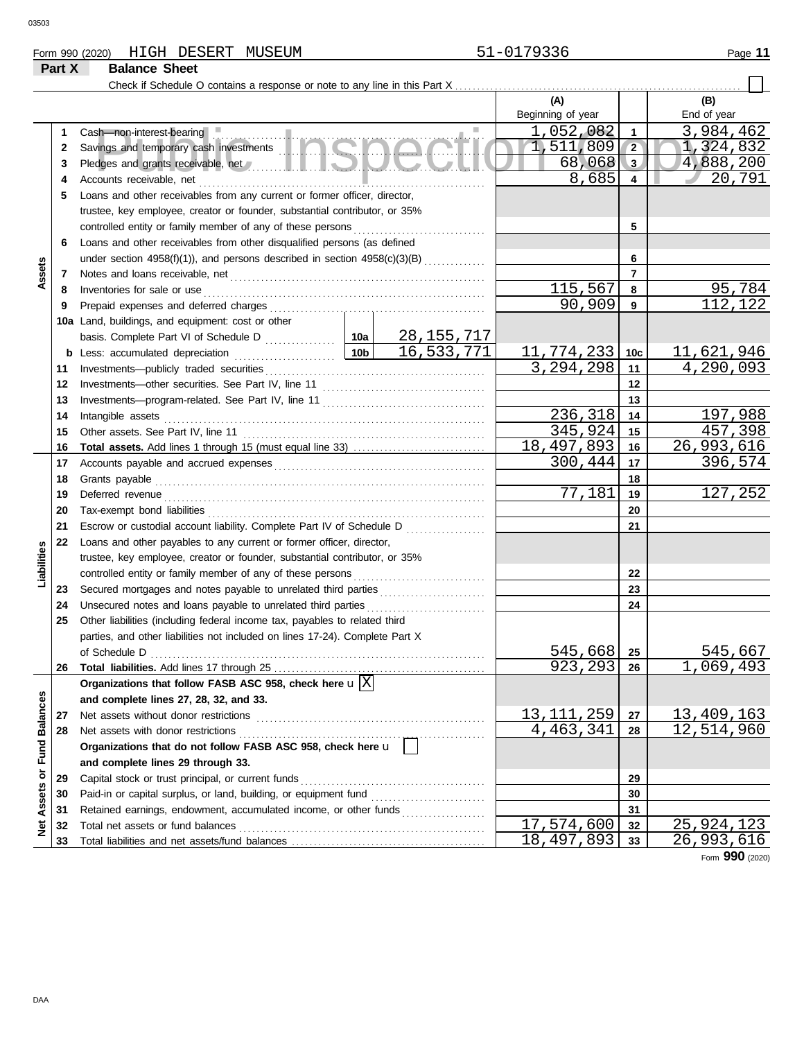Form 990 (2020) HIGH DESERT MUSEUM 51-0179336

## Part X Balance Sheet

Check if Schedule O contains a response or note to any line in this Part X

| | | | | | (A) Beginning of year | | (B) End of year |
|---|---|---|---|---|---|---|---|
| Assets | 1 | Cash—non-interest-bearing | | | 1,052,082 | 1 | 3,984,462 |
| | 2 | Savings and temporary cash investments | | | 1,511,809 | 2 | 1,324,832 |
| | 3 | Pledges and grants receivable, net | | | 68,068 | 3 | 4,888,200 |
| | 4 | Accounts receivable, net | | | 8,685 | 4 | 20,791 |
| | 5 | Loans and other receivables from any current or former officer, director, trustee, key employee, creator or founder, substantial contributor, or 35% controlled entity or family member of any of these persons | | | | 5 | |
| | 6 | Loans and other receivables from other disqualified persons (as defined under section 4958(f)(1)), and persons described in section 4958(c)(3)(B) | | | | 6 | |
| | 7 | Notes and loans receivable, net | | | | 7 | |
| | 8 | Inventories for sale or use | | | 115,567 | 8 | 95,784 |
| | 9 | Prepaid expenses and deferred charges | | | 90,909 | 9 | 112,122 |
| | 10a | Land, buildings, and equipment: cost or other basis. Complete Part VI of Schedule D | 10a | 28,155,717 | | | |
| | b | Less: accumulated depreciation | 10b | 16,533,771 | 11,774,233 | 10c | 11,621,946 |
| | 11 | Investments—publicly traded securities | | | 3,294,298 | 11 | 4,290,093 |
| | 12 | Investments—other securities. See Part IV, line 11 | | | | 12 | |
| | 13 | Investments—program-related. See Part IV, line 11 | | | | 13 | |
| | 14 | Intangible assets | | | 236,318 | 14 | 197,988 |
| | 15 | Other assets. See Part IV, line 11 | | | 345,924 | 15 | 457,398 |
| | 16 | **Total assets.** Add lines 1 through 15 (must equal line 33) | | | 18,497,893 | 16 | 26,993,616 |
| Liabilities | 17 | Accounts payable and accrued expenses | | | 300,444 | 17 | 396,574 |
| | 18 | Grants payable | | | | 18 | |
| | 19 | Deferred revenue | | | 77,181 | 19 | 127,252 |
| | 20 | Tax-exempt bond liabilities | | | | 20 | |
| | 21 | Escrow or custodial account liability. Complete Part IV of Schedule D | | | | 21 | |
| | 22 | Loans and other payables to any current or former officer, director, trustee, key employee, creator or founder, substantial contributor, or 35% controlled entity or family member of any of these persons | | | | 22 | |
| | 23 | Secured mortgages and notes payable to unrelated third parties | | | | 23 | |
| | 24 | Unsecured notes and loans payable to unrelated third parties | | | | 24 | |
| | 25 | Other liabilities (including federal income tax, payables to related third parties, and other liabilities not included on lines 17-24). Complete Part X of Schedule D | | | 545,668 | 25 | 545,667 |
| | 26 | **Total liabilities.** Add lines 17 through 25 | | | 923,293 | 26 | 1,069,493 |
| Net Assets or Fund Balances | | **Organizations that follow FASB ASC 958, check here** [X] **and complete lines 27, 28, 32, and 33.** | | | | | |
| | 27 | Net assets without donor restrictions | | | 13,111,259 | 27 | 13,409,163 |
| | 28 | Net assets with donor restrictions | | | 4,463,341 | 28 | 12,514,960 |
| | | **Organizations that do not follow FASB ASC 958, check here** [ ] **and complete lines 29 through 33.** | | | | | |
| | 29 | Capital stock or trust principal, or current funds | | | | 29 | |
| | 30 | Paid-in or capital surplus, or land, building, or equipment fund | | | | 30 | |
| | 31 | Retained earnings, endowment, accumulated income, or other funds | | | | 31 | |
| | 32 | Total net assets or fund balances | | | 17,574,600 | 32 | 25,924,123 |
| | 33 | Total liabilities and net assets/fund balances | | | 18,497,893 | 33 | 26,993,616 |

Form **990** (2020)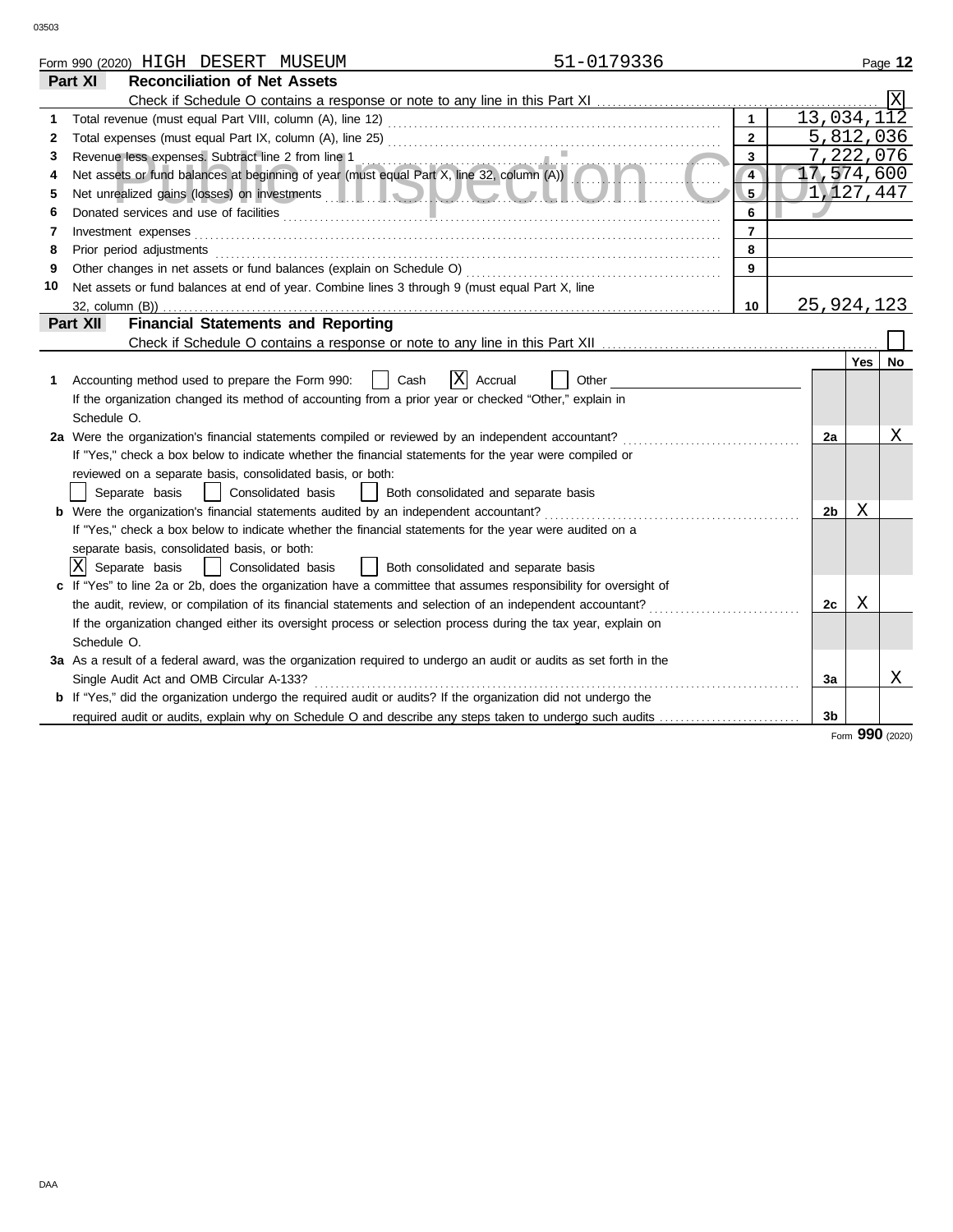Form 990 (2020) HIGH DESERT MUSEUM 51-0179336

## Part XI Reconciliation of Net Assets

Check if Schedule O contains a response or note to any line in this Part XI .......... [X]

| | | | |
|---|---|---|---|
| 1 | Total revenue (must equal Part VIII, column (A), line 12) | 1 | 13,034,112 |
| 2 | Total expenses (must equal Part IX, column (A), line 25) | 2 | 5,812,036 |
| 3 | Revenue less expenses. Subtract line 2 from line 1 | 3 | 7,222,076 |
| 4 | Net assets or fund balances at beginning of year (must equal Part X, line 32, column (A)) | 4 | 17,574,600 |
| 5 | Net unrealized gains (losses) on investments | 5 | 1,127,447 |
| 6 | Donated services and use of facilities | 6 | |
| 7 | Investment expenses | 7 | |
| 8 | Prior period adjustments | 8 | |
| 9 | Other changes in net assets or fund balances (explain on Schedule O) | 9 | |
| 10 | Net assets or fund balances at end of year. Combine lines 3 through 9 (must equal Part X, line 32, column (B)) | 10 | 25,924,123 |

## Part XII Financial Statements and Reporting

Check if Schedule O contains a response or note to any line in this Part XII .......... [ ]

| | | | Yes | No |
|---|---|---|---|---|
| 1 | Accounting method used to prepare the Form 990: [ ] Cash [X] Accrual [ ] Other<br>If the organization changed its method of accounting from a prior year or checked "Other," explain in Schedule O. | | | |
| 2a | Were the organization's financial statements compiled or reviewed by an independent accountant?<br>If "Yes," check a box below to indicate whether the financial statements for the year were compiled or reviewed on a separate basis, consolidated basis, or both:<br>[ ] Separate basis [ ] Consolidated basis [ ] Both consolidated and separate basis | 2a | | X |
| b | Were the organization's financial statements audited by an independent accountant?<br>If "Yes," check a box below to indicate whether the financial statements for the year were audited on a separate basis, consolidated basis, or both:<br>[X] Separate basis [ ] Consolidated basis [ ] Both consolidated and separate basis | 2b | X | |
| c | If "Yes" to line 2a or 2b, does the organization have a committee that assumes responsibility for oversight of the audit, review, or compilation of its financial statements and selection of an independent accountant?<br>If the organization changed either its oversight process or selection process during the tax year, explain on Schedule O. | 2c | X | |
| 3a | As a result of a federal award, was the organization required to undergo an audit or audits as set forth in the Single Audit Act and OMB Circular A-133? | 3a | | X |
| b | If "Yes," did the organization undergo the required audit or audits? If the organization did not undergo the required audit or audits, explain why on Schedule O and describe any steps taken to undergo such audits | 3b | | |

Form 990 (2020)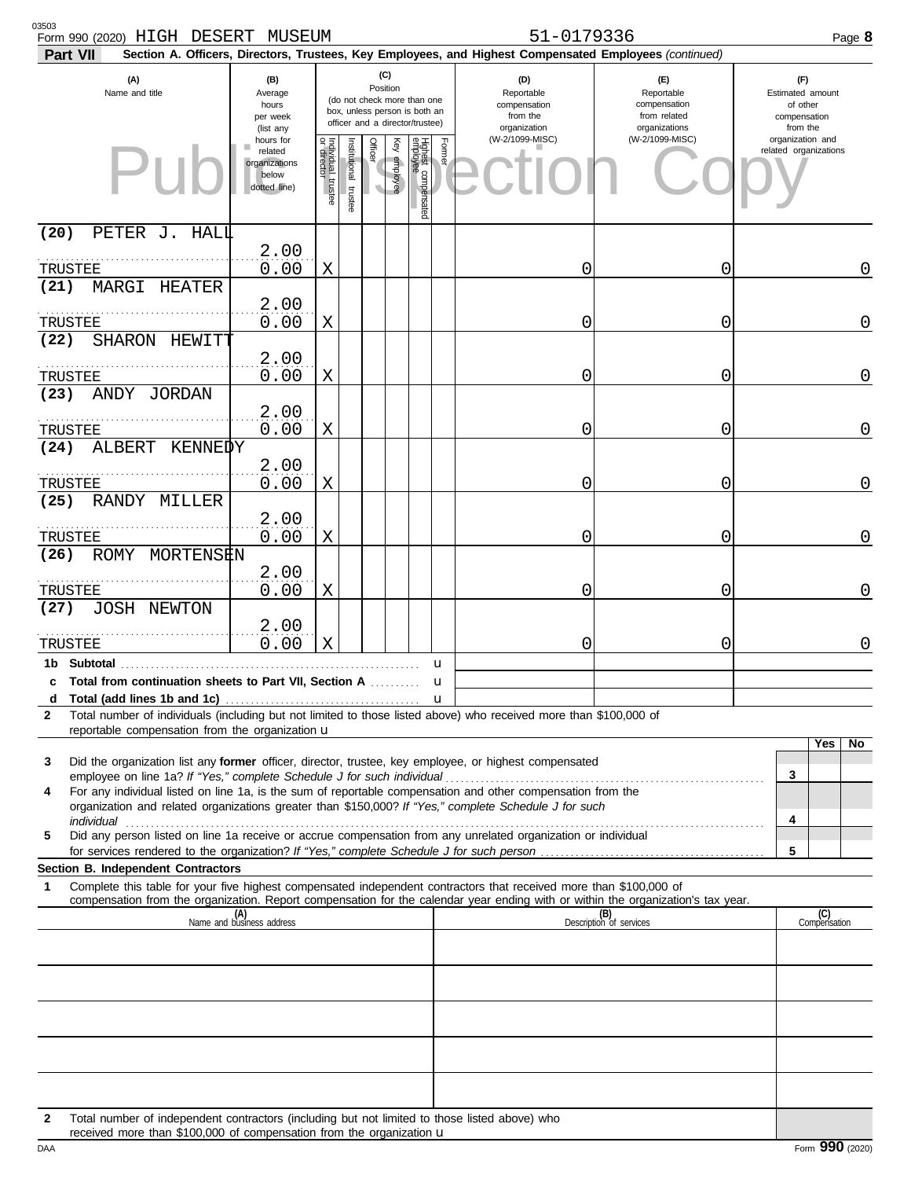Form 990 (2020) HIGH DESERT MUSEUM 51-0179336

**Part VII** **Section A. Officers, Directors, Trustees, Key Employees, and Highest Compensated Employees** *(continued)*

| (A) Name and title | (B) Average hours per week (list any hours for related organizations below dotted line) | (C) Individual trustee or director | Institutional trustee | Officer | Key employee | Highest compensated employee | Former | (D) Reportable compensation from the organization (W-2/1099-MISC) | (E) Reportable compensation from related organizations (W-2/1099-MISC) | (F) Estimated amount of other compensation from the organization and related organizations |
|---|---|---|---|---|---|---|---|---|---|---|
| (20) PETER J. HALL<br>TRUSTEE | 2.00<br>0.00 | X | | | | | | 0 | 0 | 0 |
| (21) MARGI HEATER<br>TRUSTEE | 2.00<br>0.00 | X | | | | | | 0 | 0 | 0 |
| (22) SHARON HEWITT<br>TRUSTEE | 2.00<br>0.00 | X | | | | | | 0 | 0 | 0 |
| (23) ANDY JORDAN<br>TRUSTEE | 2.00<br>0.00 | X | | | | | | 0 | 0 | 0 |
| (24) ALBERT KENNEDY<br>TRUSTEE | 2.00<br>0.00 | X | | | | | | 0 | 0 | 0 |
| (25) RANDY MILLER<br>TRUSTEE | 2.00<br>0.00 | X | | | | | | 0 | 0 | 0 |
| (26) ROMY MORTENSEN<br>TRUSTEE | 2.00<br>0.00 | X | | | | | | 0 | 0 | 0 |
| (27) JOSH NEWTON<br>TRUSTEE | 2.00<br>0.00 | X | | | | | | 0 | 0 | 0 |
| 1b Subtotal | | | | | | | | | | |
| c Total from continuation sheets to Part VII, Section A | | | | | | | | | | |
| d Total (add lines 1b and 1c) | | | | | | | | | | |

2 Total number of individuals (including but not limited to those listed above) who received more than $100,000 of reportable compensation from the organization

| | | Yes | No |
|---|---|---|---|
| 3 Did the organization list any **former** officer, director, trustee, key employee, or highest compensated employee on line 1a? *If "Yes," complete Schedule J for such individual* | 3 | | |
| 4 For any individual listed on line 1a, is the sum of reportable compensation and other compensation from the organization and related organizations greater than $150,000? *If "Yes," complete Schedule J for such individual* | 4 | | |
| 5 Did any person listed on line 1a receive or accrue compensation from any unrelated organization or individual for services rendered to the organization? *If "Yes," complete Schedule J for such person* | 5 | | |

**Section B. Independent Contractors**

1 Complete this table for your five highest compensated independent contractors that received more than $100,000 of compensation from the organization. Report compensation for the calendar year ending with or within the organization's tax year.

| (A) Name and business address | (B) Description of services | (C) Compensation |
|---|---|---|
| | | |
| | | |
| | | |
| | | |
| | | |

2 Total number of independent contractors (including but not limited to those listed above) who received more than $100,000 of compensation from the organization

Form **990** (2020)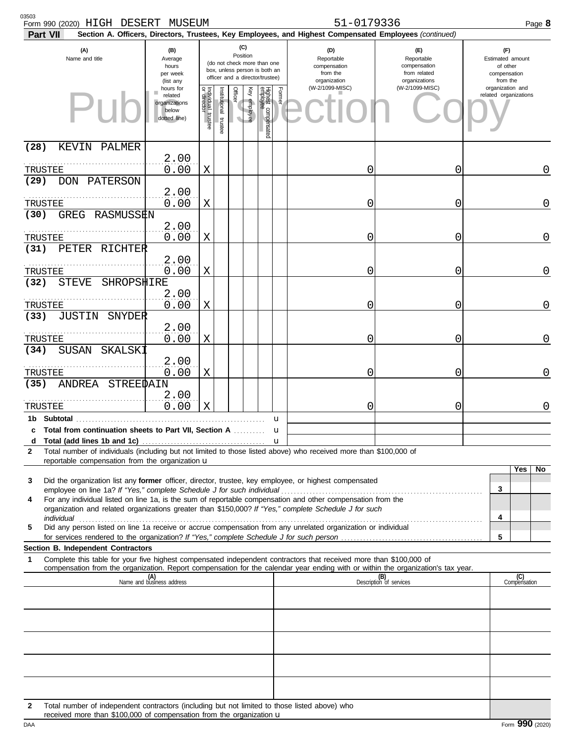Form 990 (2020) HIGH DESERT MUSEUM 51-0179336 Page **8**

**Part VII** **Section A. Officers, Directors, Trustees, Key Employees, and Highest Compensated Employees** *(continued)*

| (A) Name and title | (B) Average hours per week (list any hours for related organizations below dotted line) | (C) Position: Individual trustee or director | Institutional trustee | Officer | Key employee | Highest compensated employee | Former | (D) Reportable compensation from the organization (W-2/1099-MISC) | (E) Reportable compensation from related organizations (W-2/1099-MISC) | (F) Estimated amount of other compensation from the organization and related organizations |
|---|---|---|---|---|---|---|---|---|---|---|
| (28) KEVIN PALMER<br>TRUSTEE | 2.00<br>0.00 | X | | | | | | 0 | 0 | 0 |
| (29) DON PATERSON<br>TRUSTEE | 2.00<br>0.00 | X | | | | | | 0 | 0 | 0 |
| (30) GREG RASMUSSEN<br>TRUSTEE | 2.00<br>0.00 | X | | | | | | 0 | 0 | 0 |
| (31) PETER RICHTER<br>TRUSTEE | 2.00<br>0.00 | X | | | | | | 0 | 0 | 0 |
| (32) STEVE SHROPSHIRE<br>TRUSTEE | 2.00<br>0.00 | X | | | | | | 0 | 0 | 0 |
| (33) JUSTIN SNYDER<br>TRUSTEE | 2.00<br>0.00 | X | | | | | | 0 | 0 | 0 |
| (34) SUSAN SKALSKI<br>TRUSTEE | 2.00<br>0.00 | X | | | | | | 0 | 0 | 0 |
| (35) ANDREA STREEDAIN<br>TRUSTEE | 2.00<br>0.00 | X | | | | | | 0 | 0 | 0 |
| **1b Subtotal** | | | | | | | | | | |
| **c Total from continuation sheets to Part VII, Section A** | | | | | | | | | | |
| **d Total (add lines 1b and 1c)** | | | | | | | | | | |

**2** Total number of individuals (including but not limited to those listed above) who received more than $100,000 of reportable compensation from the organization

| | | Yes | No |
|---|---|---|---|
| **3** Did the organization list any **former** officer, director, trustee, key employee, or highest compensated employee on line 1a? *If "Yes," complete Schedule J for such individual* | 3 | | |
| **4** For any individual listed on line 1a, is the sum of reportable compensation and other compensation from the organization and related organizations greater than $150,000? *If "Yes," complete Schedule J for such individual* | 4 | | |
| **5** Did any person listed on line 1a receive or accrue compensation from any unrelated organization or individual for services rendered to the organization? *If "Yes," complete Schedule J for such person* | 5 | | |

**Section B. Independent Contractors**

**1** Complete this table for your five highest compensated independent contractors that received more than $100,000 of compensation from the organization. Report compensation for the calendar year ending with or within the organization's tax year.

| (A) Name and business address | (B) Description of services | (C) Compensation |
|---|---|---|
| | | |
| | | |
| | | |
| | | |
| | | |

**2** Total number of independent contractors (including but not limited to those listed above) who received more than $100,000 of compensation from the organization

DAA Form **990** (2020)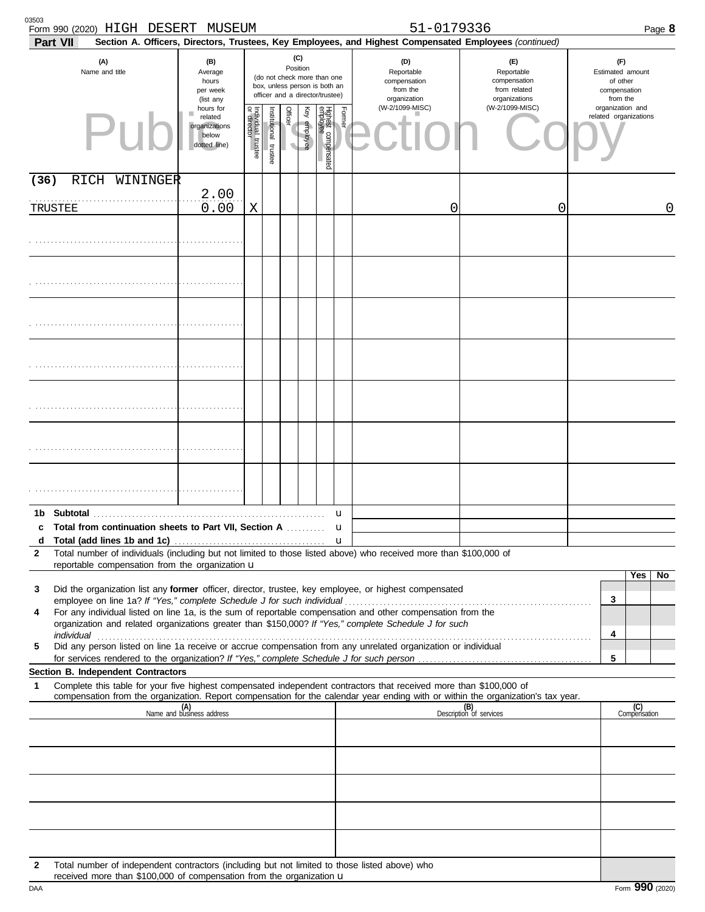Form 990 (2020) HIGH DESERT MUSEUM 51-0179336 Page **8**

**Part VII** **Section A. Officers, Directors, Trustees, Key Employees, and Highest Compensated Employees** *(continued)*

| (A) Name and title | (B) Average hours per week (list any hours for related organizations below dotted line) | (C) Position (do not check more than one box, unless person is both an officer and a director/trustee) | | | | | | (D) Reportable compensation from the organization (W-2/1099-MISC) | (E) Reportable compensation from related organizations (W-2/1099-MISC) | (F) Estimated amount of other compensation from the organization and related organizations |
|---|---|---|---|---|---|---|---|---|---|---|
| | | Individual trustee or director | Institutional trustee | Officer | Key employee | Highest compensated employee | Former | | | |
| (36) RICH WININGER<br>TRUSTEE | 2.00<br>0.00 | X | | | | | | 0 | 0 | 0 |
| | | | | | | | | | | |
| | | | | | | | | | | |
| | | | | | | | | | | |
| | | | | | | | | | | |
| | | | | | | | | | | |
| | | | | | | | | | | |
| | | | | | | | | | | |

**1b Subtotal** u

**c Total from continuation sheets to Part VII, Section A** u

**d Total (add lines 1b and 1c)** u

**2** Total number of individuals (including but not limited to those listed above) who received more than $100,000 of reportable compensation from the organization u

| | | Yes | No |
|---|---|---|---|
| **3** Did the organization list any **former** officer, director, trustee, key employee, or highest compensated employee on line 1a? *If "Yes," complete Schedule J for such individual* | 3 | | |
| **4** For any individual listed on line 1a, is the sum of reportable compensation and other compensation from the organization and related organizations greater than $150,000? *If "Yes," complete Schedule J for such individual* | 4 | | |
| **5** Did any person listed on line 1a receive or accrue compensation from any unrelated organization or individual for services rendered to the organization? *If "Yes," complete Schedule J for such person* | 5 | | |

**Section B. Independent Contractors**

**1** Complete this table for your five highest compensated independent contractors that received more than $100,000 of compensation from the organization. Report compensation for the calendar year ending with or within the organization's tax year.

| (A) Name and business address | (B) Description of services | (C) Compensation |
|---|---|---|
| | | |
| | | |
| | | |
| | | |
| | | |

**2** Total number of independent contractors (including but not limited to those listed above) who received more than $100,000 of compensation from the organization u

Form **990** (2020)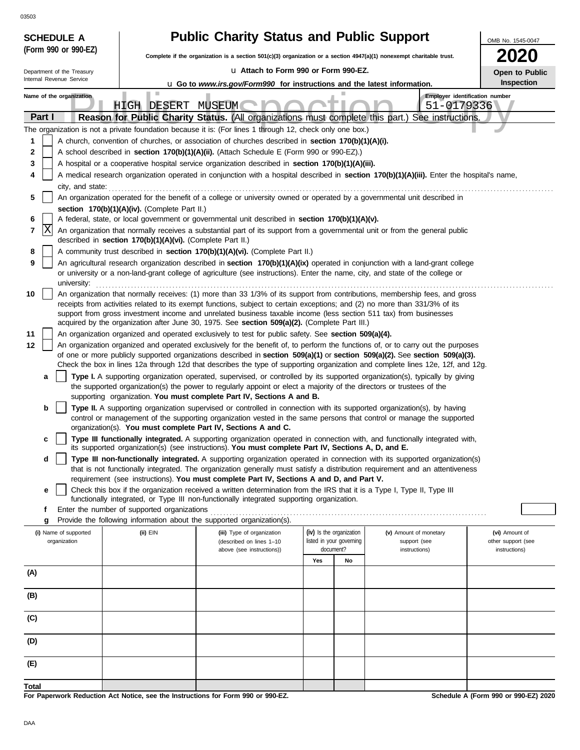03503

**SCHEDULE A**
**(Form 990 or 990-EZ)**

Department of the Treasury
Internal Revenue Service

# Public Charity Status and Public Support

**Complete if the organization is a section 501(c)(3) organization or a section 4947(a)(1) nonexempt charitable trust.**

u **Attach to Form 990 or Form 990-EZ.**

u **Go to *www.irs.gov/Form990* for instructions and the latest information.**

OMB No. 1545-0047

**2020**

**Open to Public Inspection**

**Name of the organization:** HIGH DESERT MUSEUM

**Employer identification number:** 51-0179336

Public Inspection Copy

## Part I — Reason for Public Charity Status. (All organizations must complete this part.) See instructions.

The organization is not a private foundation because it is: (For lines 1 through 12, check only one box.)

1. [ ] A church, convention of churches, or association of churches described in **section 170(b)(1)(A)(i).**
2. [ ] A school described in **section 170(b)(1)(A)(ii).** (Attach Schedule E (Form 990 or 990-EZ).)
3. [ ] A hospital or a cooperative hospital service organization described in **section 170(b)(1)(A)(iii).**
4. [ ] A medical research organization operated in conjunction with a hospital described in **section 170(b)(1)(A)(iii).** Enter the hospital's name, city, and state:
5. [ ] An organization operated for the benefit of a college or university owned or operated by a governmental unit described in **section 170(b)(1)(A)(iv).** (Complete Part II.)
6. [ ] A federal, state, or local government or governmental unit described in **section 170(b)(1)(A)(v).**
7. [X] An organization that normally receives a substantial part of its support from a governmental unit or from the general public described in **section 170(b)(1)(A)(vi).** (Complete Part II.)
8. [ ] A community trust described in **section 170(b)(1)(A)(vi).** (Complete Part II.)
9. [ ] An agricultural research organization described in **section 170(b)(1)(A)(ix)** operated in conjunction with a land-grant college or university or a non-land-grant college of agriculture (see instructions). Enter the name, city, and state of the college or university:
10. [ ] An organization that normally receives: (1) more than 33 1/3% of its support from contributions, membership fees, and gross receipts from activities related to its exempt functions, subject to certain exceptions; and (2) no more than 331/3% of its support from gross investment income and unrelated business taxable income (less section 511 tax) from businesses acquired by the organization after June 30, 1975. See **section 509(a)(2).** (Complete Part III.)
11. [ ] An organization organized and operated exclusively to test for public safety. See **section 509(a)(4).**
12. [ ] An organization organized and operated exclusively for the benefit of, to perform the functions of, or to carry out the purposes of one or more publicly supported organizations described in **section 509(a)(1)** or **section 509(a)(2).** See **section 509(a)(3).** Check the box in lines 12a through 12d that describes the type of supporting organization and complete lines 12e, 12f, and 12g.
    - **a** [ ] **Type I.** A supporting organization operated, supervised, or controlled by its supported organization(s), typically by giving the supported organization(s) the power to regularly appoint or elect a majority of the directors or trustees of the supporting organization. **You must complete Part IV, Sections A and B.**
    - **b** [ ] **Type II.** A supporting organization supervised or controlled in connection with its supported organization(s), by having control or management of the supporting organization vested in the same persons that control or manage the supported organization(s). **You must complete Part IV, Sections A and C.**
    - **c** [ ] **Type III functionally integrated.** A supporting organization operated in connection with, and functionally integrated with, its supported organization(s) (see instructions). **You must complete Part IV, Sections A, D, and E.**
    - **d** [ ] **Type III non-functionally integrated.** A supporting organization operated in connection with its supported organization(s) that is not functionally integrated. The organization generally must satisfy a distribution requirement and an attentiveness requirement (see instructions). **You must complete Part IV, Sections A and D, and Part V.**
    - **e** [ ] Check this box if the organization received a written determination from the IRS that it is a Type I, Type II, Type III functionally integrated, or Type III non-functionally integrated supporting organization.
    - **f** Enter the number of supported organizations
    - **g** Provide the following information about the supported organization(s).

| (i) Name of supported organization | (ii) EIN | (iii) Type of organization (described on lines 1–10 above (see instructions)) | (iv) Is the organization listed in your governing document? | | (v) Amount of monetary support (see instructions) | (vi) Amount of other support (see instructions) |
|---|---|---|---|---|---|---|
| | | | Yes | No | | |
| (A) | | | | | | |
| (B) | | | | | | |
| (C) | | | | | | |
| (D) | | | | | | |
| (E) | | | | | | |
| Total | | | | | | |

**For Paperwork Reduction Act Notice, see the Instructions for Form 990 or 990-EZ.**

**Schedule A (Form 990 or 990-EZ) 2020**

DAA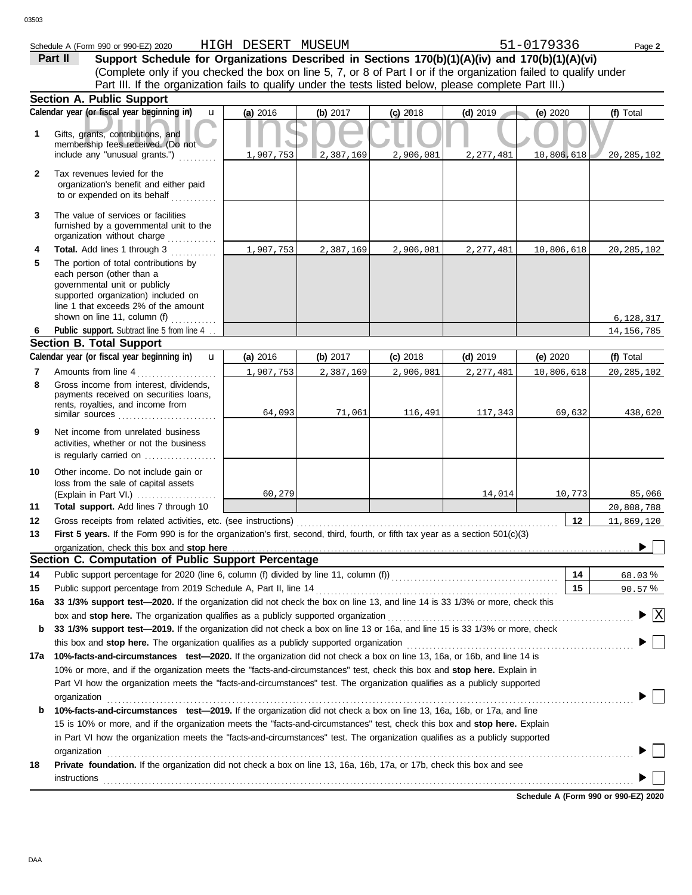Schedule A (Form 990 or 990-EZ) 2020 HIGH DESERT MUSEUM 51-0179336

**Part II** **Support Schedule for Organizations Described in Sections 170(b)(1)(A)(iv) and 170(b)(1)(A)(vi)**
(Complete only if you checked the box on line 5, 7, or 8 of Part I or if the organization failed to qualify under Part III. If the organization fails to qualify under the tests listed below, please complete Part III.)

## Section A. Public Support

| Calendar year (or fiscal year beginning in) | (a) 2016 | (b) 2017 | (c) 2018 | (d) 2019 | (e) 2020 | (f) Total |
|---|---|---|---|---|---|---|
| **1** Gifts, grants, contributions, and membership fees received. (Do not include any "unusual grants.") | 1,907,753 | 2,387,169 | 2,906,081 | 2,277,481 | 10,806,618 | 20,285,102 |
| **2** Tax revenues levied for the organization's benefit and either paid to or expended on its behalf | | | | | | |
| **3** The value of services or facilities furnished by a governmental unit to the organization without charge | | | | | | |
| **4** **Total.** Add lines 1 through 3 | 1,907,753 | 2,387,169 | 2,906,081 | 2,277,481 | 10,806,618 | 20,285,102 |
| **5** The portion of total contributions by each person (other than a governmental unit or publicly supported organization) included on line 1 that exceeds 2% of the amount shown on line 11, column (f) | | | | | | 6,128,317 |
| **6** **Public support.** Subtract line 5 from line 4 | | | | | | 14,156,785 |

## Section B. Total Support

| Calendar year (or fiscal year beginning in) | (a) 2016 | (b) 2017 | (c) 2018 | (d) 2019 | (e) 2020 | (f) Total |
|---|---|---|---|---|---|---|
| **7** Amounts from line 4 | 1,907,753 | 2,387,169 | 2,906,081 | 2,277,481 | 10,806,618 | 20,285,102 |
| **8** Gross income from interest, dividends, payments received on securities loans, rents, royalties, and income from similar sources | 64,093 | 71,061 | 116,491 | 117,343 | 69,632 | 438,620 |
| **9** Net income from unrelated business activities, whether or not the business is regularly carried on | | | | | | |
| **10** Other income. Do not include gain or loss from the sale of capital assets (Explain in Part VI.) | 60,279 | | | 14,014 | 10,773 | 85,066 |
| **11** **Total support.** Add lines 7 through 10 | | | | | | 20,808,788 |

**12** Gross receipts from related activities, etc. (see instructions) — **12** — 11,869,120

**13** **First 5 years.** If the Form 990 is for the organization's first, second, third, fourth, or fifth tax year as a section 501(c)(3) organization, check this box and **stop here** ☐

## Section C. Computation of Public Support Percentage

**14** Public support percentage for 2020 (line 6, column (f) divided by line 11, column (f)) — **14** — 68.03 %

**15** Public support percentage from 2019 Schedule A, Part II, line 14 — **15** — 90.57 %

**16a** **33 1/3% support test—2020.** If the organization did not check the box on line 13, and line 14 is 33 1/3% or more, check this box and **stop here.** The organization qualifies as a publicly supported organization ☒

**b** **33 1/3% support test—2019.** If the organization did not check a box on line 13 or 16a, and line 15 is 33 1/3% or more, check this box and **stop here.** The organization qualifies as a publicly supported organization ☐

**17a** **10%-facts-and-circumstances test—2020.** If the organization did not check a box on line 13, 16a, or 16b, and line 14 is 10% or more, and if the organization meets the "facts-and-circumstances" test, check this box and **stop here.** Explain in Part VI how the organization meets the "facts-and-circumstances" test. The organization qualifies as a publicly supported organization ☐

**b** **10%-facts-and-circumstances test—2019.** If the organization did not check a box on line 13, 16a, 16b, or 17a, and line 15 is 10% or more, and if the organization meets the "facts-and-circumstances" test, check this box and **stop here.** Explain in Part VI how the organization meets the "facts-and-circumstances" test. The organization qualifies as a publicly supported organization ☐

**18** **Private foundation.** If the organization did not check a box on line 13, 16a, 16b, 17a, or 17b, check this box and see instructions ☐

**Schedule A (Form 990 or 990-EZ) 2020**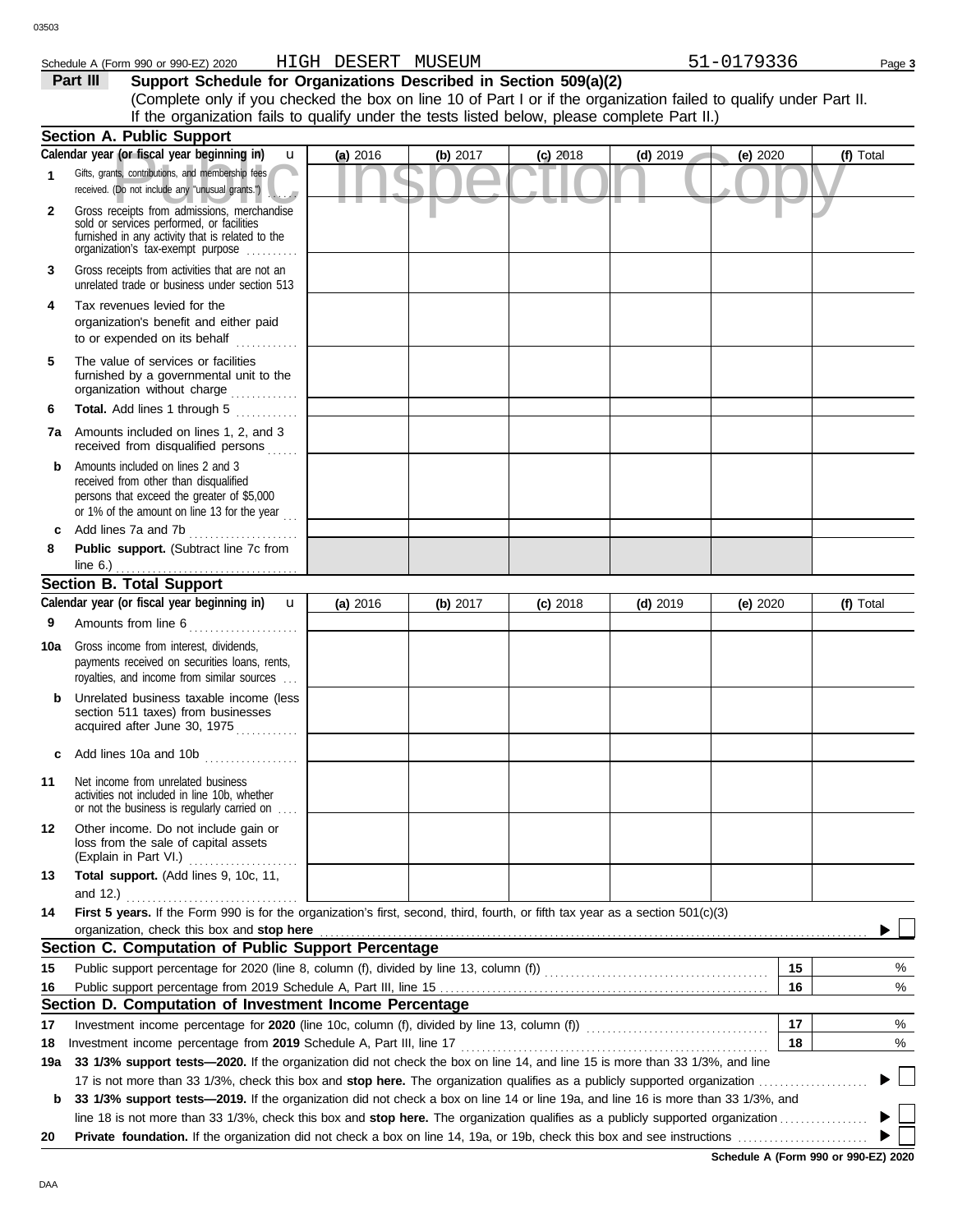Schedule A (Form 990 or 990-EZ) 2020 HIGH DESERT MUSEUM 51-0179336

**Part III Support Schedule for Organizations Described in Section 509(a)(2)**

(Complete only if you checked the box on line 10 of Part I or if the organization failed to qualify under Part II. If the organization fails to qualify under the tests listed below, please complete Part II.)

**Section A. Public Support**

| Calendar year (or fiscal year beginning in) | (a) 2016 | (b) 2017 | (c) 2018 | (d) 2019 | (e) 2020 | (f) Total |
|---|---|---|---|---|---|---|
| 1 Gifts, grants, contributions, and membership fees received. (Do not include any "unusual grants.") | | | | | | |
| 2 Gross receipts from admissions, merchandise sold or services performed, or facilities furnished in any activity that is related to the organization's tax-exempt purpose | | | | | | |
| 3 Gross receipts from activities that are not an unrelated trade or business under section 513 | | | | | | |
| 4 Tax revenues levied for the organization's benefit and either paid to or expended on its behalf | | | | | | |
| 5 The value of services or facilities furnished by a governmental unit to the organization without charge | | | | | | |
| 6 **Total.** Add lines 1 through 5 | | | | | | |
| 7a Amounts included on lines 1, 2, and 3 received from disqualified persons | | | | | | |
| b Amounts included on lines 2 and 3 received from other than disqualified persons that exceed the greater of $5,000 or 1% of the amount on line 13 for the year | | | | | | |
| c Add lines 7a and 7b | | | | | | |
| 8 **Public support.** (Subtract line 7c from line 6.) | | | | | | |

**Section B. Total Support**

| Calendar year (or fiscal year beginning in) | (a) 2016 | (b) 2017 | (c) 2018 | (d) 2019 | (e) 2020 | (f) Total |
|---|---|---|---|---|---|---|
| 9 Amounts from line 6 | | | | | | |
| 10a Gross income from interest, dividends, payments received on securities loans, rents, royalties, and income from similar sources | | | | | | |
| b Unrelated business taxable income (less section 511 taxes) from businesses acquired after June 30, 1975 | | | | | | |
| c Add lines 10a and 10b | | | | | | |
| 11 Net income from unrelated business activities not included in line 10b, whether or not the business is regularly carried on | | | | | | |
| 12 Other income. Do not include gain or loss from the sale of capital assets (Explain in Part VI.) | | | | | | |
| 13 **Total support.** (Add lines 9, 10c, 11, and 12.) | | | | | | |

14 **First 5 years.** If the Form 990 is for the organization's first, second, third, fourth, or fifth tax year as a section 501(c)(3) organization, check this box and **stop here** ☐

**Section C. Computation of Public Support Percentage**

15 Public support percentage for 2020 (line 8, column (f), divided by line 13, column (f)) — 15 — %

16 Public support percentage from 2019 Schedule A, Part III, line 15 — 16 — %

**Section D. Computation of Investment Income Percentage**

17 Investment income percentage for **2020** (line 10c, column (f), divided by line 13, column (f)) — 17 — %

18 Investment income percentage from **2019** Schedule A, Part III, line 17 — 18 — %

19a **33 1/3% support tests—2020.** If the organization did not check the box on line 14, and line 15 is more than 33 1/3%, and line 17 is not more than 33 1/3%, check this box and **stop here.** The organization qualifies as a publicly supported organization ☐

b **33 1/3% support tests—2019.** If the organization did not check a box on line 14 or line 19a, and line 16 is more than 33 1/3%, and line 18 is not more than 33 1/3%, check this box and **stop here.** The organization qualifies as a publicly supported organization ☐

20 **Private foundation.** If the organization did not check a box on line 14, 19a, or 19b, check this box and see instructions ☐

**Schedule A (Form 990 or 990-EZ) 2020**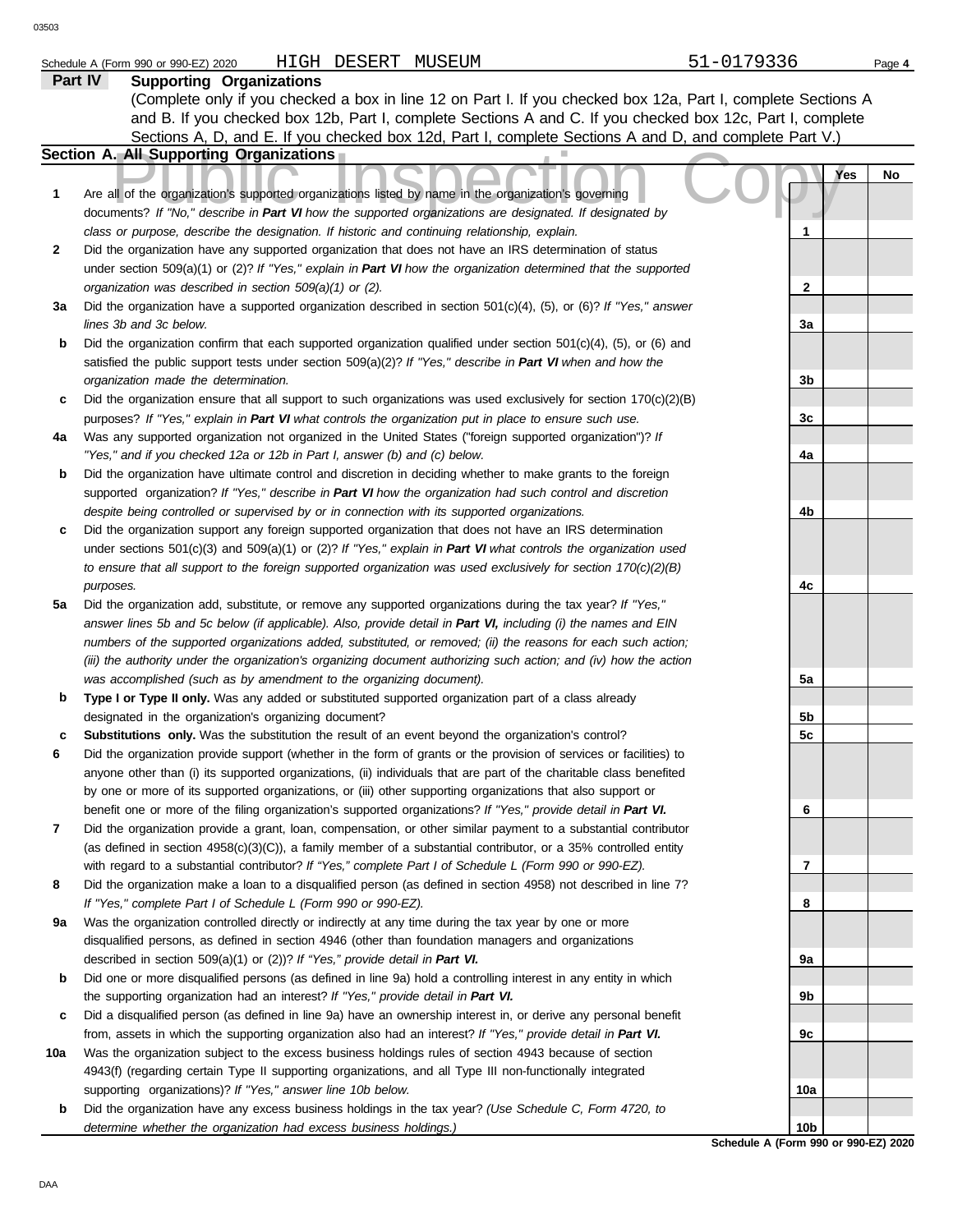Schedule A (Form 990 or 990-EZ) 2020 HIGH DESERT MUSEUM 51-0179336 Page **4**

## Part IV Supporting Organizations

(Complete only if you checked a box in line 12 on Part I. If you checked box 12a, Part I, complete Sections A and B. If you checked box 12b, Part I, complete Sections A and C. If you checked box 12c, Part I, complete Sections A, D, and E. If you checked box 12d, Part I, complete Sections A and D, and complete Part V.)

### Section A. All Supporting Organizations

Public Inspection Copy

| | | | Yes | No |
|---|---|---|---|---|
| **1** | Are all of the organization's supported organizations listed by name in the organization's governing documents? *If "No," describe in **Part VI** how the supported organizations are designated. If designated by class or purpose, describe the designation. If historic and continuing relationship, explain.* | 1 | | |
| **2** | Did the organization have any supported organization that does not have an IRS determination of status under section 509(a)(1) or (2)? *If "Yes," explain in **Part VI** how the organization determined that the supported organization was described in section 509(a)(1) or (2).* | 2 | | |
| **3a** | Did the organization have a supported organization described in section 501(c)(4), (5), or (6)? *If "Yes," answer lines 3b and 3c below.* | 3a | | |
| **b** | Did the organization confirm that each supported organization qualified under section 501(c)(4), (5), or (6) and satisfied the public support tests under section 509(a)(2)? *If "Yes," describe in **Part VI** when and how the organization made the determination.* | 3b | | |
| **c** | Did the organization ensure that all support to such organizations was used exclusively for section 170(c)(2)(B) purposes? *If "Yes," explain in **Part VI** what controls the organization put in place to ensure such use.* | 3c | | |
| **4a** | Was any supported organization not organized in the United States ("foreign supported organization")? *If "Yes," and if you checked 12a or 12b in Part I, answer (b) and (c) below.* | 4a | | |
| **b** | Did the organization have ultimate control and discretion in deciding whether to make grants to the foreign supported organization? *If "Yes," describe in **Part VI** how the organization had such control and discretion despite being controlled or supervised by or in connection with its supported organizations.* | 4b | | |
| **c** | Did the organization support any foreign supported organization that does not have an IRS determination under sections 501(c)(3) and 509(a)(1) or (2)? *If "Yes," explain in **Part VI** what controls the organization used to ensure that all support to the foreign supported organization was used exclusively for section 170(c)(2)(B) purposes.* | 4c | | |
| **5a** | Did the organization add, substitute, or remove any supported organizations during the tax year? *If "Yes," answer lines 5b and 5c below (if applicable). Also, provide detail in **Part VI,** including (i) the names and EIN numbers of the supported organizations added, substituted, or removed; (ii) the reasons for each such action; (iii) the authority under the organization's organizing document authorizing such action; and (iv) how the action was accomplished (such as by amendment to the organizing document).* | 5a | | |
| **b** | **Type I or Type II only.** Was any added or substituted supported organization part of a class already designated in the organization's organizing document? | 5b | | |
| **c** | **Substitutions only.** Was the substitution the result of an event beyond the organization's control? | 5c | | |
| **6** | Did the organization provide support (whether in the form of grants or the provision of services or facilities) to anyone other than (i) its supported organizations, (ii) individuals that are part of the charitable class benefited by one or more of its supported organizations, or (iii) other supporting organizations that also support or benefit one or more of the filing organization's supported organizations? *If "Yes," provide detail in **Part VI.*** | 6 | | |
| **7** | Did the organization provide a grant, loan, compensation, or other similar payment to a substantial contributor (as defined in section 4958(c)(3)(C)), a family member of a substantial contributor, or a 35% controlled entity with regard to a substantial contributor? *If "Yes," complete Part I of Schedule L (Form 990 or 990-EZ).* | 7 | | |
| **8** | Did the organization make a loan to a disqualified person (as defined in section 4958) not described in line 7? *If "Yes," complete Part I of Schedule L (Form 990 or 990-EZ).* | 8 | | |
| **9a** | Was the organization controlled directly or indirectly at any time during the tax year by one or more disqualified persons, as defined in section 4946 (other than foundation managers and organizations described in section 509(a)(1) or (2))? *If "Yes," provide detail in **Part VI.*** | 9a | | |
| **b** | Did one or more disqualified persons (as defined in line 9a) hold a controlling interest in any entity in which the supporting organization had an interest? *If "Yes," provide detail in **Part VI.*** | 9b | | |
| **c** | Did a disqualified person (as defined in line 9a) have an ownership interest in, or derive any personal benefit from, assets in which the supporting organization also had an interest? *If "Yes," provide detail in **Part VI.*** | 9c | | |
| **10a** | Was the organization subject to the excess business holdings rules of section 4943 because of section 4943(f) (regarding certain Type II supporting organizations, and all Type III non-functionally integrated supporting organizations)? *If "Yes," answer line 10b below.* | 10a | | |
| **b** | Did the organization have any excess business holdings in the tax year? *(Use Schedule C, Form 4720, to determine whether the organization had excess business holdings.)* | 10b | | |

**Schedule A (Form 990 or 990-EZ) 2020**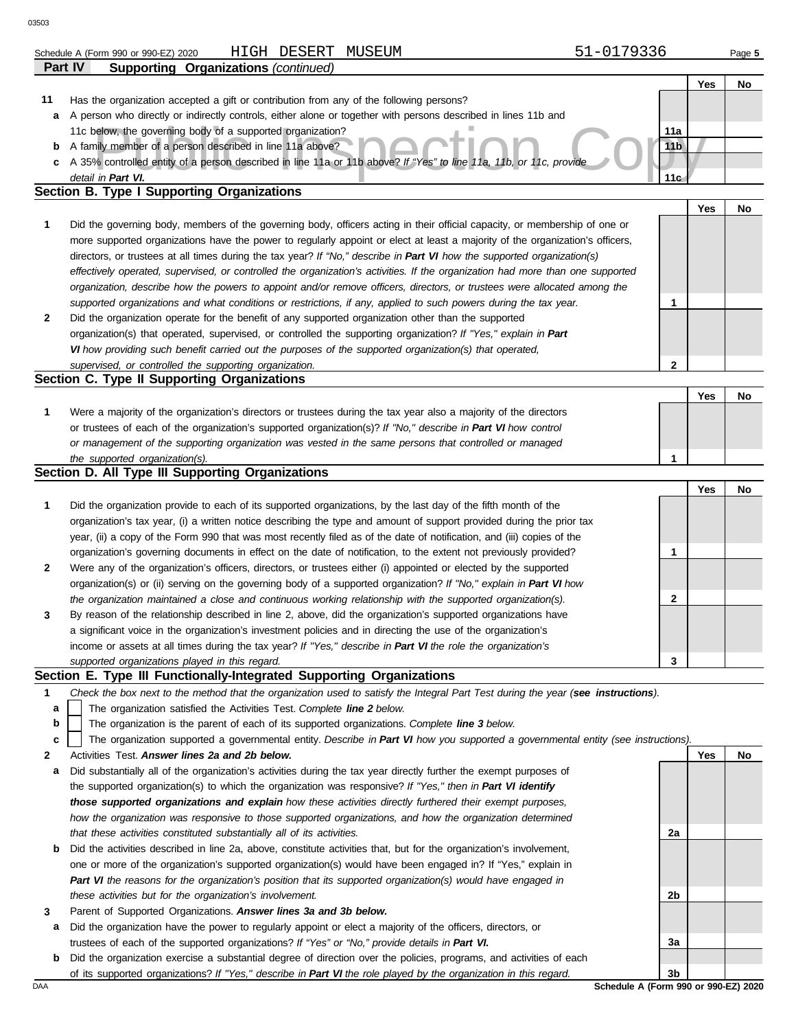Schedule A (Form 990 or 990-EZ) 2020 HIGH DESERT MUSEUM 51-0179336

**Part IV Supporting Organizations** *(continued)*

| | | | Yes | No |
|---|---|---|---|---|
| **11** | Has the organization accepted a gift or contribution from any of the following persons? | | | |
| **a** | A person who directly or indirectly controls, either alone or together with persons described in lines 11b and 11c below, the governing body of a supported organization? | 11a | | |
| **b** | A family member of a person described in line 11a above? | 11b | | |
| **c** | A 35% controlled entity of a person described in line 11a or 11b above? *If "Yes" to line 11a, 11b, or 11c, provide detail in **Part VI.*** | 11c | | |

## Section B. Type I Supporting Organizations

| | | | Yes | No |
|---|---|---|---|---|
| **1** | Did the governing body, members of the governing body, officers acting in their official capacity, or membership of one or more supported organizations have the power to regularly appoint or elect at least a majority of the organization's officers, directors, or trustees at all times during the tax year? *If "No," describe in **Part VI** how the supported organization(s) effectively operated, supervised, or controlled the organization's activities. If the organization had more than one supported organization, describe how the powers to appoint and/or remove officers, directors, or trustees were allocated among the supported organizations and what conditions or restrictions, if any, applied to such powers during the tax year.* | 1 | | |
| **2** | Did the organization operate for the benefit of any supported organization other than the supported organization(s) that operated, supervised, or controlled the supporting organization? *If "Yes," explain in **Part VI** how providing such benefit carried out the purposes of the supported organization(s) that operated, supervised, or controlled the supporting organization.* | 2 | | |

## Section C. Type II Supporting Organizations

| | | | Yes | No |
|---|---|---|---|---|
| **1** | Were a majority of the organization's directors or trustees during the tax year also a majority of the directors or trustees of each of the organization's supported organization(s)? *If "No," describe in **Part VI** how control or management of the supporting organization was vested in the same persons that controlled or managed the supported organization(s).* | 1 | | |

## Section D. All Type III Supporting Organizations

| | | | Yes | No |
|---|---|---|---|---|
| **1** | Did the organization provide to each of its supported organizations, by the last day of the fifth month of the organization's tax year, (i) a written notice describing the type and amount of support provided during the prior tax year, (ii) a copy of the Form 990 that was most recently filed as of the date of notification, and (iii) copies of the organization's governing documents in effect on the date of notification, to the extent not previously provided? | 1 | | |
| **2** | Were any of the organization's officers, directors, or trustees either (i) appointed or elected by the supported organization(s) or (ii) serving on the governing body of a supported organization? *If "No," explain in **Part VI** how the organization maintained a close and continuous working relationship with the supported organization(s).* | 2 | | |
| **3** | By reason of the relationship described in line 2, above, did the organization's supported organizations have a significant voice in the organization's investment policies and in directing the use of the organization's income or assets at all times during the tax year? *If "Yes," describe in **Part VI** the role the organization's supported organizations played in this regard.* | 3 | | |

## Section E. Type III Functionally-Integrated Supporting Organizations

**1** *Check the box next to the method that the organization used to satisfy the Integral Part Test during the year (**see instructions**).*

- **a** ☐ The organization satisfied the Activities Test. *Complete **line 2** below.*
- **b** ☐ The organization is the parent of each of its supported organizations. *Complete **line 3** below.*
- **c** ☐ The organization supported a governmental entity. *Describe in **Part VI** how you supported a governmental entity (see instructions).*

| | | | Yes | No |
|---|---|---|---|---|
| **2** | Activities Test. ***Answer lines 2a and 2b below.*** | | | |
| **a** | Did substantially all of the organization's activities during the tax year directly further the exempt purposes of the supported organization(s) to which the organization was responsive? *If "Yes," then in **Part VI identify those supported organizations and explain** how these activities directly furthered their exempt purposes, how the organization was responsive to those supported organizations, and how the organization determined that these activities constituted substantially all of its activities.* | 2a | | |
| **b** | Did the activities described in line 2a, above, constitute activities that, but for the organization's involvement, one or more of the organization's supported organization(s) would have been engaged in? If "Yes," explain in ***Part VI** the reasons for the organization's position that its supported organization(s) would have engaged in these activities but for the organization's involvement.* | 2b | | |
| **3** | Parent of Supported Organizations. ***Answer lines 3a and 3b below.*** | | | |
| **a** | Did the organization have the power to regularly appoint or elect a majority of the officers, directors, or trustees of each of the supported organizations? *If "Yes" or "No," provide details in **Part VI.*** | 3a | | |
| **b** | Did the organization exercise a substantial degree of direction over the policies, programs, and activities of each of its supported organizations? *If "Yes," describe in **Part VI** the role played by the organization in this regard.* | 3b | | |

Schedule A (Form 990 or 990-EZ) 2020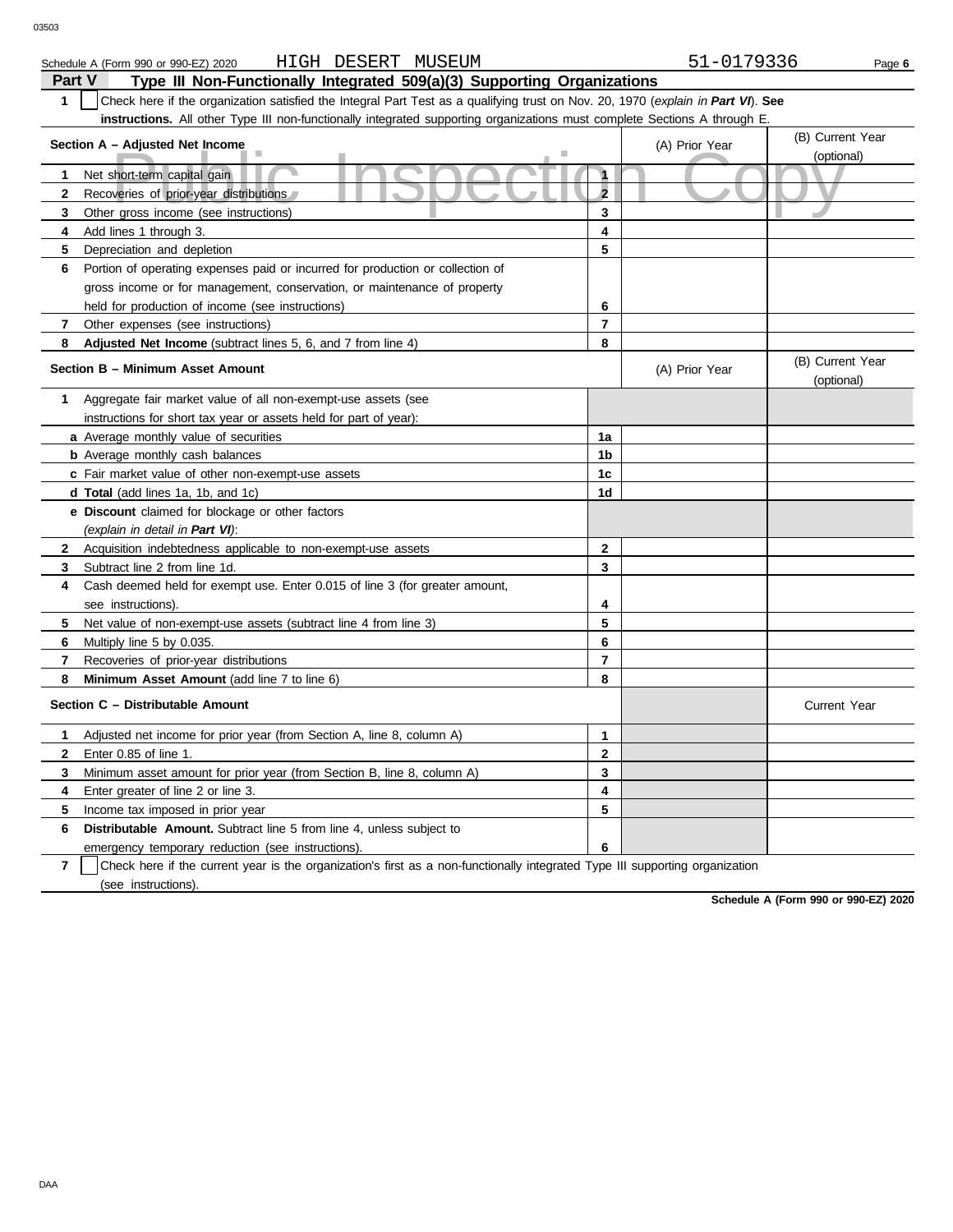Schedule A (Form 990 or 990-EZ) 2020 HIGH DESERT MUSEUM 51-0179336

## Part V Type III Non-Functionally Integrated 509(a)(3) Supporting Organizations

**1** ☐ Check here if the organization satisfied the Integral Part Test as a qualifying trust on Nov. 20, 1970 (*explain in **Part VI***). **See instructions.** All other Type III non-functionally integrated supporting organizations must complete Sections A through E.

| Section A – Adjusted Net Income | | (A) Prior Year | (B) Current Year (optional) |
|---|---|---|---|
| **1** Net short-term capital gain | 1 | | |
| **2** Recoveries of prior-year distributions | 2 | | |
| **3** Other gross income (see instructions) | 3 | | |
| **4** Add lines 1 through 3. | 4 | | |
| **5** Depreciation and depletion | 5 | | |
| **6** Portion of operating expenses paid or incurred for production or collection of gross income or for management, conservation, or maintenance of property held for production of income (see instructions) | 6 | | |
| **7** Other expenses (see instructions) | 7 | | |
| **8** **Adjusted Net Income** (subtract lines 5, 6, and 7 from line 4) | 8 | | |

| Section B – Minimum Asset Amount | | (A) Prior Year | (B) Current Year (optional) |
|---|---|---|---|
| **1** Aggregate fair market value of all non-exempt-use assets (see instructions for short tax year or assets held for part of year): | | | |
| **a** Average monthly value of securities | 1a | | |
| **b** Average monthly cash balances | 1b | | |
| **c** Fair market value of other non-exempt-use assets | 1c | | |
| **d** **Total** (add lines 1a, 1b, and 1c) | 1d | | |
| **e** **Discount** claimed for blockage or other factors (*explain in detail in **Part VI***): | | | |
| **2** Acquisition indebtedness applicable to non-exempt-use assets | 2 | | |
| **3** Subtract line 2 from line 1d. | 3 | | |
| **4** Cash deemed held for exempt use. Enter 0.015 of line 3 (for greater amount, see instructions). | 4 | | |
| **5** Net value of non-exempt-use assets (subtract line 4 from line 3) | 5 | | |
| **6** Multiply line 5 by 0.035. | 6 | | |
| **7** Recoveries of prior-year distributions | 7 | | |
| **8** **Minimum Asset Amount** (add line 7 to line 6) | 8 | | |

| Section C – Distributable Amount | | | Current Year |
|---|---|---|---|
| **1** Adjusted net income for prior year (from Section A, line 8, column A) | 1 | | |
| **2** Enter 0.85 of line 1. | 2 | | |
| **3** Minimum asset amount for prior year (from Section B, line 8, column A) | 3 | | |
| **4** Enter greater of line 2 or line 3. | 4 | | |
| **5** Income tax imposed in prior year | 5 | | |
| **6** **Distributable Amount.** Subtract line 5 from line 4, unless subject to emergency temporary reduction (see instructions). | 6 | | |

**7** ☐ Check here if the current year is the organization's first as a non-functionally integrated Type III supporting organization (see instructions).

**Schedule A (Form 990 or 990-EZ) 2020**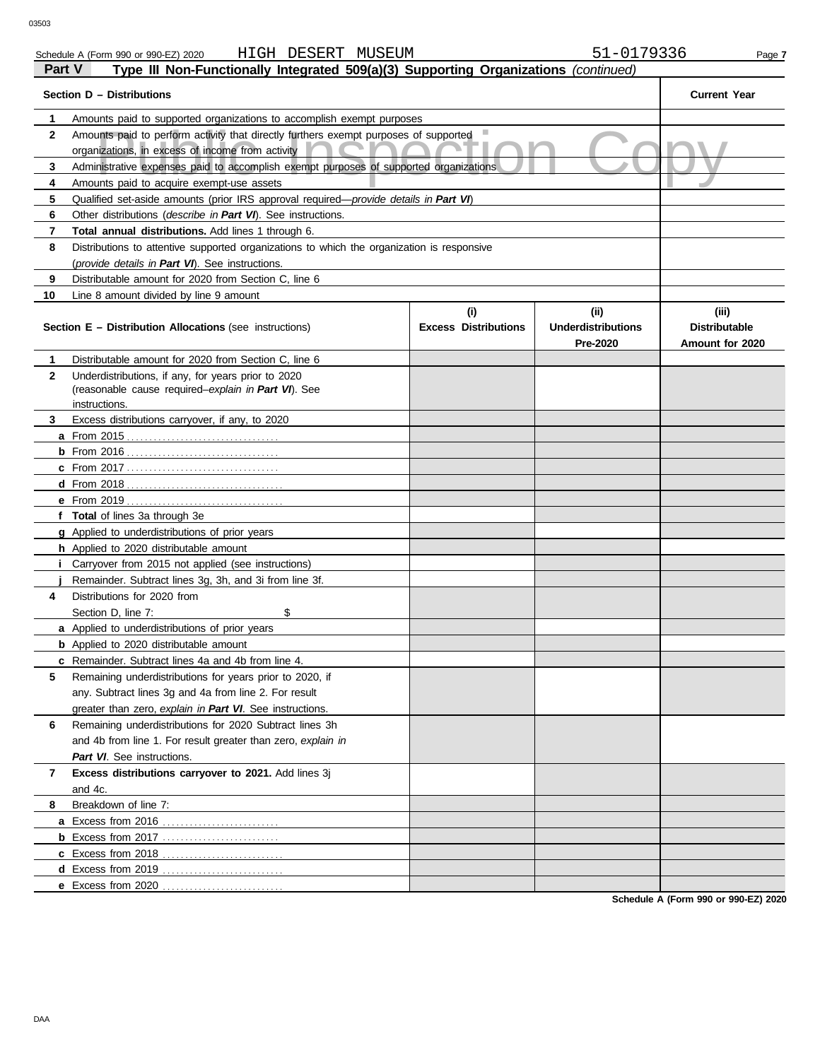Schedule A (Form 990 or 990-EZ) 2020 HIGH DESERT MUSEUM 51-0179336

## Part V Type III Non-Functionally Integrated 509(a)(3) Supporting Organizations *(continued)*

| Section D – Distributions | | Current Year |
|---|---|---|
| 1 | Amounts paid to supported organizations to accomplish exempt purposes | |
| 2 | Amounts paid to perform activity that directly furthers exempt purposes of supported organizations, in excess of income from activity | |
| 3 | Administrative expenses paid to accomplish exempt purposes of supported organizations | |
| 4 | Amounts paid to acquire exempt-use assets | |
| 5 | Qualified set-aside amounts (prior IRS approval required—*provide details in **Part VI***) | |
| 6 | Other distributions (*describe in **Part VI***). See instructions. | |
| 7 | **Total annual distributions.** Add lines 1 through 6. | |
| 8 | Distributions to attentive supported organizations to which the organization is responsive (*provide details in **Part VI***). See instructions. | |
| 9 | Distributable amount for 2020 from Section C, line 6 | |
| 10 | Line 8 amount divided by line 9 amount | |

| | Section E – Distribution Allocations (see instructions) | (i) Excess Distributions | (ii) Underdistributions Pre-2020 | (iii) Distributable Amount for 2020 |
|---|---|---|---|---|
| 1 | Distributable amount for 2020 from Section C, line 6 | | | |
| 2 | Underdistributions, if any, for years prior to 2020 (reasonable cause required–*explain in **Part VI***). See instructions. | | | |
| 3 | Excess distributions carryover, if any, to 2020 | | | |
| a | From 2015 | | | |
| b | From 2016 | | | |
| c | From 2017 | | | |
| d | From 2018 | | | |
| e | From 2019 | | | |
| f | **Total** of lines 3a through 3e | | | |
| g | Applied to underdistributions of prior years | | | |
| h | Applied to 2020 distributable amount | | | |
| i | Carryover from 2015 not applied (see instructions) | | | |
| j | Remainder. Subtract lines 3g, 3h, and 3i from line 3f. | | | |
| 4 | Distributions for 2020 from Section D, line 7: $ | | | |
| a | Applied to underdistributions of prior years | | | |
| b | Applied to 2020 distributable amount | | | |
| c | Remainder. Subtract lines 4a and 4b from line 4. | | | |
| 5 | Remaining underdistributions for years prior to 2020, if any. Subtract lines 3g and 4a from line 2. For result greater than zero, *explain in **Part VI***. See instructions. | | | |
| 6 | Remaining underdistributions for 2020 Subtract lines 3h and 4b from line 1. For result greater than zero, *explain in **Part VI***. See instructions. | | | |
| 7 | **Excess distributions carryover to 2021.** Add lines 3j and 4c. | | | |
| 8 | Breakdown of line 7: | | | |
| a | Excess from 2016 | | | |
| b | Excess from 2017 | | | |
| c | Excess from 2018 | | | |
| d | Excess from 2019 | | | |
| e | Excess from 2020 | | | |

Schedule A (Form 990 or 990-EZ) 2020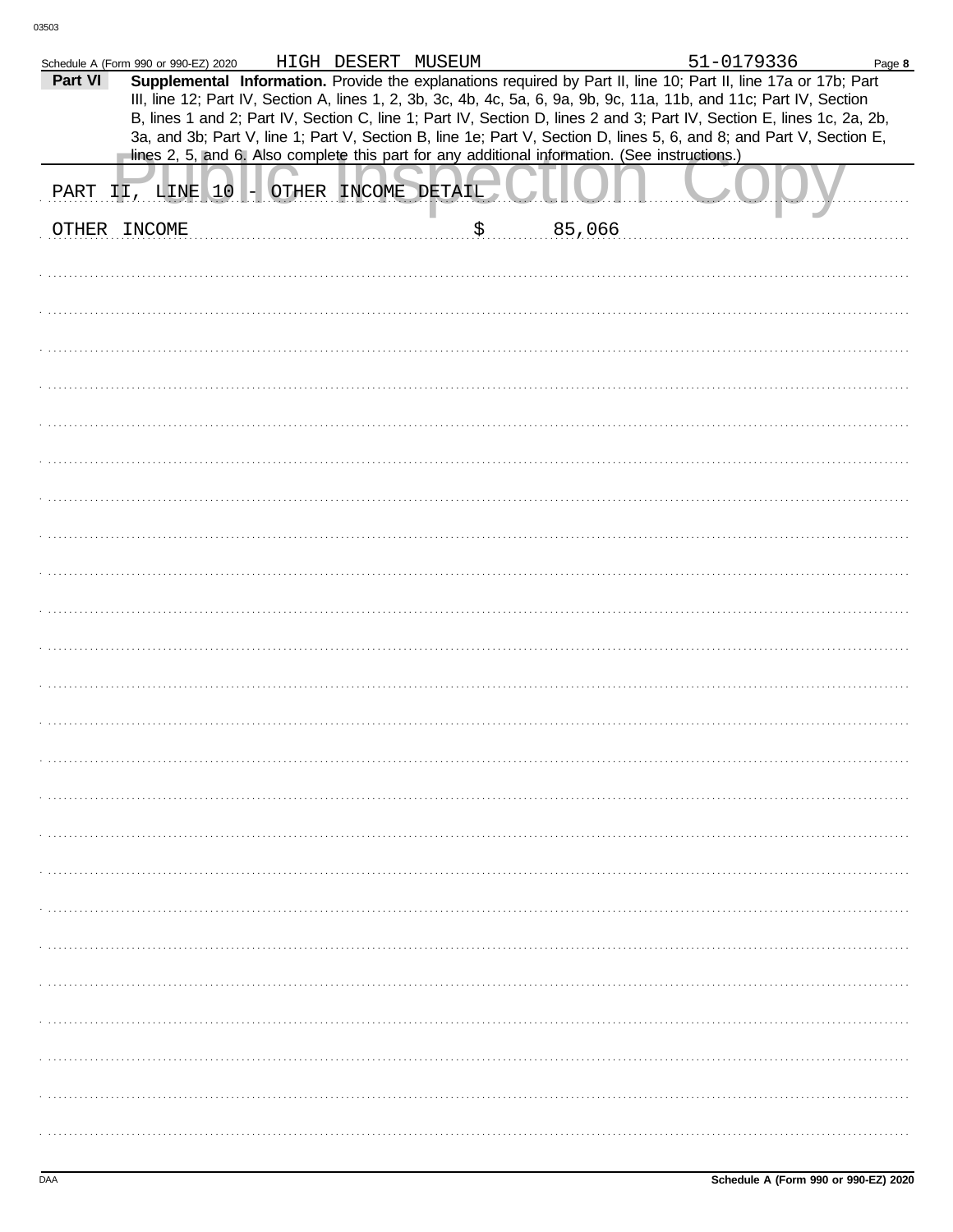Schedule A (Form 990 or 990-EZ) 2020 HIGH DESERT MUSEUM 51-0179336 Page **8**

**Part VI** **Supplemental Information.** Provide the explanations required by Part II, line 10; Part II, line 17a or 17b; Part III, line 12; Part IV, Section A, lines 1, 2, 3b, 3c, 4b, 4c, 5a, 6, 9a, 9b, 9c, 11a, 11b, and 11c; Part IV, Section B, lines 1 and 2; Part IV, Section C, line 1; Part IV, Section D, lines 2 and 3; Part IV, Section E, lines 1c, 2a, 2b, 3a, and 3b; Part V, line 1; Part V, Section B, line 1e; Part V, Section D, lines 5, 6, and 8; and Part V, Section E, lines 2, 5, and 6. Also complete this part for any additional information. (See instructions.)

PART II, LINE 10 - OTHER INCOME DETAIL

OTHER INCOME $ 85,066

Schedule A (Form 990 or 990-EZ) 2020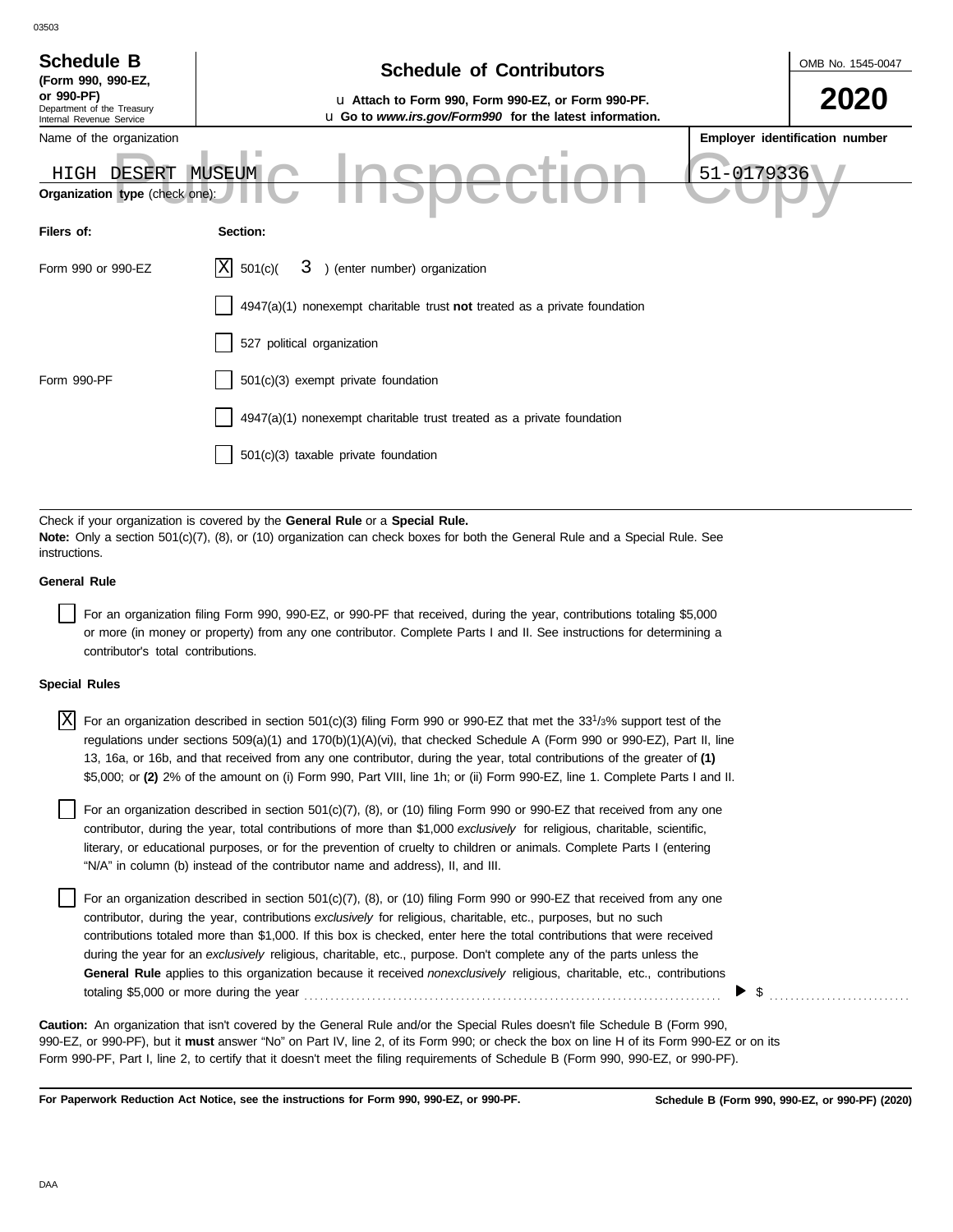03503

**Schedule B**
**(Form 990, 990-EZ, or 990-PF)**
Department of the Treasury
Internal Revenue Service

# Schedule of Contributors

u **Attach to Form 990, Form 990-EZ, or Form 990-PF.**
u **Go to *www.irs.gov/Form990* for the latest information.**

OMB No. 1545-0047

**2020**

Name of the organization: HIGH DESERT MUSEUM

**Employer identification number**: 51-0179336

Public Inspection Copy

**Organization type** (check one):

| **Filers of:** | **Section:** |
|---|---|
| Form 990 or 990-EZ | [X] 501(c)( 3 ) (enter number) organization |
| | [ ] 4947(a)(1) nonexempt charitable trust **not** treated as a private foundation |
| | [ ] 527 political organization |
| Form 990-PF | [ ] 501(c)(3) exempt private foundation |
| | [ ] 4947(a)(1) nonexempt charitable trust treated as a private foundation |
| | [ ] 501(c)(3) taxable private foundation |

Check if your organization is covered by the **General Rule** or a **Special Rule.**
**Note:** Only a section 501(c)(7), (8), or (10) organization can check boxes for both the General Rule and a Special Rule. See instructions.

**General Rule**

[ ] For an organization filing Form 990, 990-EZ, or 990-PF that received, during the year, contributions totaling $5,000 or more (in money or property) from any one contributor. Complete Parts I and II. See instructions for determining a contributor's total contributions.

**Special Rules**

[X] For an organization described in section 501(c)(3) filing Form 990 or 990-EZ that met the 33 1/3% support test of the regulations under sections 509(a)(1) and 170(b)(1)(A)(vi), that checked Schedule A (Form 990 or 990-EZ), Part II, line 13, 16a, or 16b, and that received from any one contributor, during the year, total contributions of the greater of **(1)** $5,000; or **(2)** 2% of the amount on (i) Form 990, Part VIII, line 1h; or (ii) Form 990-EZ, line 1. Complete Parts I and II.

[ ] For an organization described in section 501(c)(7), (8), or (10) filing Form 990 or 990-EZ that received from any one contributor, during the year, total contributions of more than $1,000 *exclusively* for religious, charitable, scientific, literary, or educational purposes, or for the prevention of cruelty to children or animals. Complete Parts I (entering "N/A" in column (b) instead of the contributor name and address), II, and III.

[ ] For an organization described in section 501(c)(7), (8), or (10) filing Form 990 or 990-EZ that received from any one contributor, during the year, contributions *exclusively* for religious, charitable, etc., purposes, but no such contributions totaled more than $1,000. If this box is checked, enter here the total contributions that were received during the year for an *exclusively* religious, charitable, etc., purpose. Don't complete any of the parts unless the **General Rule** applies to this organization because it received *nonexclusively* religious, charitable, etc., contributions totaling $5,000 or more during the year . . . . . . . . . . . . . . . . ▶ $ . . . . . . . . . . . .

**Caution:** An organization that isn't covered by the General Rule and/or the Special Rules doesn't file Schedule B (Form 990, 990-EZ, or 990-PF), but it **must** answer "No" on Part IV, line 2, of its Form 990; or check the box on line H of its Form 990-EZ or on its Form 990-PF, Part I, line 2, to certify that it doesn't meet the filing requirements of Schedule B (Form 990, 990-EZ, or 990-PF).

**For Paperwork Reduction Act Notice, see the instructions for Form 990, 990-EZ, or 990-PF.** **Schedule B (Form 990, 990-EZ, or 990-PF) (2020)**

DAA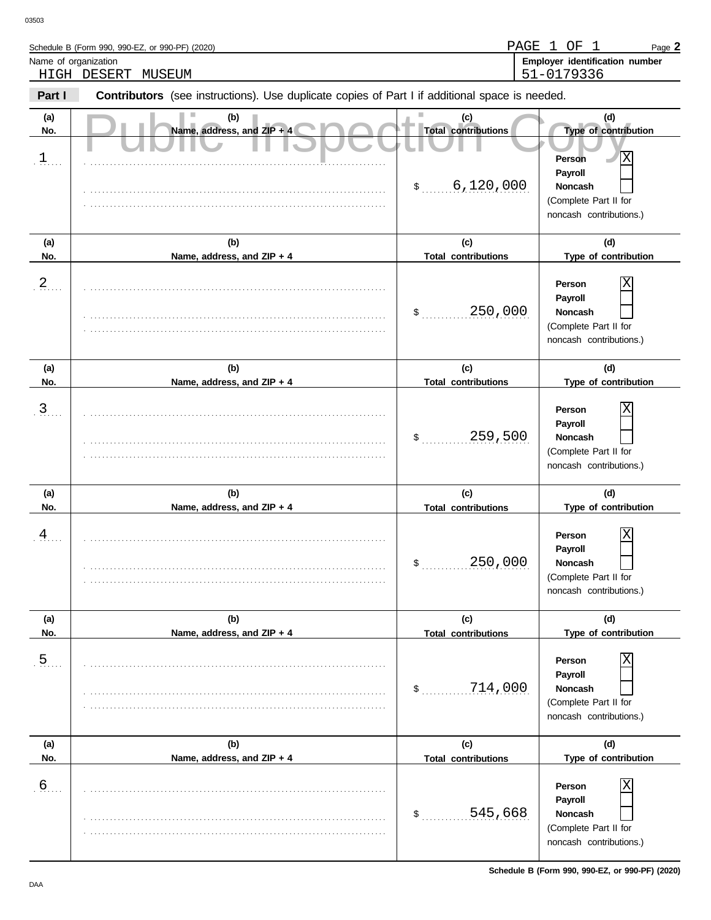Schedule B (Form 990, 990-EZ, or 990-PF) (2020)

PAGE 1 OF 1

Name of organization: HIGH DESERT MUSEUM

Employer identification number: 51-0179336

**Part I** **Contributors** (see instructions). Use duplicate copies of Part I if additional space is needed.

Public Inspection Copy

| (a) No. | (b) Name, address, and ZIP + 4 | (c) Total contributions | (d) Type of contribution |
|---|---|---|---|
| 1 | | $ 6,120,000 | Person [X] Payroll [ ] Noncash [ ] (Complete Part II for noncash contributions.) |
| 2 | | $ 250,000 | Person [X] Payroll [ ] Noncash [ ] (Complete Part II for noncash contributions.) |
| 3 | | $ 259,500 | Person [X] Payroll [ ] Noncash [ ] (Complete Part II for noncash contributions.) |
| 4 | | $ 250,000 | Person [X] Payroll [ ] Noncash [ ] (Complete Part II for noncash contributions.) |
| 5 | | $ 714,000 | Person [X] Payroll [ ] Noncash [ ] (Complete Part II for noncash contributions.) |
| 6 | | $ 545,668 | Person [X] Payroll [ ] Noncash [ ] (Complete Part II for noncash contributions.) |

Schedule B (Form 990, 990-EZ, or 990-PF) (2020)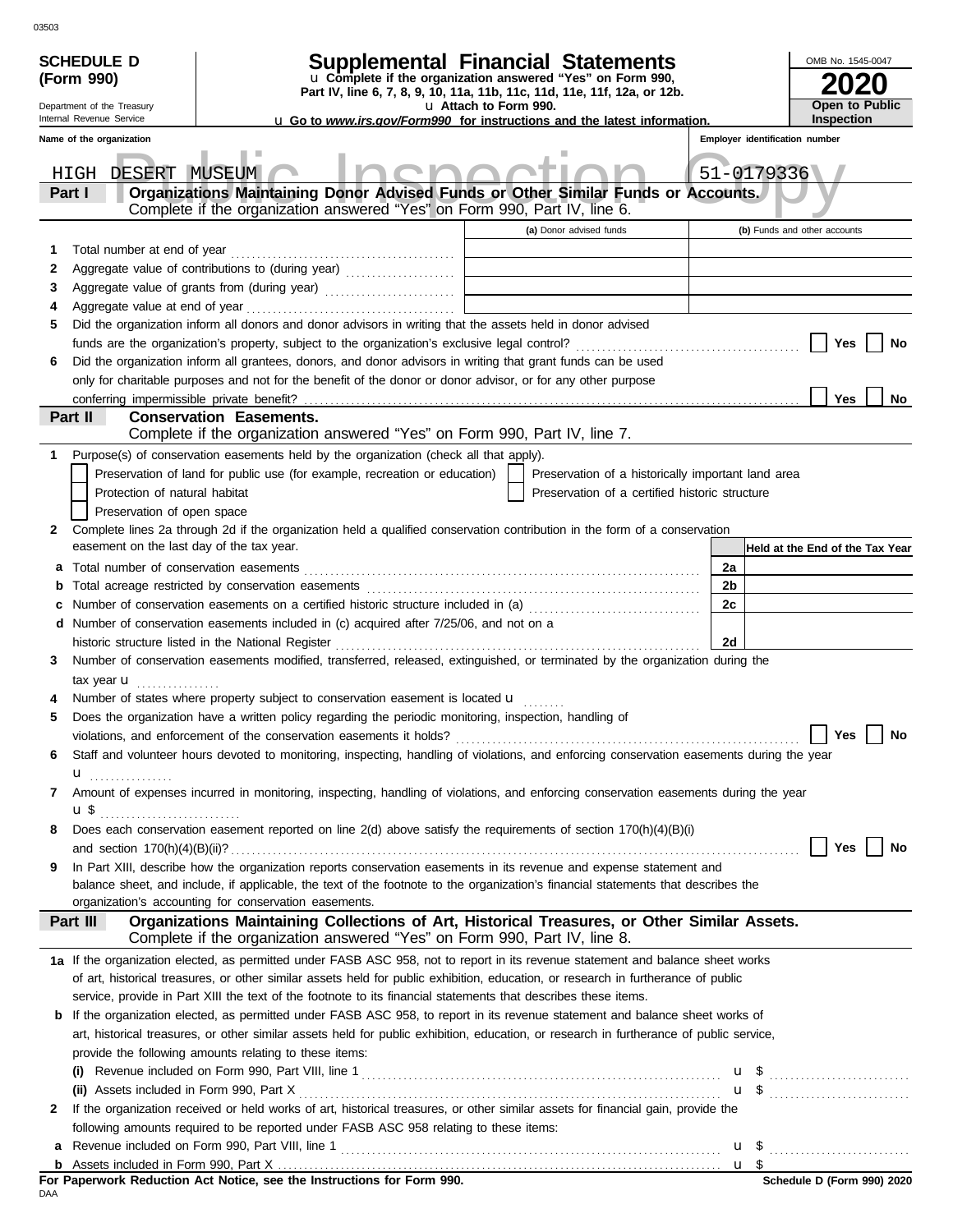03503

**SCHEDULE D (Form 990)**

Department of the Treasury
Internal Revenue Service

# Supplemental Financial Statements

u Complete if the organization answered "Yes" on Form 990, Part IV, line 6, 7, 8, 9, 10, 11a, 11b, 11c, 11d, 11e, 11f, 12a, or 12b.

u Attach to Form 990.

u Go to *www.irs.gov/Form990* for instructions and the latest information.

OMB No. 1545-0047

**2020**

**Open to Public Inspection**

Name of the organization: HIGH DESERT MUSEUM

Employer identification number: 51-0179336

## Part I — Organizations Maintaining Donor Advised Funds or Other Similar Funds or Accounts.
Complete if the organization answered "Yes" on Form 990, Part IV, line 6.

| | | (a) Donor advised funds | (b) Funds and other accounts |
|---|---|---|---|
| 1 | Total number at end of year | | |
| 2 | Aggregate value of contributions to (during year) | | |
| 3 | Aggregate value of grants from (during year) | | |
| 4 | Aggregate value at end of year | | |

5 Did the organization inform all donors and donor advisors in writing that the assets held in donor advised funds are the organization's property, subject to the organization's exclusive legal control? ☐ Yes ☐ No

6 Did the organization inform all grantees, donors, and donor advisors in writing that grant funds can be used only for charitable purposes and not for the benefit of the donor or donor advisor, or for any other purpose conferring impermissible private benefit? ☐ Yes ☐ No

## Part II — Conservation Easements.
Complete if the organization answered "Yes" on Form 990, Part IV, line 7.

1 Purpose(s) of conservation easements held by the organization (check all that apply).

- ☐ Preservation of land for public use (for example, recreation or education)
- ☐ Preservation of a historically important land area
- ☐ Protection of natural habitat
- ☐ Preservation of a certified historic structure
- ☐ Preservation of open space

2 Complete lines 2a through 2d if the organization held a qualified conservation contribution in the form of a conservation easement on the last day of the tax year.

| | | | Held at the End of the Tax Year |
|---|---|---|---|
| a | Total number of conservation easements | 2a | |
| b | Total acreage restricted by conservation easements | 2b | |
| c | Number of conservation easements on a certified historic structure included in (a) | 2c | |
| d | Number of conservation easements included in (c) acquired after 7/25/06, and not on a historic structure listed in the National Register | 2d | |

3 Number of conservation easements modified, transferred, released, extinguished, or terminated by the organization during the tax year u

4 Number of states where property subject to conservation easement is located u

5 Does the organization have a written policy regarding the periodic monitoring, inspection, handling of violations, and enforcement of the conservation easements it holds? ☐ Yes ☐ No

6 Staff and volunteer hours devoted to monitoring, inspecting, handling of violations, and enforcing conservation easements during the year u

7 Amount of expenses incurred in monitoring, inspecting, handling of violations, and enforcing conservation easements during the year u $

8 Does each conservation easement reported on line 2(d) above satisfy the requirements of section 170(h)(4)(B)(i) and section 170(h)(4)(B)(ii)? ☐ Yes ☐ No

9 In Part XIII, describe how the organization reports conservation easements in its revenue and expense statement and balance sheet, and include, if applicable, the text of the footnote to the organization's financial statements that describes the organization's accounting for conservation easements.

## Part III — Organizations Maintaining Collections of Art, Historical Treasures, or Other Similar Assets.
Complete if the organization answered "Yes" on Form 990, Part IV, line 8.

1a If the organization elected, as permitted under FASB ASC 958, not to report in its revenue statement and balance sheet works of art, historical treasures, or other similar assets held for public exhibition, education, or research in furtherance of public service, provide in Part XIII the text of the footnote to its financial statements that describes these items.

b If the organization elected, as permitted under FASB ASC 958, to report in its revenue statement and balance sheet works of art, historical treasures, or other similar assets held for public exhibition, education, or research in furtherance of public service, provide the following amounts relating to these items:

(i) Revenue included on Form 990, Part VIII, line 1 u $

(ii) Assets included in Form 990, Part X u $

2 If the organization received or held works of art, historical treasures, or other similar assets for financial gain, provide the following amounts required to be reported under FASB ASC 958 relating to these items:

a Revenue included on Form 990, Part VIII, line 1 u $

b Assets included in Form 990, Part X u $

**For Paperwork Reduction Act Notice, see the Instructions for Form 990.**

DAA

**Schedule D (Form 990) 2020**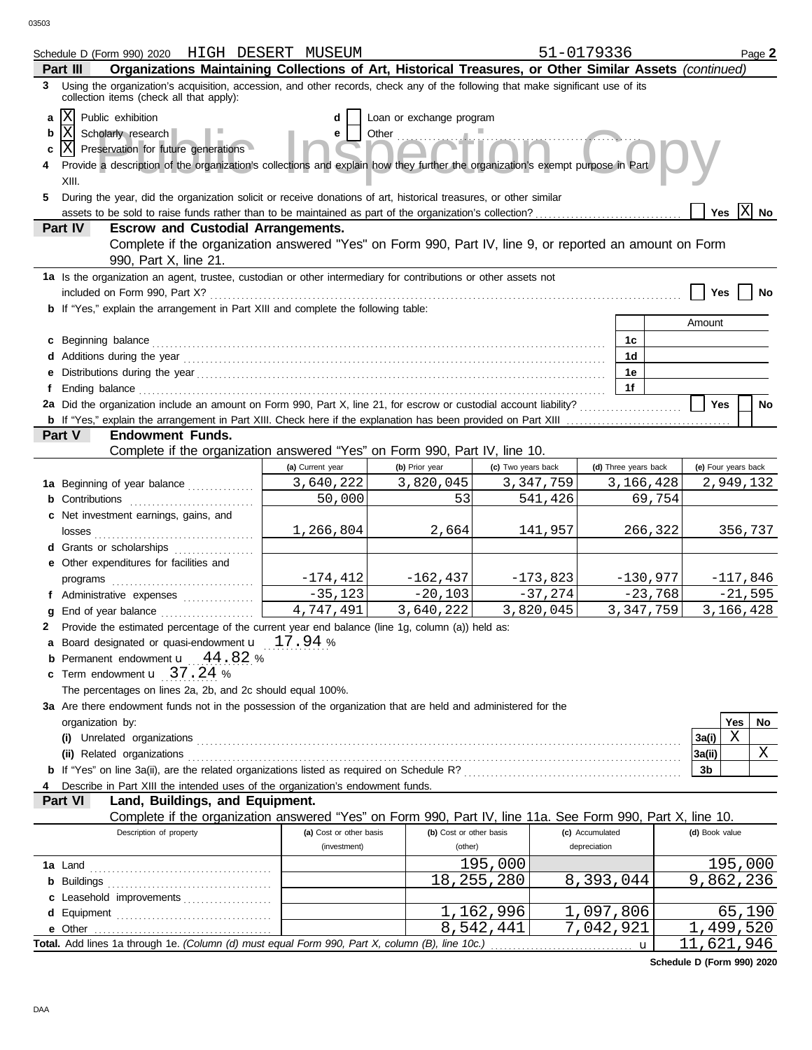Schedule D (Form 990) 2020 HIGH DESERT MUSEUM 51-0179336 Page **2**

## Part III Organizations Maintaining Collections of Art, Historical Treasures, or Other Similar Assets *(continued)*

**3** Using the organization's acquisition, accession, and other records, check any of the following that make significant use of its collection items (check all that apply):

- **a** [X] Public exhibition
- **b** [X] Scholarly research
- **c** [X] Preservation for future generations
- **d** [ ] Loan or exchange program
- **e** [ ] Other

**4** Provide a description of the organization's collections and explain how they further the organization's exempt purpose in Part XIII.

**5** During the year, did the organization solicit or receive donations of art, historical treasures, or other similar assets to be sold to raise funds rather than to be maintained as part of the organization's collection? [ ] Yes [X] No

## Part IV Escrow and Custodial Arrangements.

Complete if the organization answered "Yes" on Form 990, Part IV, line 9, or reported an amount on Form 990, Part X, line 21.

**1a** Is the organization an agent, trustee, custodian or other intermediary for contributions or other assets not included on Form 990, Part X? [ ] Yes [ ] No

**b** If "Yes," explain the arrangement in Part XIII and complete the following table:

| | | Amount |
|---|---|---|
| **c** Beginning balance | 1c | |
| **d** Additions during the year | 1d | |
| **e** Distributions during the year | 1e | |
| **f** Ending balance | 1f | |

**2a** Did the organization include an amount on Form 990, Part X, line 21, for escrow or custodial account liability? [ ] Yes [ ] No

**b** If "Yes," explain the arrangement in Part XIII. Check here if the explanation has been provided on Part XIII [ ]

## Part V Endowment Funds.

Complete if the organization answered "Yes" on Form 990, Part IV, line 10.

| | (a) Current year | (b) Prior year | (c) Two years back | (d) Three years back | (e) Four years back |
|---|---|---|---|---|---|
| **1a** Beginning of year balance | 3,640,222 | 3,820,045 | 3,347,759 | 3,166,428 | 2,949,132 |
| **b** Contributions | 50,000 | 53 | 541,426 | 69,754 | |
| **c** Net investment earnings, gains, and losses | 1,266,804 | 2,664 | 141,957 | 266,322 | 356,737 |
| **d** Grants or scholarships | | | | | |
| **e** Other expenditures for facilities and programs | -174,412 | -162,437 | -173,823 | -130,977 | -117,846 |
| **f** Administrative expenses | -35,123 | -20,103 | -37,274 | -23,768 | -21,595 |
| **g** End of year balance | 4,747,491 | 3,640,222 | 3,820,045 | 3,347,759 | 3,166,428 |

**2** Provide the estimated percentage of the current year end balance (line 1g, column (a)) held as:

- **a** Board designated or quasi-endowment u 17.94 %
- **b** Permanent endowment u 44.82 %
- **c** Term endowment u 37.24 %

The percentages on lines 2a, 2b, and 2c should equal 100%.

**3a** Are there endowment funds not in the possession of the organization that are held and administered for the organization by:

| | | Yes | No |
|---|---|---|---|
| **(i)** Unrelated organizations | 3a(i) | X | |
| **(ii)** Related organizations | 3a(ii) | | X |
| **b** If "Yes" on line 3a(ii), are the related organizations listed as required on Schedule R? | 3b | | |

**4** Describe in Part XIII the intended uses of the organization's endowment funds.

## Part VI Land, Buildings, and Equipment.

Complete if the organization answered "Yes" on Form 990, Part IV, line 11a. See Form 990, Part X, line 10.

| Description of property | (a) Cost or other basis (investment) | (b) Cost or other basis (other) | (c) Accumulated depreciation | (d) Book value |
|---|---|---|---|---|
| **1a** Land | | 195,000 | | 195,000 |
| **b** Buildings | | 18,255,280 | 8,393,044 | 9,862,236 |
| **c** Leasehold improvements | | | | |
| **d** Equipment | | 1,162,996 | 1,097,806 | 65,190 |
| **e** Other | | 8,542,441 | 7,042,921 | 1,499,520 |
| **Total.** Add lines 1a through 1e. *(Column (d) must equal Form 990, Part X, column (B), line 10c.)* u | | | | 11,621,946 |

Schedule D (Form 990) 2020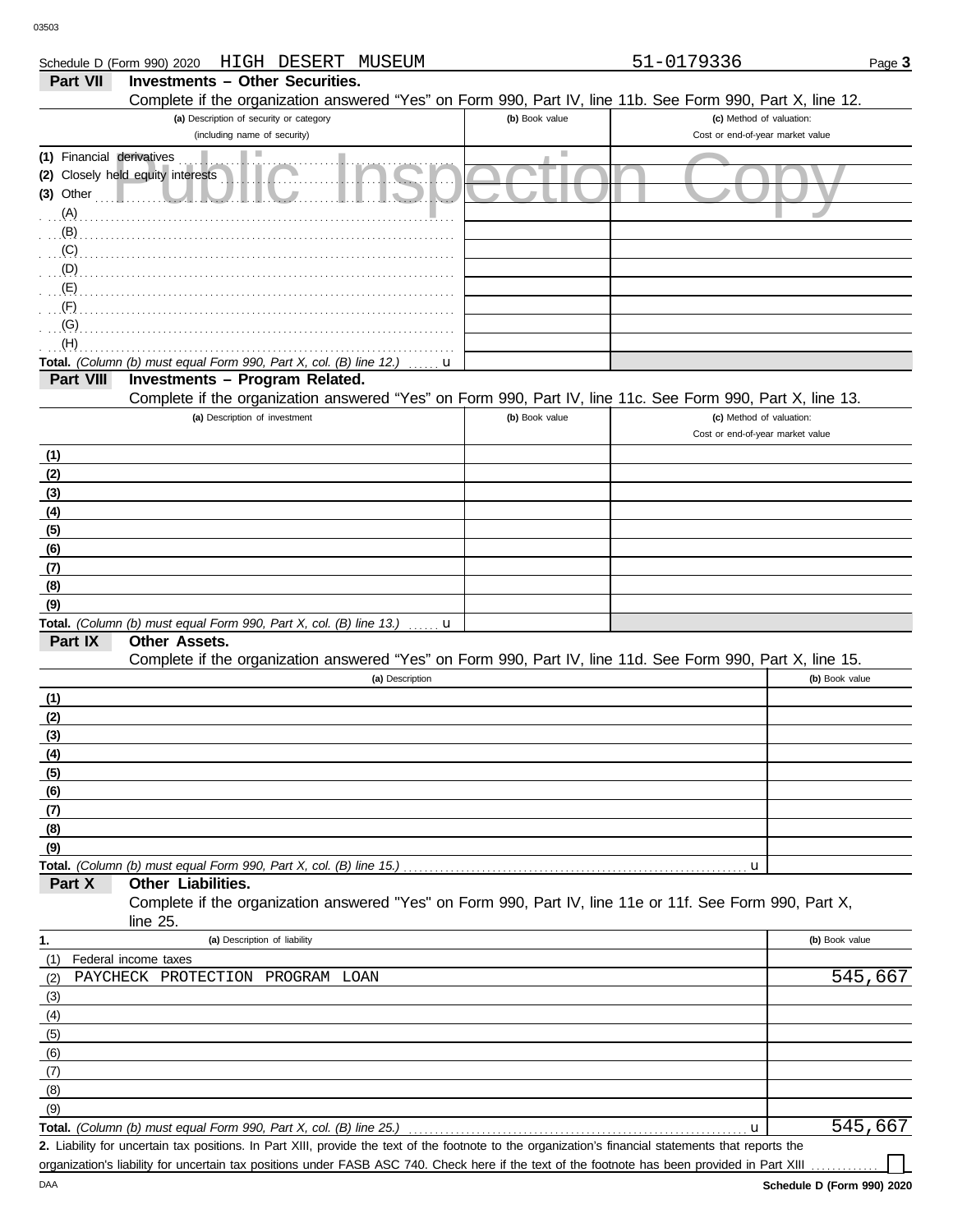Schedule D (Form 990) 2020 HIGH DESERT MUSEUM 51-0179336 Page **3**

## Part VII Investments – Other Securities.

Complete if the organization answered "Yes" on Form 990, Part IV, line 11b. See Form 990, Part X, line 12.

| (a) Description of security or category (including name of security) | (b) Book value | (c) Method of valuation: Cost or end-of-year market value |
|---|---|---|
| (1) Financial derivatives | | |
| (2) Closely held equity interests | | |
| (3) Other | | |
| (A) | | |
| (B) | | |
| (C) | | |
| (D) | | |
| (E) | | |
| (F) | | |
| (G) | | |
| (H) | | |
| **Total.** *(Column (b) must equal Form 990, Part X, col. (B) line 12.)* u | | |

## Part VIII Investments – Program Related.

Complete if the organization answered "Yes" on Form 990, Part IV, line 11c. See Form 990, Part X, line 13.

| (a) Description of investment | (b) Book value | (c) Method of valuation: Cost or end-of-year market value |
|---|---|---|
| (1) | | |
| (2) | | |
| (3) | | |
| (4) | | |
| (5) | | |
| (6) | | |
| (7) | | |
| (8) | | |
| (9) | | |
| **Total.** *(Column (b) must equal Form 990, Part X, col. (B) line 13.)* u | | |

## Part IX Other Assets.

Complete if the organization answered "Yes" on Form 990, Part IV, line 11d. See Form 990, Part X, line 15.

| (a) Description | (b) Book value |
|---|---|
| (1) | |
| (2) | |
| (3) | |
| (4) | |
| (5) | |
| (6) | |
| (7) | |
| (8) | |
| (9) | |
| **Total.** *(Column (b) must equal Form 990, Part X, col. (B) line 15.)* u | |

## Part X Other Liabilities.

Complete if the organization answered "Yes" on Form 990, Part IV, line 11e or 11f. See Form 990, Part X, line 25.

| 1. (a) Description of liability | (b) Book value |
|---|---|
| (1) Federal income taxes | |
| (2) PAYCHECK PROTECTION PROGRAM LOAN | 545,667 |
| (3) | |
| (4) | |
| (5) | |
| (6) | |
| (7) | |
| (8) | |
| (9) | |
| **Total.** *(Column (b) must equal Form 990, Part X, col. (B) line 25.)* u | 545,667 |

**2.** Liability for uncertain tax positions. In Part XIII, provide the text of the footnote to the organization's financial statements that reports the organization's liability for uncertain tax positions under FASB ASC 740. Check here if the text of the footnote has been provided in Part XIII ☐

DAA **Schedule D (Form 990) 2020**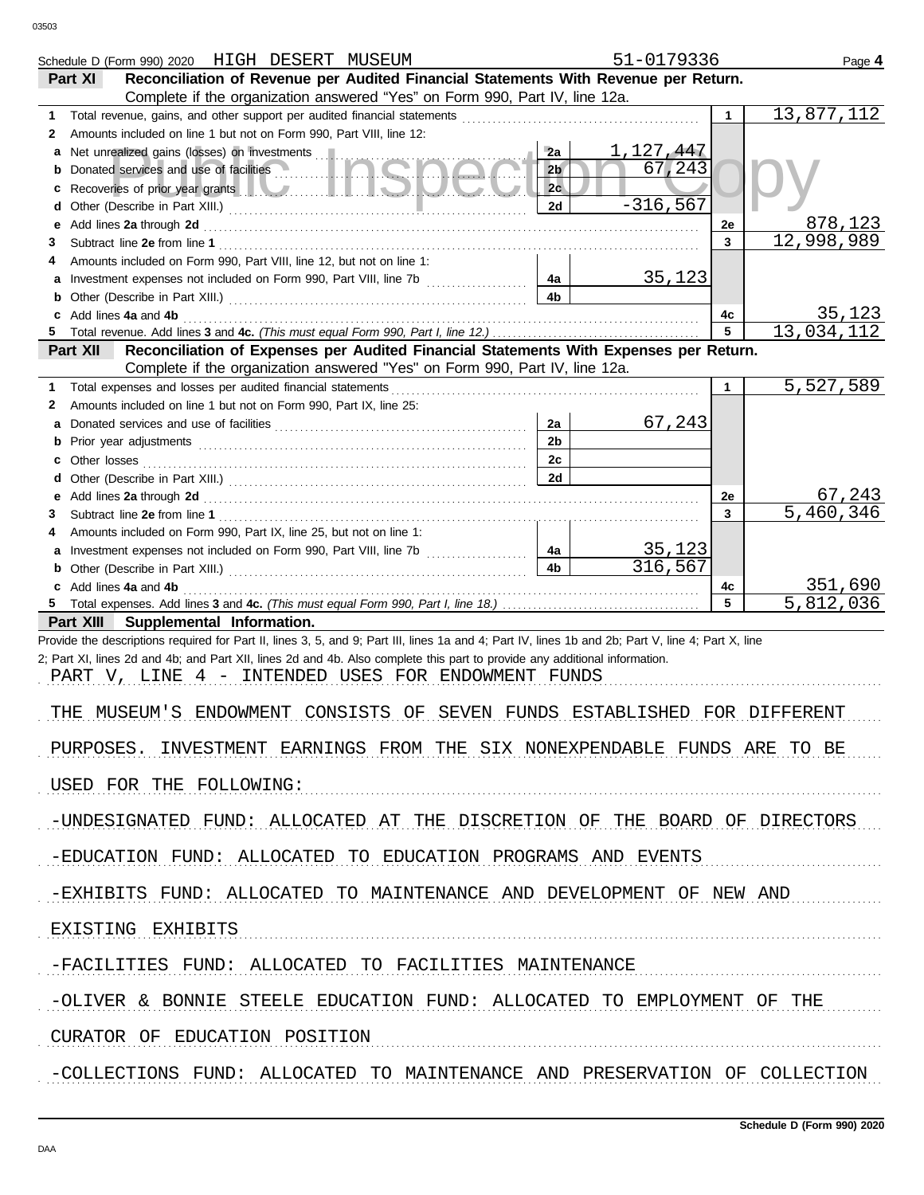Schedule D (Form 990) 2020 HIGH DESERT MUSEUM 51-0179336 Page **4**

**Part XI Reconciliation of Revenue per Audited Financial Statements With Revenue per Return.**
Complete if the organization answered "Yes" on Form 990, Part IV, line 12a.

| | | | | | |
|---|---|---|---|---|---|
| **1** | Total revenue, gains, and other support per audited financial statements | | | 1 | 13,877,112 |
| **2** | Amounts included on line 1 but not on Form 990, Part VIII, line 12: | | | | |
| **a** | Net unrealized gains (losses) on investments | 2a | 1,127,447 | | |
| **b** | Donated services and use of facilities | 2b | 67,243 | | |
| **c** | Recoveries of prior year grants | 2c | | | |
| **d** | Other (Describe in Part XIII.) | 2d | -316,567 | | |
| **e** | Add lines **2a** through **2d** | | | 2e | 878,123 |
| **3** | Subtract line **2e** from line **1** | | | 3 | 12,998,989 |
| **4** | Amounts included on Form 990, Part VIII, line 12, but not on line 1: | | | | |
| **a** | Investment expenses not included on Form 990, Part VIII, line 7b | 4a | 35,123 | | |
| **b** | Other (Describe in Part XIII.) | 4b | | | |
| **c** | Add lines **4a** and **4b** | | | 4c | 35,123 |
| **5** | Total revenue. Add lines **3** and **4c.** *(This must equal Form 990, Part I, line 12.)* | | | 5 | 13,034,112 |

**Part XII Reconciliation of Expenses per Audited Financial Statements With Expenses per Return.**
Complete if the organization answered "Yes" on Form 990, Part IV, line 12a.

| | | | | | |
|---|---|---|---|---|---|
| **1** | Total expenses and losses per audited financial statements | | | 1 | 5,527,589 |
| **2** | Amounts included on line 1 but not on Form 990, Part IX, line 25: | | | | |
| **a** | Donated services and use of facilities | 2a | 67,243 | | |
| **b** | Prior year adjustments | 2b | | | |
| **c** | Other losses | 2c | | | |
| **d** | Other (Describe in Part XIII.) | 2d | | | |
| **e** | Add lines **2a** through **2d** | | | 2e | 67,243 |
| **3** | Subtract line **2e** from line **1** | | | 3 | 5,460,346 |
| **4** | Amounts included on Form 990, Part IX, line 25, but not on line 1: | | | | |
| **a** | Investment expenses not included on Form 990, Part VIII, line 7b | 4a | 35,123 | | |
| **b** | Other (Describe in Part XIII.) | 4b | 316,567 | | |
| **c** | Add lines **4a** and **4b** | | | 4c | 351,690 |
| **5** | Total expenses. Add lines **3** and **4c.** *(This must equal Form 990, Part I, line 18.)* | | | 5 | 5,812,036 |

**Part XIII Supplemental Information.**

Provide the descriptions required for Part II, lines 3, 5, and 9; Part III, lines 1a and 4; Part IV, lines 1b and 2b; Part V, line 4; Part X, line 2; Part XI, lines 2d and 4b; and Part XII, lines 2d and 4b. Also complete this part to provide any additional information.

PART V, LINE 4 - INTENDED USES FOR ENDOWMENT FUNDS

THE MUSEUM'S ENDOWMENT CONSISTS OF SEVEN FUNDS ESTABLISHED FOR DIFFERENT PURPOSES. INVESTMENT EARNINGS FROM THE SIX NONEXPENDABLE FUNDS ARE TO BE USED FOR THE FOLLOWING:

-UNDESIGNATED FUND: ALLOCATED AT THE DISCRETION OF THE BOARD OF DIRECTORS

-EDUCATION FUND: ALLOCATED TO EDUCATION PROGRAMS AND EVENTS

-EXHIBITS FUND: ALLOCATED TO MAINTENANCE AND DEVELOPMENT OF NEW AND EXISTING EXHIBITS

-FACILITIES FUND: ALLOCATED TO FACILITIES MAINTENANCE

-OLIVER & BONNIE STEELE EDUCATION FUND: ALLOCATED TO EMPLOYMENT OF THE CURATOR OF EDUCATION POSITION

-COLLECTIONS FUND: ALLOCATED TO MAINTENANCE AND PRESERVATION OF COLLECTION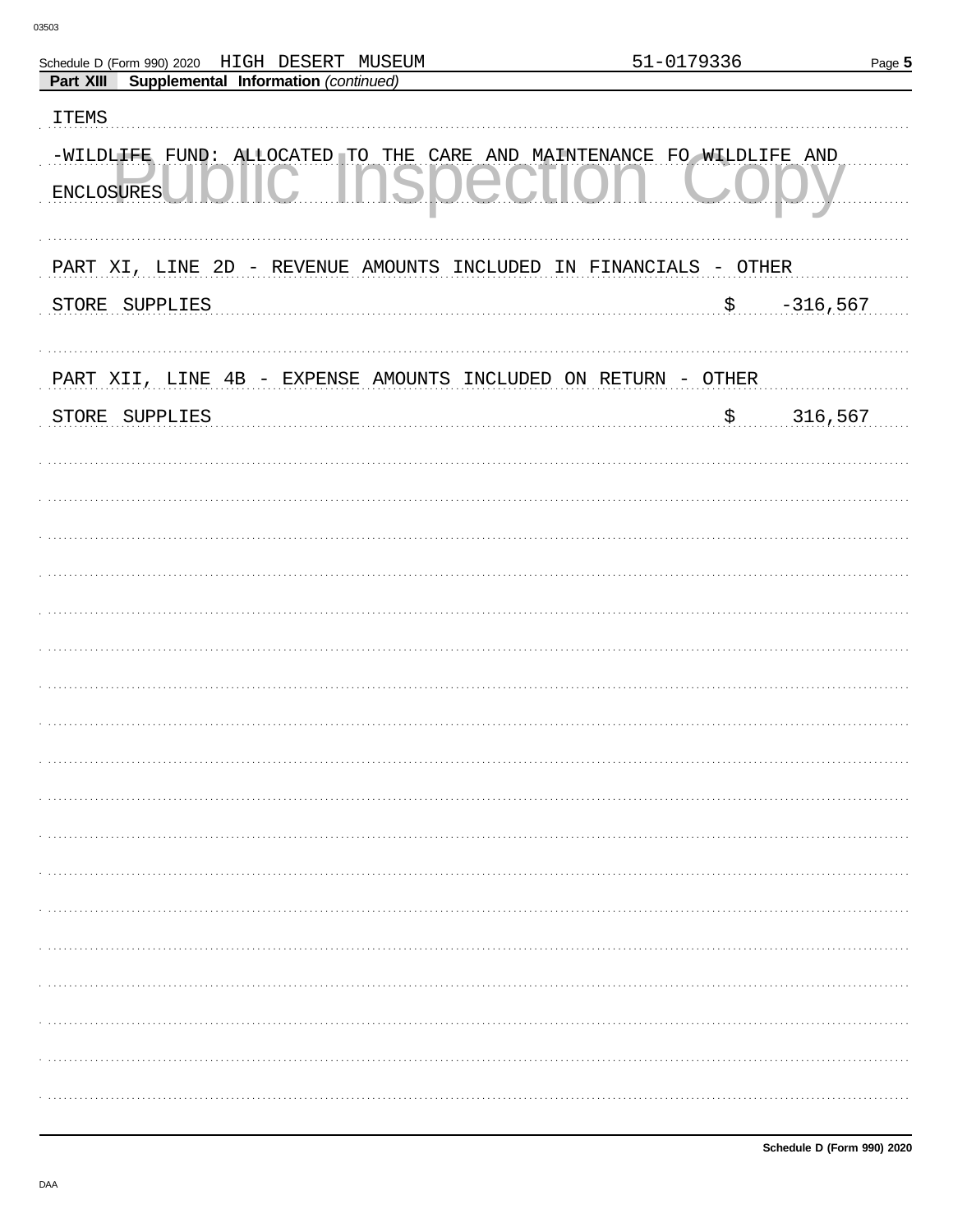Schedule D (Form 990) 2020 HIGH DESERT MUSEUM 51-0179336

**Part XIII Supplemental Information** *(continued)*

ITEMS

-WILDLIFE FUND: ALLOCATED TO THE CARE AND MAINTENANCE FO WILDLIFE AND ENCLOSURES

PART XI, LINE 2D - REVENUE AMOUNTS INCLUDED IN FINANCIALS - OTHER

STORE SUPPLIES $ -316,567

PART XII, LINE 4B - EXPENSE AMOUNTS INCLUDED ON RETURN - OTHER

STORE SUPPLIES $ 316,567

Schedule D (Form 990) 2020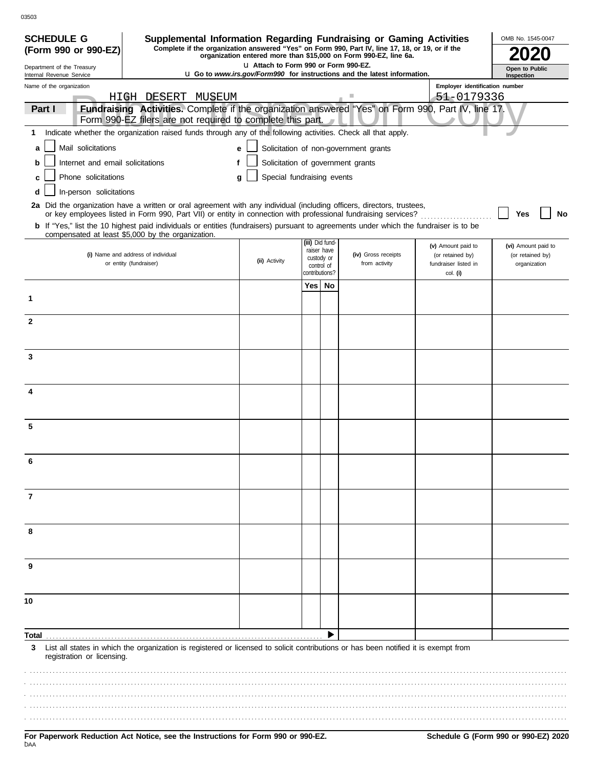**SCHEDULE G (Form 990 or 990-EZ)**

Department of the Treasury
Internal Revenue Service

# Supplemental Information Regarding Fundraising or Gaming Activities

**Complete if the organization answered "Yes" on Form 990, Part IV, line 17, 18, or 19, or if the organization entered more than $15,000 on Form 990-EZ, line 6a.**

**u Attach to Form 990 or Form 990-EZ.**

**u Go to *www.irs.gov/Form990* for instructions and the latest information.**

OMB No. 1545-0047

**2020**

**Open to Public Inspection**

Name of the organization: HIGH DESERT MUSEUM

Employer identification number: 51-0179336

Public Inspection Copy

**Part I** **Fundraising Activities.** Complete if the organization answered "Yes" on Form 990, Part IV, line 17. Form 990-EZ filers are not required to complete this part.

**1** Indicate whether the organization raised funds through any of the following activities. Check all that apply.

- **a** ☐ Mail solicitations
- **b** ☐ Internet and email solicitations
- **c** ☐ Phone solicitations
- **d** ☐ In-person solicitations
- **e** ☐ Solicitation of non-government grants
- **f** ☐ Solicitation of government grants
- **g** ☐ Special fundraising events

**2a** Did the organization have a written or oral agreement with any individual (including officers, directors, trustees, or key employees listed in Form 990, Part VII) or entity in connection with professional fundraising services? ☐ **Yes** ☐ **No**

**b** If "Yes," list the 10 highest paid individuals or entities (fundraisers) pursuant to agreements under which the fundraiser is to be compensated at least $5,000 by the organization.

| | (i) Name and address of individual or entity (fundraiser) | (ii) Activity | (iii) Did fund-raiser have custody or control of contributions? Yes | No | (iv) Gross receipts from activity | (v) Amount paid to (or retained by) fundraiser listed in col. (i) | (vi) Amount paid to (or retained by) organization |
|---|---|---|---|---|---|---|---|
| 1 | | | | | | | |
| 2 | | | | | | | |
| 3 | | | | | | | |
| 4 | | | | | | | |
| 5 | | | | | | | |
| 6 | | | | | | | |
| 7 | | | | | | | |
| 8 | | | | | | | |
| 9 | | | | | | | |
| 10 | | | | | | | |
| **Total** | | | | ▶ | | | |

**3** List all states in which the organization is registered or licensed to solicit contributions or has been notified it is exempt from registration or licensing.

**For Paperwork Reduction Act Notice, see the Instructions for Form 990 or 990-EZ.**

**Schedule G (Form 990 or 990-EZ) 2020**

DAA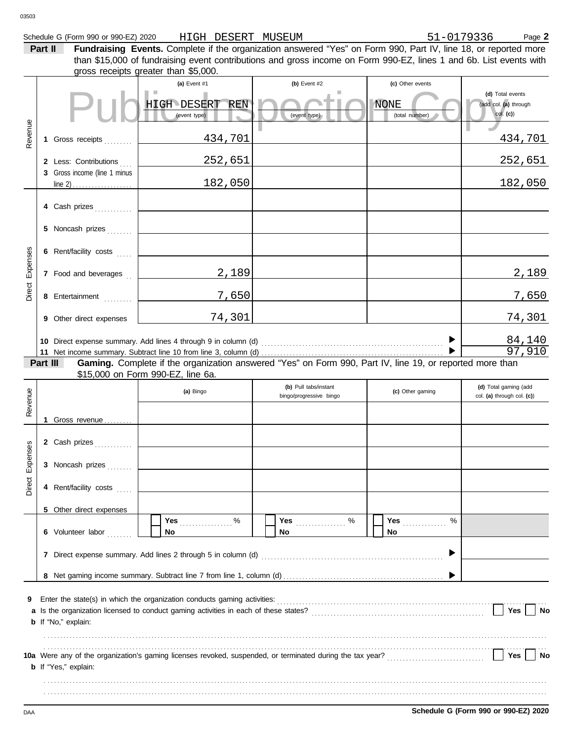Schedule G (Form 990 or 990-EZ) 2020 HIGH DESERT MUSEUM 51-0179336 Page **2**

**Part II** **Fundraising Events.** Complete if the organization answered "Yes" on Form 990, Part IV, line 18, or reported more than $15,000 of fundraising event contributions and gross income on Form 990-EZ, lines 1 and 6b. List events with gross receipts greater than $5,000.

Public Inspection Copy

| | | (a) Event #1 | (b) Event #2 | (c) Other events | (d) Total events (add col. (a) through col. (c)) |
|---|---|---|---|---|---|
| | | HIGH DESERT REN (event type) | (event type) | NONE (total number) | |
| Revenue | 1 Gross receipts | 434,701 | | | 434,701 |
| | 2 Less: Contributions | 252,651 | | | 252,651 |
| | 3 Gross income (line 1 minus line 2) | 182,050 | | | 182,050 |
| Direct Expenses | 4 Cash prizes | | | | |
| | 5 Noncash prizes | | | | |
| | 6 Rent/facility costs | | | | |
| | 7 Food and beverages | 2,189 | | | 2,189 |
| | 8 Entertainment | 7,650 | | | 7,650 |
| | 9 Other direct expenses | 74,301 | | | 74,301 |
| | 10 Direct expense summary. Add lines 4 through 9 in column (d) | | | ▶ | 84,140 |
| | 11 Net income summary. Subtract line 10 from line 3, column (d) | | | ▶ | 97,910 |

**Part III** **Gaming.** Complete if the organization answered "Yes" on Form 990, Part IV, line 19, or reported more than $15,000 on Form 990-EZ, line 6a.

| | | (a) Bingo | (b) Pull tabs/instant bingo/progressive bingo | (c) Other gaming | (d) Total gaming (add col. (a) through col. (c)) |
|---|---|---|---|---|---|
| Revenue | 1 Gross revenue | | | | |
| Direct Expenses | 2 Cash prizes | | | | |
| | 3 Noncash prizes | | | | |
| | 4 Rent/facility costs | | | | |
| | 5 Other direct expenses | | | | |
| | 6 Volunteer labor | ☐ Yes ..... % ☐ No | ☐ Yes ..... % ☐ No | ☐ Yes ..... % ☐ No | |
| | 7 Direct expense summary. Add lines 2 through 5 in column (d) | | | ▶ | |
| | 8 Net gaming income summary. Subtract line 7 from line 1, column (d) | | | ▶ | |

**9** Enter the state(s) in which the organization conducts gaming activities: ..........

**a** Is the organization licensed to conduct gaming activities in each of these states? ☐ Yes ☐ No

**b** If "No," explain:

**10a** Were any of the organization's gaming licenses revoked, suspended, or terminated during the tax year? ☐ Yes ☐ No

**b** If "Yes," explain:

DAA **Schedule G (Form 990 or 990-EZ) 2020**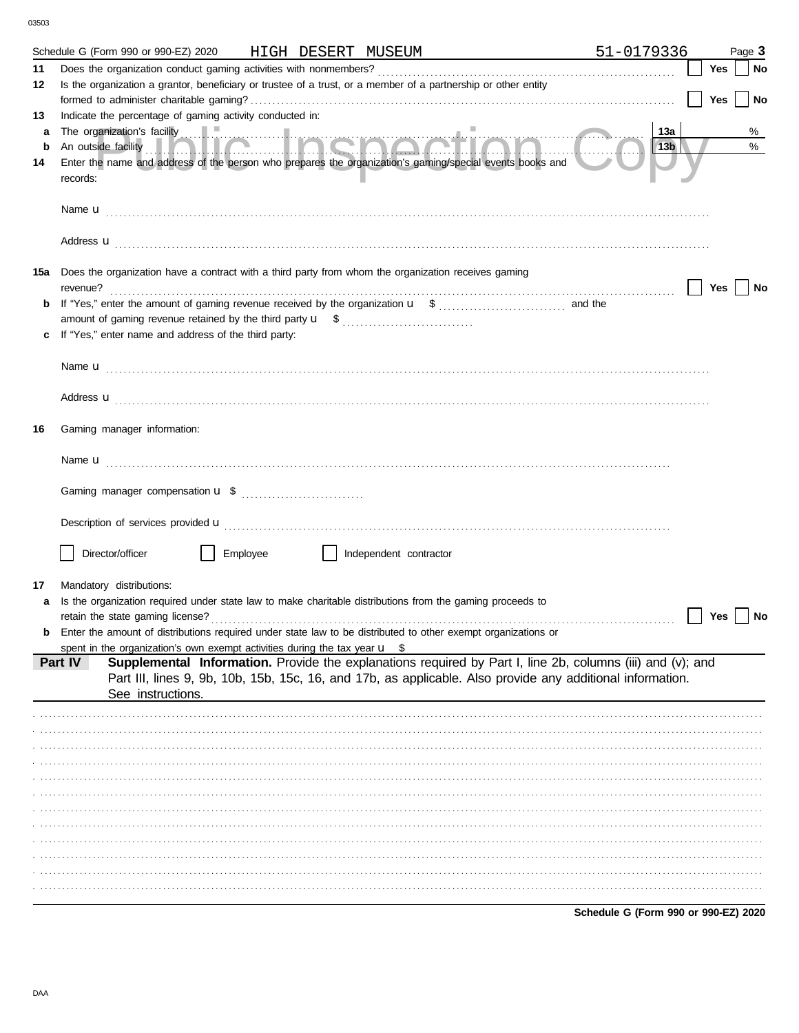Schedule G (Form 990 or 990-EZ) 2020 HIGH DESERT MUSEUM 51-0179336 Page **3**

**11** Does the organization conduct gaming activities with nonmembers? ☐ **Yes** ☐ **No**

**12** Is the organization a grantor, beneficiary or trustee of a trust, or a member of a partnership or other entity formed to administer charitable gaming? ☐ **Yes** ☐ **No**

**13** Indicate the percentage of gaming activity conducted in:

**a** The organization's facility **13a** %

**b** An outside facility **13b** %

**14** Enter the name and address of the person who prepares the organization's gaming/special events books and records:

Name u

Address u

**15a** Does the organization have a contract with a third party from whom the organization receives gaming revenue? ☐ **Yes** ☐ **No**

**b** If "Yes," enter the amount of gaming revenue received by the organization u $ and the amount of gaming revenue retained by the third party u $

**c** If "Yes," enter name and address of the third party:

Name u

Address u

**16** Gaming manager information:

Name u

Gaming manager compensation u $

Description of services provided u

☐ Director/officer ☐ Employee ☐ Independent contractor

**17** Mandatory distributions:

**a** Is the organization required under state law to make charitable distributions from the gaming proceeds to retain the state gaming license? ☐ **Yes** ☐ **No**

**b** Enter the amount of distributions required under state law to be distributed to other exempt organizations or spent in the organization's own exempt activities during the tax year u $

**Part IV** **Supplemental Information.** Provide the explanations required by Part I, line 2b, columns (iii) and (v); and Part III, lines 9, 9b, 10b, 15b, 15c, 16, and 17b, as applicable. Also provide any additional information. See instructions.

**Schedule G (Form 990 or 990-EZ) 2020**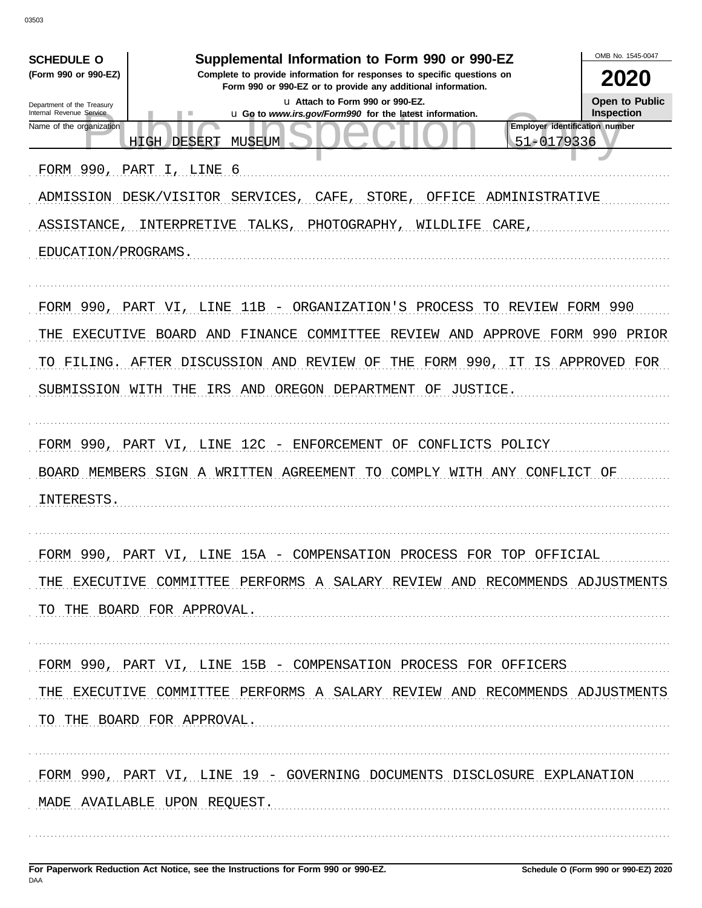**SCHEDULE O**
**(Form 990 or 990-EZ)**

Department of the Treasury
Internal Revenue Service

# Supplemental Information to Form 990 or 990-EZ

**Complete to provide information for responses to specific questions on Form 990 or 990-EZ or to provide any additional information.**

u Attach to Form 990 or 990-EZ.

u Go to *www.irs.gov/Form990* for the latest information.

OMB No. 1545-0047

**2020**

**Open to Public Inspection**

| Name of the organization | Employer identification number |
|---|---|
| HIGH DESERT MUSEUM | 51-0179336 |

FORM 990, PART I, LINE 6

ADMISSION DESK/VISITOR SERVICES, CAFE, STORE, OFFICE ADMINISTRATIVE ASSISTANCE, INTERPRETIVE TALKS, PHOTOGRAPHY, WILDLIFE CARE, EDUCATION/PROGRAMS.

FORM 990, PART VI, LINE 11B - ORGANIZATION'S PROCESS TO REVIEW FORM 990

THE EXECUTIVE BOARD AND FINANCE COMMITTEE REVIEW AND APPROVE FORM 990 PRIOR TO FILING. AFTER DISCUSSION AND REVIEW OF THE FORM 990, IT IS APPROVED FOR SUBMISSION WITH THE IRS AND OREGON DEPARTMENT OF JUSTICE.

FORM 990, PART VI, LINE 12C - ENFORCEMENT OF CONFLICTS POLICY

BOARD MEMBERS SIGN A WRITTEN AGREEMENT TO COMPLY WITH ANY CONFLICT OF INTERESTS.

FORM 990, PART VI, LINE 15A - COMPENSATION PROCESS FOR TOP OFFICIAL

THE EXECUTIVE COMMITTEE PERFORMS A SALARY REVIEW AND RECOMMENDS ADJUSTMENTS TO THE BOARD FOR APPROVAL.

FORM 990, PART VI, LINE 15B - COMPENSATION PROCESS FOR OFFICERS

THE EXECUTIVE COMMITTEE PERFORMS A SALARY REVIEW AND RECOMMENDS ADJUSTMENTS TO THE BOARD FOR APPROVAL.

FORM 990, PART VI, LINE 19 - GOVERNING DOCUMENTS DISCLOSURE EXPLANATION

MADE AVAILABLE UPON REQUEST.

**For Paperwork Reduction Act Notice, see the Instructions for Form 990 or 990-EZ.** **Schedule O (Form 990 or 990-EZ) 2020**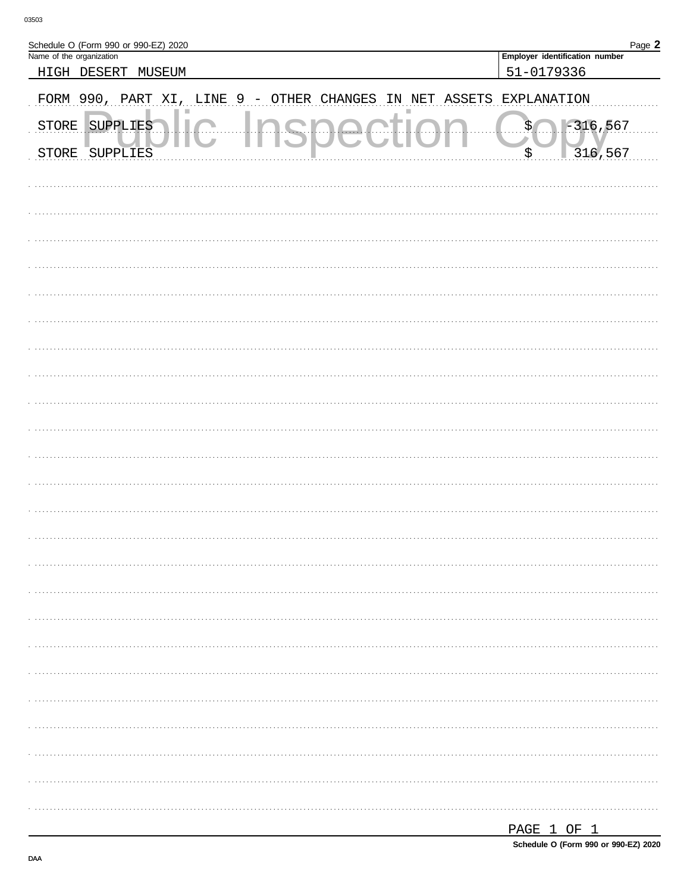Schedule O (Form 990 or 990-EZ) 2020

| Name of the organization | Employer identification number |
|---|---|
| HIGH DESERT MUSEUM | 51-0179336 |

FORM 990, PART XI, LINE 9 - OTHER CHANGES IN NET ASSETS EXPLANATION

| | |
|---|---|
| STORE SUPPLIES | $ -316,567 |
| STORE SUPPLIES | $ 316,567 |

Public Inspection Copy

Schedule O (Form 990 or 990-EZ) 2020